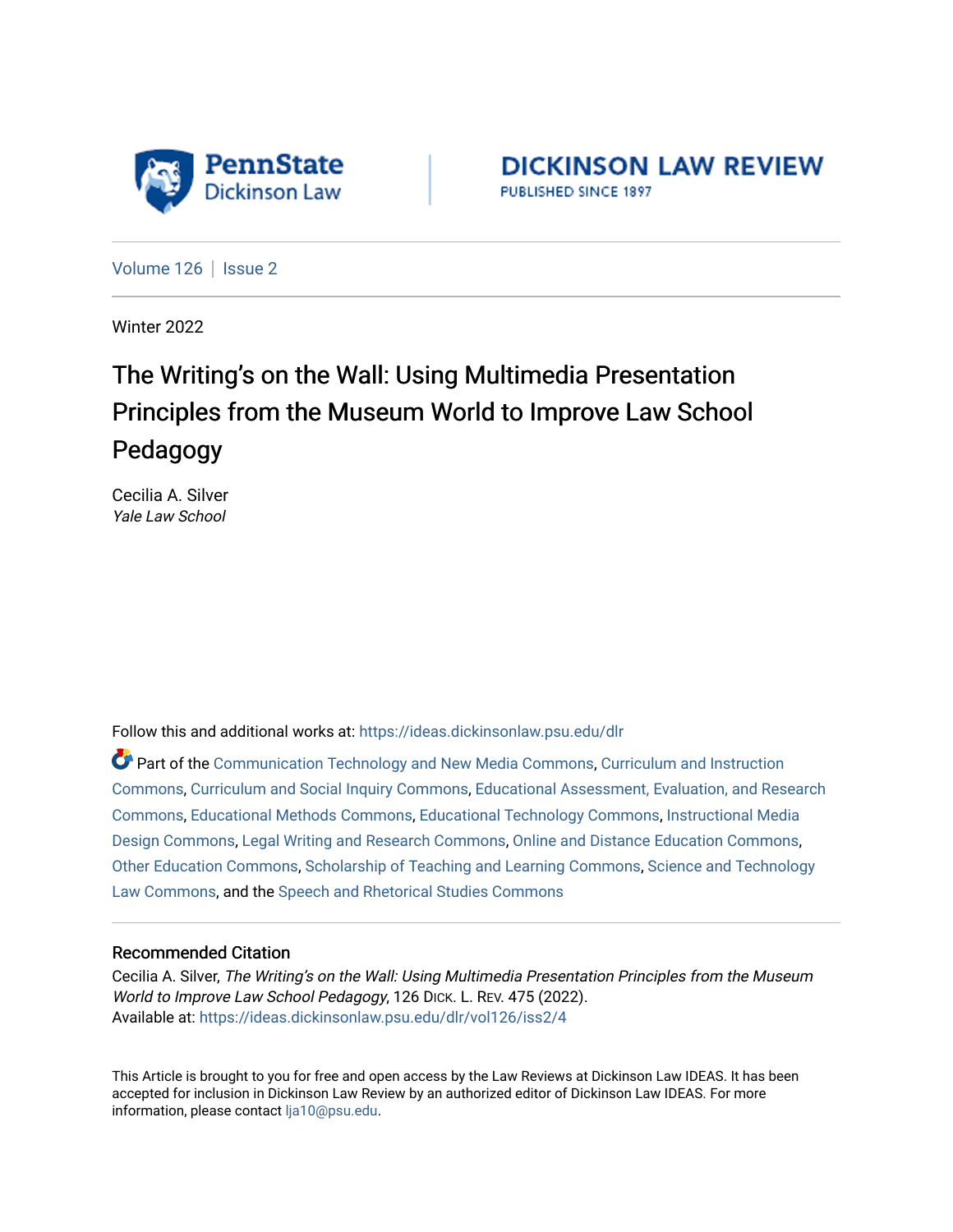PennState Dickinson Law

DICKINSON LAW REVIEW
PUBLISHED SINCE 1897

Volume 126 | Issue 2

Winter 2022

# The Writing's on the Wall: Using Multimedia Presentation Principles from the Museum World to Improve Law School Pedagogy

Cecilia A. Silver
*Yale Law School*

Follow this and additional works at: https://ideas.dickinsonlaw.psu.edu/dlr

Part of the Communication Technology and New Media Commons, Curriculum and Instruction Commons, Curriculum and Social Inquiry Commons, Educational Assessment, Evaluation, and Research Commons, Educational Methods Commons, Educational Technology Commons, Instructional Media Design Commons, Legal Writing and Research Commons, Online and Distance Education Commons, Other Education Commons, Scholarship of Teaching and Learning Commons, Science and Technology Law Commons, and the Speech and Rhetorical Studies Commons

## Recommended Citation

Cecilia A. Silver, *The Writing's on the Wall: Using Multimedia Presentation Principles from the Museum World to Improve Law School Pedagogy*, 126 DICK. L. REV. 475 (2022).
Available at: https://ideas.dickinsonlaw.psu.edu/dlr/vol126/iss2/4

This Article is brought to you for free and open access by the Law Reviews at Dickinson Law IDEAS. It has been accepted for inclusion in Dickinson Law Review by an authorized editor of Dickinson Law IDEAS. For more information, please contact lja10@psu.edu.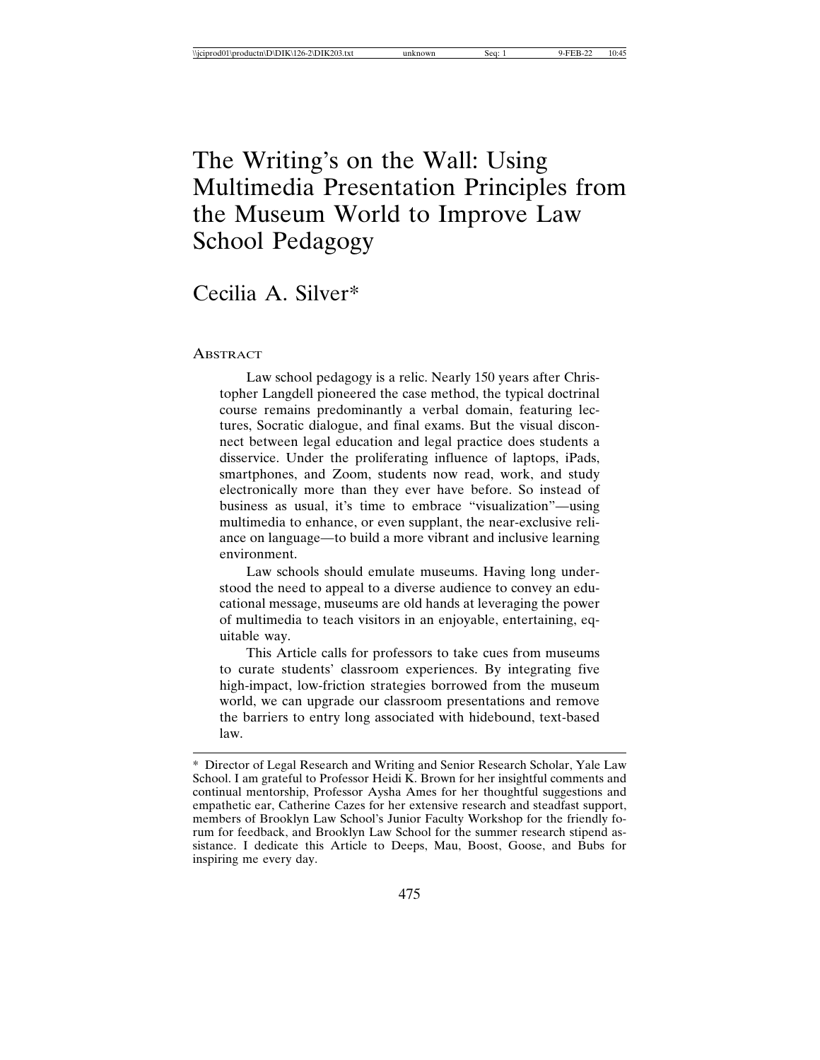# The Writing's on the Wall: Using Multimedia Presentation Principles from the Museum World to Improve Law School Pedagogy

## Cecilia A. Silver*

### Abstract

Law school pedagogy is a relic. Nearly 150 years after Christopher Langdell pioneered the case method, the typical doctrinal course remains predominantly a verbal domain, featuring lectures, Socratic dialogue, and final exams. But the visual disconnect between legal education and legal practice does students a disservice. Under the proliferating influence of laptops, iPads, smartphones, and Zoom, students now read, work, and study electronically more than they ever have before. So instead of business as usual, it's time to embrace "visualization"—using multimedia to enhance, or even supplant, the near-exclusive reliance on language—to build a more vibrant and inclusive learning environment.

Law schools should emulate museums. Having long understood the need to appeal to a diverse audience to convey an educational message, museums are old hands at leveraging the power of multimedia to teach visitors in an enjoyable, entertaining, equitable way.

This Article calls for professors to take cues from museums to curate students' classroom experiences. By integrating five high-impact, low-friction strategies borrowed from the museum world, we can upgrade our classroom presentations and remove the barriers to entry long associated with hidebound, text-based law.

---

\* Director of Legal Research and Writing and Senior Research Scholar, Yale Law School. I am grateful to Professor Heidi K. Brown for her insightful comments and continual mentorship, Professor Aysha Ames for her thoughtful suggestions and empathetic ear, Catherine Cazes for her extensive research and steadfast support, members of Brooklyn Law School's Junior Faculty Workshop for the friendly forum for feedback, and Brooklyn Law School for the summer research stipend assistance. I dedicate this Article to Deeps, Mau, Boost, Goose, and Bubs for inspiring me every day.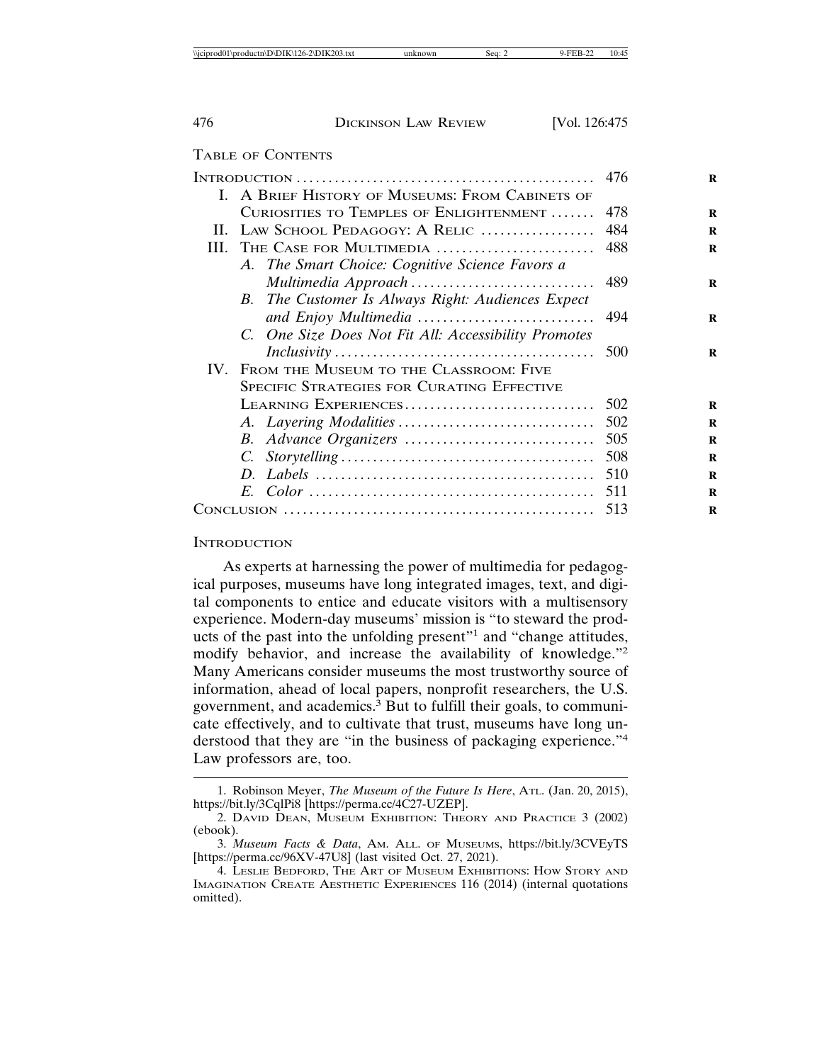## Table of Contents

| | |
|---|---|
| Introduction | 476 |
| I. A Brief History of Museums: From Cabinets of Curiosities to Temples of Enlightenment | 478 |
| II. Law School Pedagogy: A Relic | 484 |
| III. The Case for Multimedia | 488 |
| A. *The Smart Choice: Cognitive Science Favors a Multimedia Approach* | 489 |
| B. *The Customer Is Always Right: Audiences Expect and Enjoy Multimedia* | 494 |
| C. *One Size Does Not Fit All: Accessibility Promotes Inclusivity* | 500 |
| IV. From the Museum to the Classroom: Five Specific Strategies for Curating Effective Learning Experiences | 502 |
| A. *Layering Modalities* | 502 |
| B. *Advance Organizers* | 505 |
| C. *Storytelling* | 508 |
| D. *Labels* | 510 |
| E. *Color* | 511 |
| Conclusion | 513 |

## Introduction

As experts at harnessing the power of multimedia for pedagogical purposes, museums have long integrated images, text, and digital components to entice and educate visitors with a multisensory experience. Modern-day museums' mission is "to steward the products of the past into the unfolding present"[1] and "change attitudes, modify behavior, and increase the availability of knowledge."[2] Many Americans consider museums the most trustworthy source of information, ahead of local papers, nonprofit researchers, the U.S. government, and academics.[3] But to fulfill their goals, to communicate effectively, and to cultivate that trust, museums have long understood that they are "in the business of packaging experience."[4] Law professors are, too.

---

1. Robinson Meyer, *The Museum of the Future Is Here*, Atl. (Jan. 20, 2015), https://bit.ly/3CqlPi8 [https://perma.cc/4C27-UZEP].

2. David Dean, Museum Exhibition: Theory and Practice 3 (2002) (ebook).

3. *Museum Facts & Data*, Am. All. of Museums, https://bit.ly/3CVEyTS [https://perma.cc/96XV-47U8] (last visited Oct. 27, 2021).

4. Leslie Bedford, The Art of Museum Exhibitions: How Story and Imagination Create Aesthetic Experiences 116 (2014) (internal quotations omitted).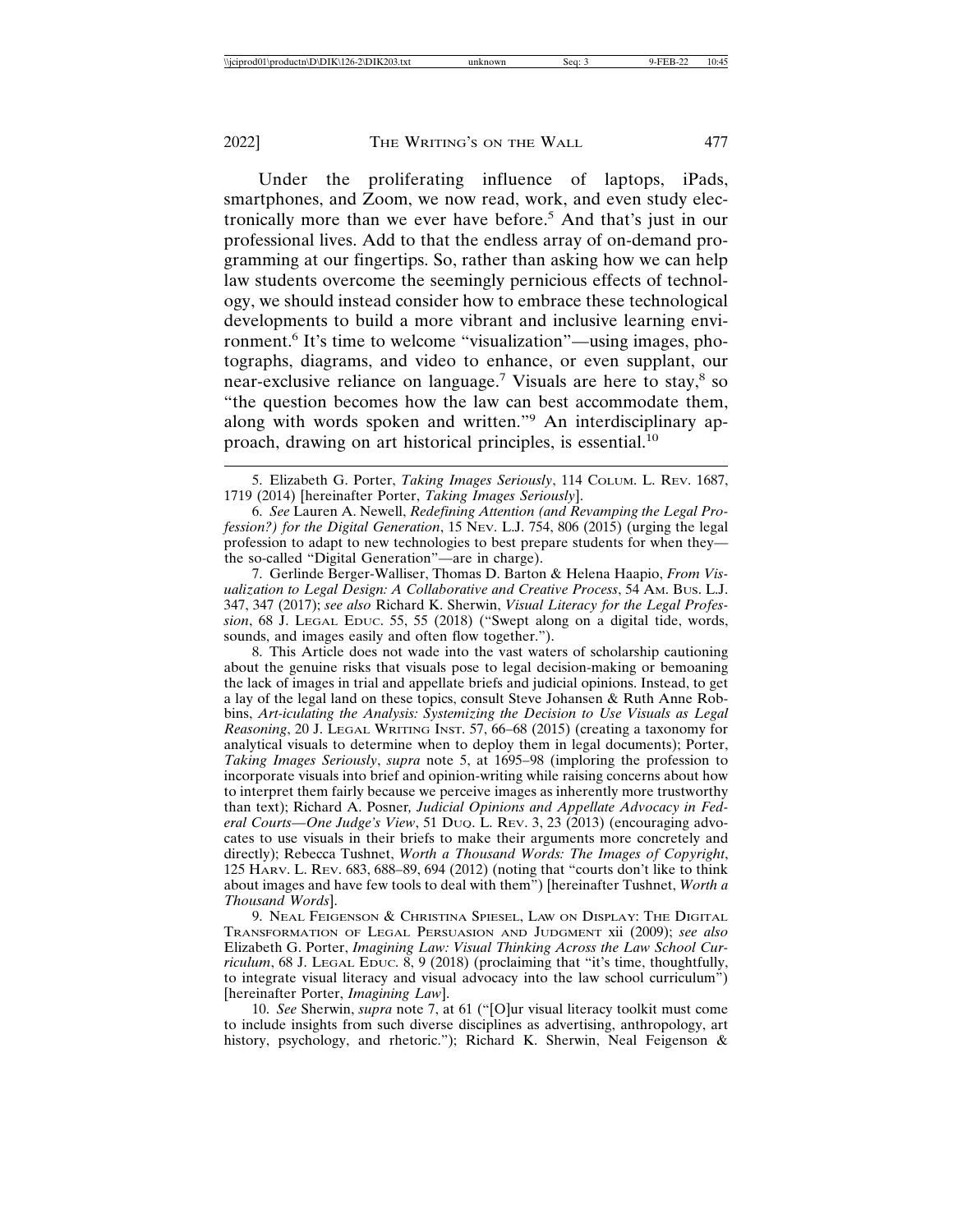Under the proliferating influence of laptops, iPads, smartphones, and Zoom, we now read, work, and even study electronically more than we ever have before.[5] And that's just in our professional lives. Add to that the endless array of on-demand programming at our fingertips. So, rather than asking how we can help law students overcome the seemingly pernicious effects of technology, we should instead consider how to embrace these technological developments to build a more vibrant and inclusive learning environment.[6] It's time to welcome "visualization"—using images, photographs, diagrams, and video to enhance, or even supplant, our near-exclusive reliance on language.[7] Visuals are here to stay,[8] so "the question becomes how the law can best accommodate them, along with words spoken and written."[9] An interdisciplinary approach, drawing on art historical principles, is essential.[10]

5. Elizabeth G. Porter, *Taking Images Seriously*, 114 COLUM. L. REV. 1687, 1719 (2014) [hereinafter Porter, *Taking Images Seriously*].

6. *See* Lauren A. Newell, *Redefining Attention (and Revamping the Legal Profession?) for the Digital Generation*, 15 NEV. L.J. 754, 806 (2015) (urging the legal profession to adapt to new technologies to best prepare students for when they—the so-called "Digital Generation"—are in charge).

7. Gerlinde Berger-Walliser, Thomas D. Barton & Helena Haapio, *From Visualization to Legal Design: A Collaborative and Creative Process*, 54 AM. BUS. L.J. 347, 347 (2017); *see also* Richard K. Sherwin, *Visual Literacy for the Legal Profession*, 68 J. LEGAL EDUC. 55, 55 (2018) ("Swept along on a digital tide, words, sounds, and images easily and often flow together.").

8. This Article does not wade into the vast waters of scholarship cautioning about the genuine risks that visuals pose to legal decision-making or bemoaning the lack of images in trial and appellate briefs and judicial opinions. Instead, to get a lay of the legal land on these topics, consult Steve Johansen & Ruth Anne Robbins, *Art-iculating the Analysis: Systemizing the Decision to Use Visuals as Legal Reasoning*, 20 J. LEGAL WRITING INST. 57, 66–68 (2015) (creating a taxonomy for analytical visuals to determine when to deploy them in legal documents); Porter, *Taking Images Seriously*, *supra* note 5, at 1695–98 (imploring the profession to incorporate visuals into brief and opinion-writing while raising concerns about how to interpret them fairly because we perceive images as inherently more trustworthy than text); Richard A. Posner, *Judicial Opinions and Appellate Advocacy in Federal Courts—One Judge's View*, 51 DUQ. L. REV. 3, 23 (2013) (encouraging advocates to use visuals in their briefs to make their arguments more concretely and directly); Rebecca Tushnet, *Worth a Thousand Words: The Images of Copyright*, 125 HARV. L. REV. 683, 688–89, 694 (2012) (noting that "courts don't like to think about images and have few tools to deal with them") [hereinafter Tushnet, *Worth a Thousand Words*].

9. NEAL FEIGENSON & CHRISTINA SPIESEL, LAW ON DISPLAY: THE DIGITAL TRANSFORMATION OF LEGAL PERSUASION AND JUDGMENT xii (2009); *see also* Elizabeth G. Porter, *Imagining Law: Visual Thinking Across the Law School Curriculum*, 68 J. LEGAL EDUC. 8, 9 (2018) (proclaiming that "it's time, thoughtfully, to integrate visual literacy and visual advocacy into the law school curriculum") [hereinafter Porter, *Imagining Law*].

10. *See* Sherwin, *supra* note 7, at 61 ("[O]ur visual literacy toolkit must come to include insights from such diverse disciplines as advertising, anthropology, art history, psychology, and rhetoric."); Richard K. Sherwin, Neal Feigenson &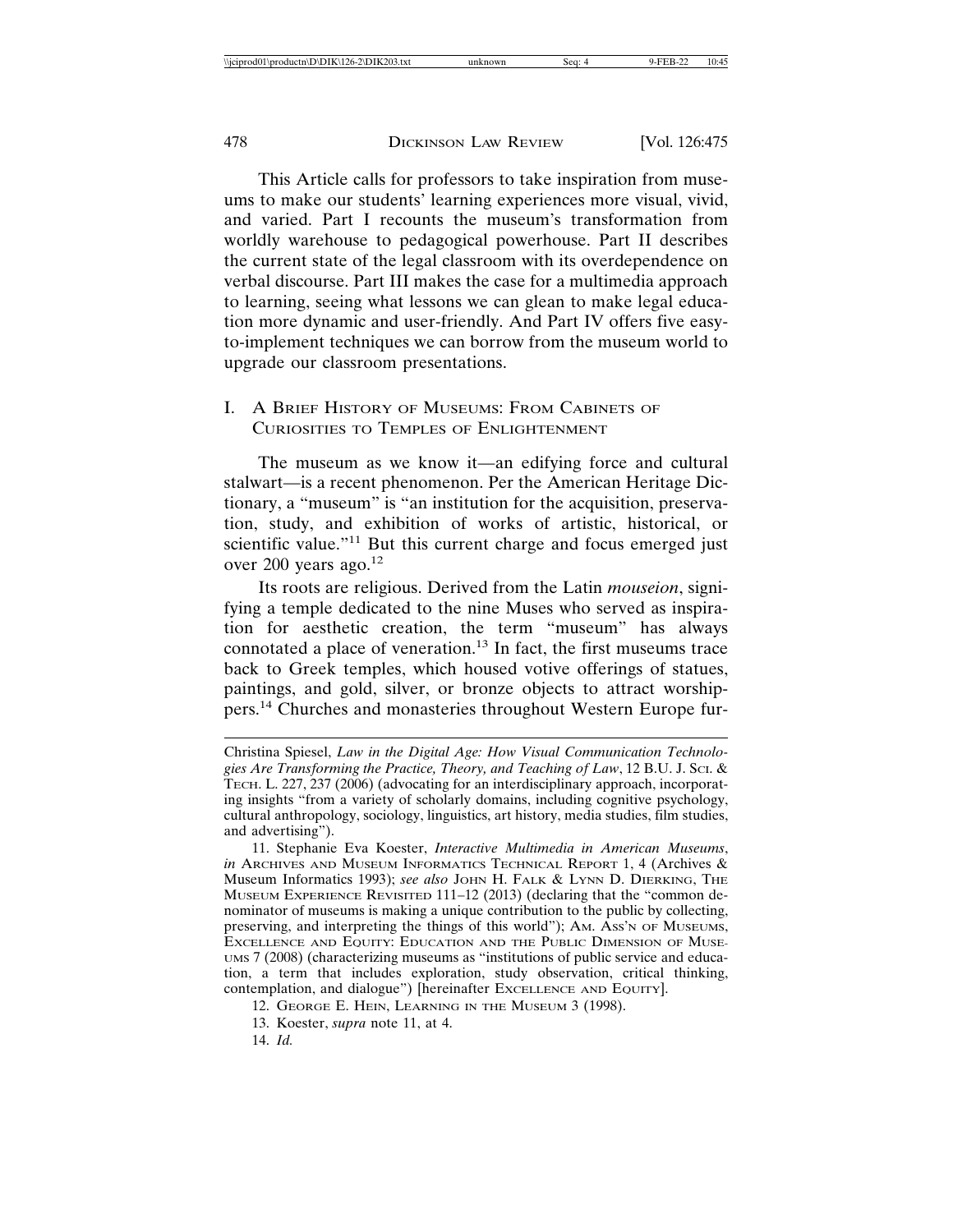This Article calls for professors to take inspiration from museums to make our students' learning experiences more visual, vivid, and varied. Part I recounts the museum's transformation from worldly warehouse to pedagogical powerhouse. Part II describes the current state of the legal classroom with its overdependence on verbal discourse. Part III makes the case for a multimedia approach to learning, seeing what lessons we can glean to make legal education more dynamic and user-friendly. And Part IV offers five easy-to-implement techniques we can borrow from the museum world to upgrade our classroom presentations.

## I. A Brief History of Museums: From Cabinets of Curiosities to Temples of Enlightenment

The museum as we know it—an edifying force and cultural stalwart—is a recent phenomenon. Per the American Heritage Dictionary, a "museum" is "an institution for the acquisition, preservation, study, and exhibition of works of artistic, historical, or scientific value."[11] But this current charge and focus emerged just over 200 years ago.[12]

Its roots are religious. Derived from the Latin *mouseion*, signifying a temple dedicated to the nine Muses who served as inspiration for aesthetic creation, the term "museum" has always connotated a place of veneration.[13] In fact, the first museums trace back to Greek temples, which housed votive offerings of statues, paintings, and gold, silver, or bronze objects to attract worshippers.[14] Churches and monasteries throughout Western Europe fur-

---

Christina Spiesel, *Law in the Digital Age: How Visual Communication Technologies Are Transforming the Practice, Theory, and Teaching of Law*, 12 B.U. J. Sci. & Tech. L. 227, 237 (2006) (advocating for an interdisciplinary approach, incorporating insights "from a variety of scholarly domains, including cognitive psychology, cultural anthropology, sociology, linguistics, art history, media studies, film studies, and advertising").

11. Stephanie Eva Koester, *Interactive Multimedia in American Museums*, *in* Archives and Museum Informatics Technical Report 1, 4 (Archives & Museum Informatics 1993); *see also* John H. Falk & Lynn D. Dierking, The Museum Experience Revisited 111–12 (2013) (declaring that the "common denominator of museums is making a unique contribution to the public by collecting, preserving, and interpreting the things of this world"); Am. Ass'n of Museums, Excellence and Equity: Education and the Public Dimension of Museums 7 (2008) (characterizing museums as "institutions of public service and education, a term that includes exploration, study observation, critical thinking, contemplation, and dialogue") [hereinafter Excellence and Equity].

12. George E. Hein, Learning in the Museum 3 (1998).

13. Koester, *supra* note 11, at 4.

14. *Id.*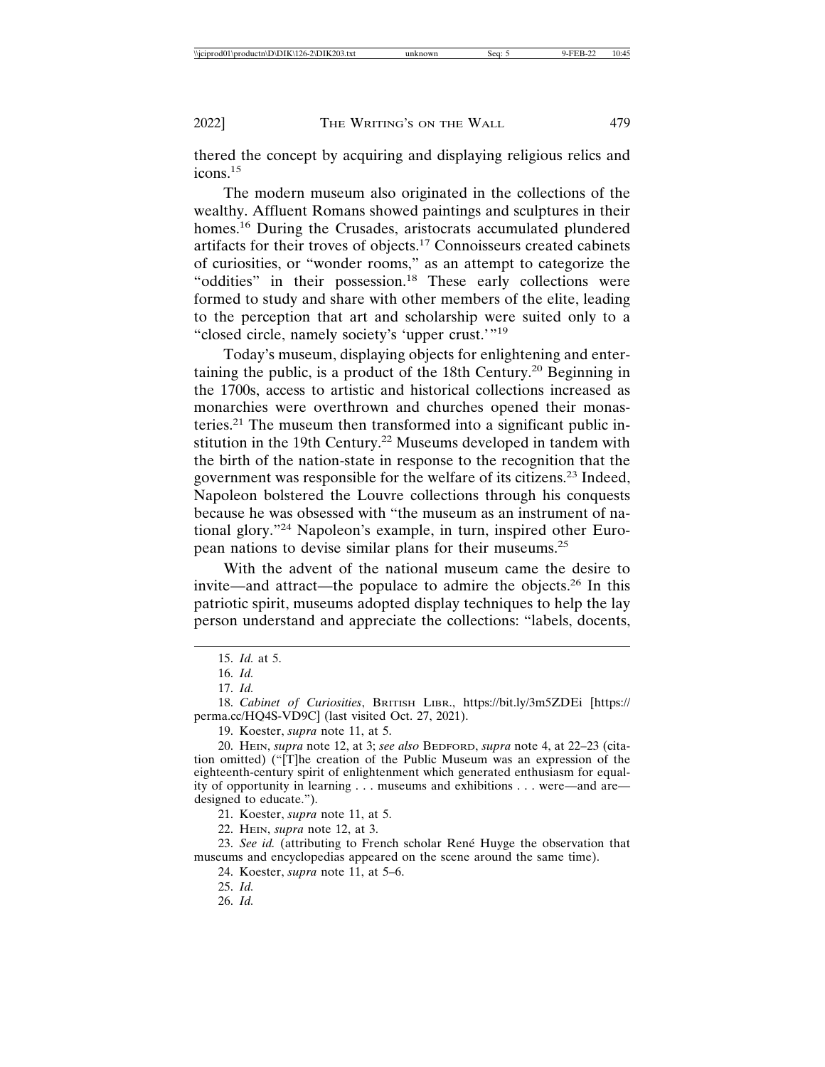thered the concept by acquiring and displaying religious relics and icons.[15]

The modern museum also originated in the collections of the wealthy. Affluent Romans showed paintings and sculptures in their homes.[16] During the Crusades, aristocrats accumulated plundered artifacts for their troves of objects.[17] Connoisseurs created cabinets of curiosities, or "wonder rooms," as an attempt to categorize the "oddities" in their possession.[18] These early collections were formed to study and share with other members of the elite, leading to the perception that art and scholarship were suited only to a "closed circle, namely society's 'upper crust.'"[19]

Today's museum, displaying objects for enlightening and entertaining the public, is a product of the 18th Century.[20] Beginning in the 1700s, access to artistic and historical collections increased as monarchies were overthrown and churches opened their monasteries.[21] The museum then transformed into a significant public institution in the 19th Century.[22] Museums developed in tandem with the birth of the nation-state in response to the recognition that the government was responsible for the welfare of its citizens.[23] Indeed, Napoleon bolstered the Louvre collections through his conquests because he was obsessed with "the museum as an instrument of national glory."[24] Napoleon's example, in turn, inspired other European nations to devise similar plans for their museums.[25]

With the advent of the national museum came the desire to invite—and attract—the populace to admire the objects.[26] In this patriotic spirit, museums adopted display techniques to help the lay person understand and appreciate the collections: "labels, docents,

---

15. *Id.* at 5.

16. *Id.*

17. *Id.*

18. *Cabinet of Curiosities*, BRITISH LIBR., https://bit.ly/3m5ZDEi [https://perma.cc/HQ4S-VD9C] (last visited Oct. 27, 2021).

19. Koester, *supra* note 11, at 5.

20. HEIN, *supra* note 12, at 3; *see also* BEDFORD, *supra* note 4, at 22–23 (citation omitted) ("[T]he creation of the Public Museum was an expression of the eighteenth-century spirit of enlightenment which generated enthusiasm for equality of opportunity in learning . . . museums and exhibitions . . . were—and are—designed to educate.").

21. Koester, *supra* note 11, at 5.

22. HEIN, *supra* note 12, at 3.

23. *See id.* (attributing to French scholar René Huyge the observation that museums and encyclopedias appeared on the scene around the same time).

24. Koester, *supra* note 11, at 5–6.

25. *Id.*

26. *Id.*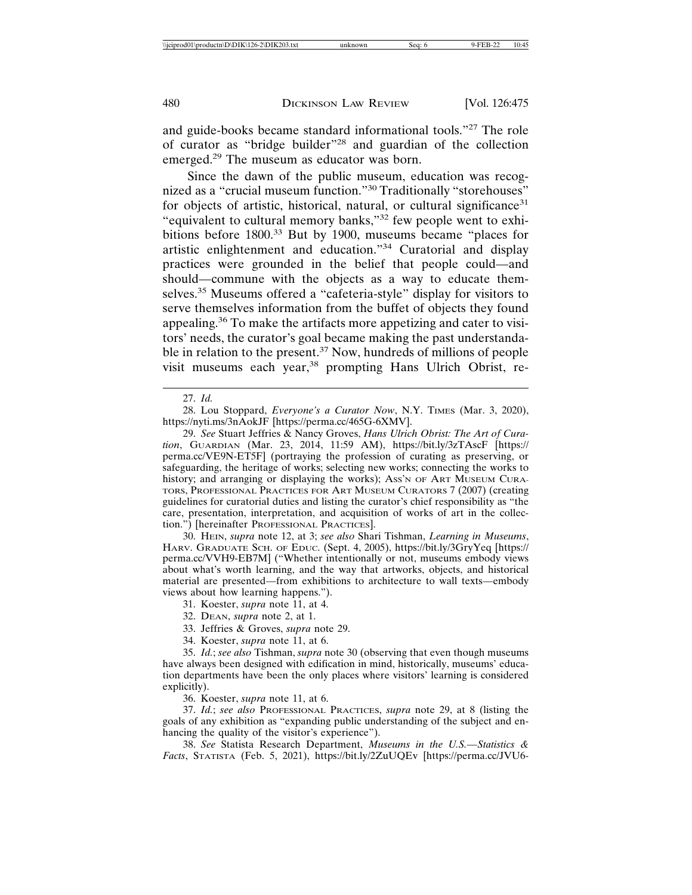and guide-books became standard informational tools."[27] The role of curator as "bridge builder"[28] and guardian of the collection emerged.[29] The museum as educator was born.

Since the dawn of the public museum, education was recognized as a "crucial museum function."[30] Traditionally "storehouses" for objects of artistic, historical, natural, or cultural significance[31] "equivalent to cultural memory banks,"[32] few people went to exhibitions before 1800.[33] But by 1900, museums became "places for artistic enlightenment and education."[34] Curatorial and display practices were grounded in the belief that people could—and should—commune with the objects as a way to educate themselves.[35] Museums offered a "cafeteria-style" display for visitors to serve themselves information from the buffet of objects they found appealing.[36] To make the artifacts more appetizing and cater to visitors' needs, the curator's goal became making the past understandable in relation to the present.[37] Now, hundreds of millions of people visit museums each year,[38] prompting Hans Ulrich Obrist, re-

---

27. *Id.*

28. Lou Stoppard, *Everyone's a Curator Now*, N.Y. TIMES (Mar. 3, 2020), https://nyti.ms/3nAokJF [https://perma.cc/465G-6XMV].

29. *See* Stuart Jeffries & Nancy Groves, *Hans Ulrich Obrist: The Art of Curation*, GUARDIAN (Mar. 23, 2014, 11:59 AM), https://bit.ly/3zTAscF [https://perma.cc/VE9N-ET5F] (portraying the profession of curating as preserving, or safeguarding, the heritage of works; selecting new works; connecting the works to history; and arranging or displaying the works); ASS'N OF ART MUSEUM CURATORS, PROFESSIONAL PRACTICES FOR ART MUSEUM CURATORS 7 (2007) (creating guidelines for curatorial duties and listing the curator's chief responsibility as "the care, presentation, interpretation, and acquisition of works of art in the collection.") [hereinafter PROFESSIONAL PRACTICES].

30. HEIN, *supra* note 12, at 3; *see also* Shari Tishman, *Learning in Museums*, HARV. GRADUATE SCH. OF EDUC. (Sept. 4, 2005), https://bit.ly/3GryYeq [https://perma.cc/VVH9-EB7M] ("Whether intentionally or not, museums embody views about what's worth learning, and the way that artworks, objects, and historical material are presented—from exhibitions to architecture to wall texts—embody views about how learning happens.").

31. Koester, *supra* note 11, at 4.

32. DEAN, *supra* note 2, at 1.

33. Jeffries & Groves, *supra* note 29.

34. Koester, *supra* note 11, at 6.

35. *Id.*; *see also* Tishman, *supra* note 30 (observing that even though museums have always been designed with edification in mind, historically, museums' education departments have been the only places where visitors' learning is considered explicitly).

36. Koester, *supra* note 11, at 6.

37. *Id.*; *see also* PROFESSIONAL PRACTICES, *supra* note 29, at 8 (listing the goals of any exhibition as "expanding public understanding of the subject and enhancing the quality of the visitor's experience").

38. *See* Statista Research Department, *Museums in the U.S.—Statistics & Facts*, STATISTA (Feb. 5, 2021), https://bit.ly/2ZuUQEv [https://perma.cc/JVU6-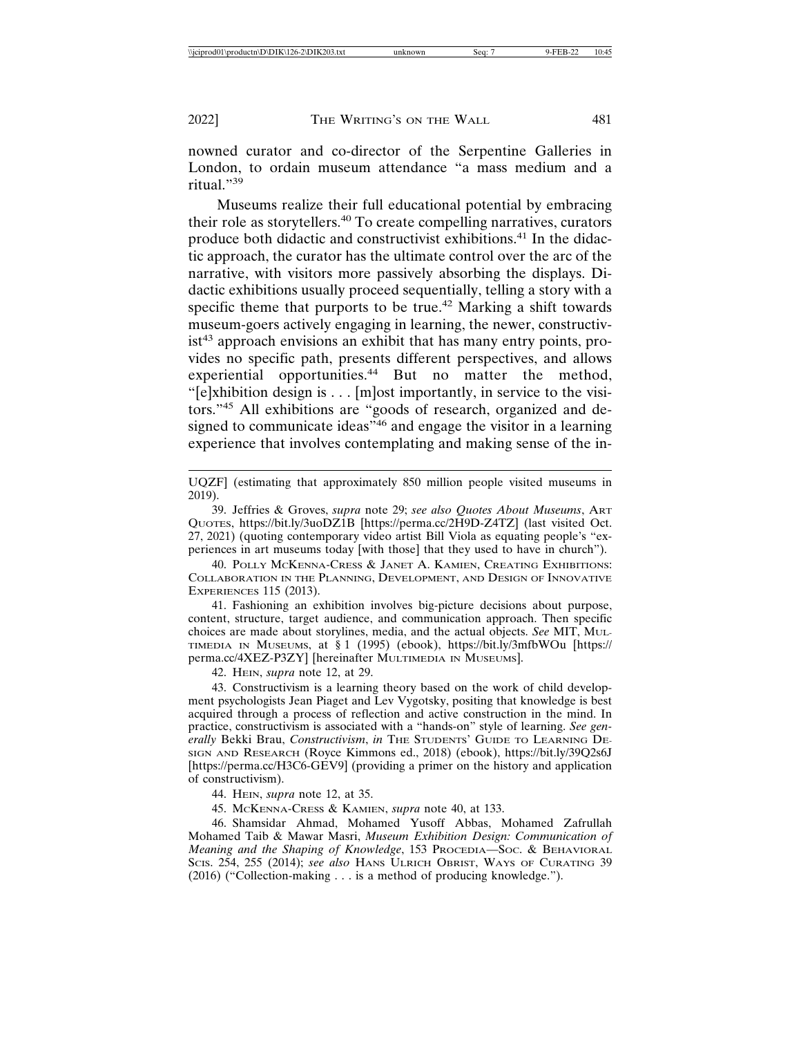nowned curator and co-director of the Serpentine Galleries in London, to ordain museum attendance "a mass medium and a ritual."[39]

Museums realize their full educational potential by embracing their role as storytellers.[40] To create compelling narratives, curators produce both didactic and constructivist exhibitions.[41] In the didactic approach, the curator has the ultimate control over the arc of the narrative, with visitors more passively absorbing the displays. Didactic exhibitions usually proceed sequentially, telling a story with a specific theme that purports to be true.[42] Marking a shift towards museum-goers actively engaging in learning, the newer, constructivist[43] approach envisions an exhibit that has many entry points, provides no specific path, presents different perspectives, and allows experiential opportunities.[44] But no matter the method, "[e]xhibition design is . . . [m]ost importantly, in service to the visitors."[45] All exhibitions are "goods of research, organized and designed to communicate ideas"[46] and engage the visitor in a learning experience that involves contemplating and making sense of the in-

---

UQZF] (estimating that approximately 850 million people visited museums in 2019).

39. Jeffries & Groves, *supra* note 29; *see also Quotes About Museums*, ART QUOTES, https://bit.ly/3uoDZ1B [https://perma.cc/2H9D-Z4TZ] (last visited Oct. 27, 2021) (quoting contemporary video artist Bill Viola as equating people's "experiences in art museums today [with those] that they used to have in church").

40. POLLY MCKENNA-CRESS & JANET A. KAMIEN, CREATING EXHIBITIONS: COLLABORATION IN THE PLANNING, DEVELOPMENT, AND DESIGN OF INNOVATIVE EXPERIENCES 115 (2013).

41. Fashioning an exhibition involves big-picture decisions about purpose, content, structure, target audience, and communication approach. Then specific choices are made about storylines, media, and the actual objects. *See* MIT, MULTIMEDIA IN MUSEUMS, at § 1 (1995) (ebook), https://bit.ly/3mfbWOu [https://perma.cc/4XEZ-P3ZY] [hereinafter MULTIMEDIA IN MUSEUMS].

42. HEIN, *supra* note 12, at 29.

43. Constructivism is a learning theory based on the work of child development psychologists Jean Piaget and Lev Vygotsky, positing that knowledge is best acquired through a process of reflection and active construction in the mind. In practice, constructivism is associated with a "hands-on" style of learning. *See generally* Bekki Brau, *Constructivism*, *in* THE STUDENTS' GUIDE TO LEARNING DESIGN AND RESEARCH (Royce Kimmons ed., 2018) (ebook), https://bit.ly/39Q2s6J [https://perma.cc/H3C6-GEV9] (providing a primer on the history and application of constructivism).

44. HEIN, *supra* note 12, at 35.

45. MCKENNA-CRESS & KAMIEN, *supra* note 40, at 133.

46. Shamsidar Ahmad, Mohamed Yusoff Abbas, Mohamed Zafrullah Mohamed Taib & Mawar Masri, *Museum Exhibition Design: Communication of Meaning and the Shaping of Knowledge*, 153 PROCEDIA—SOC. & BEHAVIORAL SCIS. 254, 255 (2014); *see also* HANS ULRICH OBRIST, WAYS OF CURATING 39 (2016) ("Collection-making . . . is a method of producing knowledge.").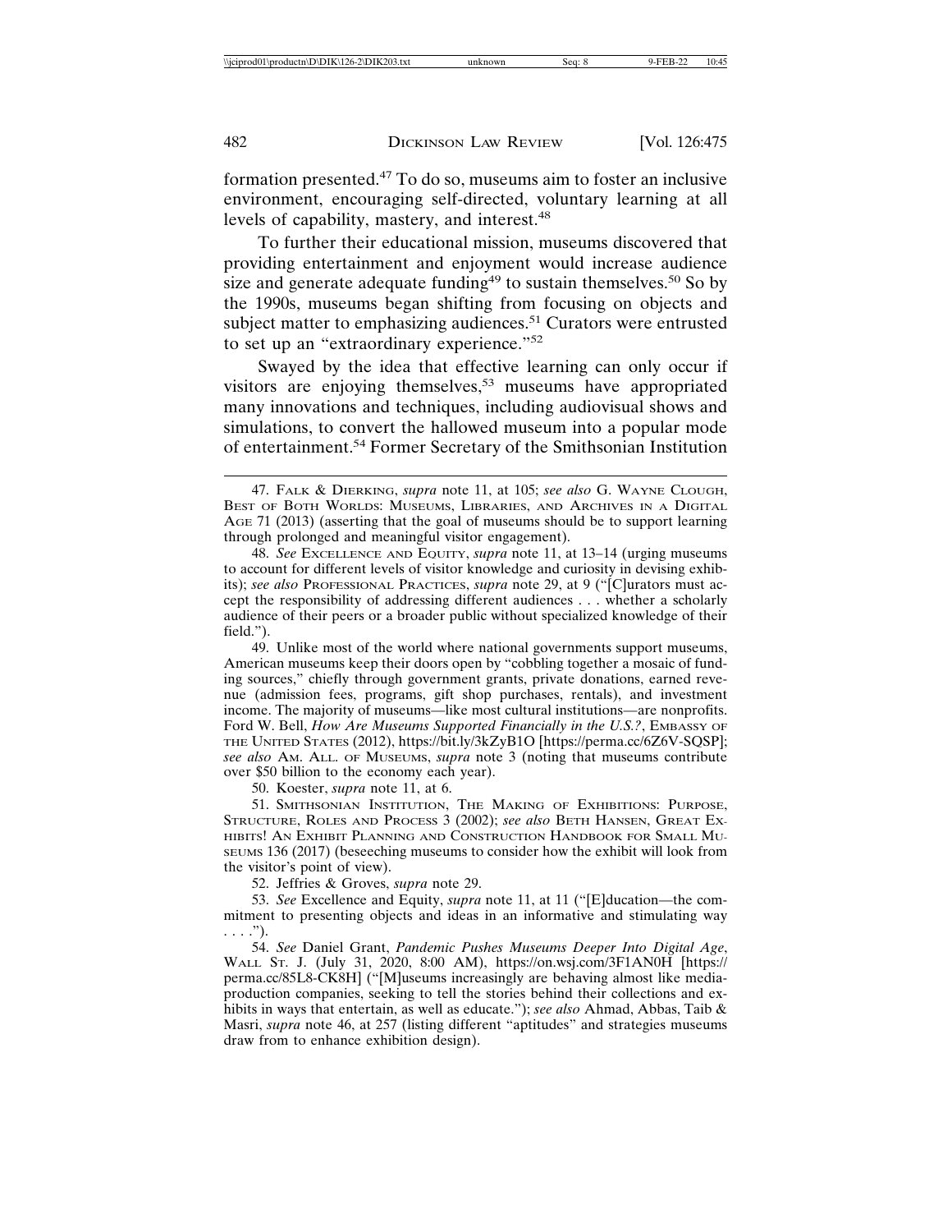formation presented.[47] To do so, museums aim to foster an inclusive environment, encouraging self-directed, voluntary learning at all levels of capability, mastery, and interest.[48]

To further their educational mission, museums discovered that providing entertainment and enjoyment would increase audience size and generate adequate funding[49] to sustain themselves.[50] So by the 1990s, museums began shifting from focusing on objects and subject matter to emphasizing audiences.[51] Curators were entrusted to set up an "extraordinary experience."[52]

Swayed by the idea that effective learning can only occur if visitors are enjoying themselves,[53] museums have appropriated many innovations and techniques, including audiovisual shows and simulations, to convert the hallowed museum into a popular mode of entertainment.[54] Former Secretary of the Smithsonian Institution

---

47. FALK & DIERKING, *supra* note 11, at 105; *see also* G. WAYNE CLOUGH, BEST OF BOTH WORLDS: MUSEUMS, LIBRARIES, AND ARCHIVES IN A DIGITAL AGE 71 (2013) (asserting that the goal of museums should be to support learning through prolonged and meaningful visitor engagement).

48. *See* EXCELLENCE AND EQUITY, *supra* note 11, at 13–14 (urging museums to account for different levels of visitor knowledge and curiosity in devising exhibits); *see also* PROFESSIONAL PRACTICES, *supra* note 29, at 9 ("[C]urators must accept the responsibility of addressing different audiences . . . whether a scholarly audience of their peers or a broader public without specialized knowledge of their field.").

49. Unlike most of the world where national governments support museums, American museums keep their doors open by "cobbling together a mosaic of funding sources," chiefly through government grants, private donations, earned revenue (admission fees, programs, gift shop purchases, rentals), and investment income. The majority of museums—like most cultural institutions—are nonprofits. Ford W. Bell, *How Are Museums Supported Financially in the U.S.?*, EMBASSY OF THE UNITED STATES (2012), https://bit.ly/3kZyB1O [https://perma.cc/6Z6V-SQSP]; *see also* AM. ALL. OF MUSEUMS, *supra* note 3 (noting that museums contribute over $50 billion to the economy each year).

50. Koester, *supra* note 11, at 6.

51. SMITHSONIAN INSTITUTION, THE MAKING OF EXHIBITIONS: PURPOSE, STRUCTURE, ROLES AND PROCESS 3 (2002); *see also* BETH HANSEN, GREAT EXHIBITS! AN EXHIBIT PLANNING AND CONSTRUCTION HANDBOOK FOR SMALL MUSEUMS 136 (2017) (beseeching museums to consider how the exhibit will look from the visitor's point of view).

52. Jeffries & Groves, *supra* note 29.

53. *See* Excellence and Equity, *supra* note 11, at 11 ("[E]ducation—the commitment to presenting objects and ideas in an informative and stimulating way . . . .").

54. *See* Daniel Grant, *Pandemic Pushes Museums Deeper Into Digital Age*, WALL ST. J. (July 31, 2020, 8:00 AM), https://on.wsj.com/3F1AN0H [https://perma.cc/85L8-CK8H] ("[M]useums increasingly are behaving almost like media-production companies, seeking to tell the stories behind their collections and exhibits in ways that entertain, as well as educate."); *see also* Ahmad, Abbas, Taib & Masri, *supra* note 46, at 257 (listing different "aptitudes" and strategies museums draw from to enhance exhibition design).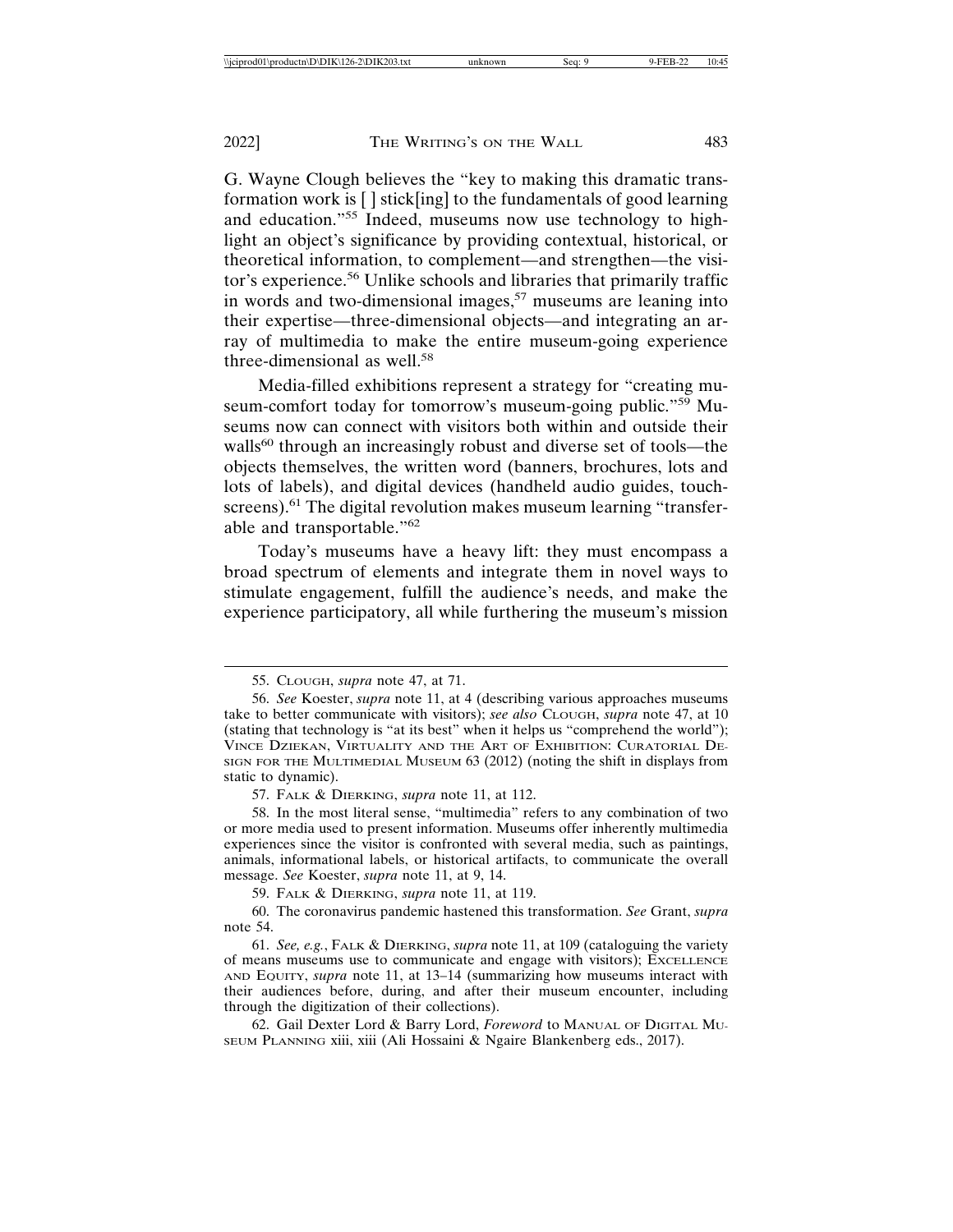G. Wayne Clough believes the "key to making this dramatic transformation work is [ ] stick[ing] to the fundamentals of good learning and education."[55] Indeed, museums now use technology to highlight an object's significance by providing contextual, historical, or theoretical information, to complement—and strengthen—the visitor's experience.[56] Unlike schools and libraries that primarily traffic in words and two-dimensional images,[57] museums are leaning into their expertise—three-dimensional objects—and integrating an array of multimedia to make the entire museum-going experience three-dimensional as well.[58]

Media-filled exhibitions represent a strategy for "creating museum-comfort today for tomorrow's museum-going public."[59] Museums now can connect with visitors both within and outside their walls[60] through an increasingly robust and diverse set of tools—the objects themselves, the written word (banners, brochures, lots and lots of labels), and digital devices (handheld audio guides, touchscreens).[61] The digital revolution makes museum learning "transferable and transportable."[62]

Today's museums have a heavy lift: they must encompass a broad spectrum of elements and integrate them in novel ways to stimulate engagement, fulfill the audience's needs, and make the experience participatory, all while furthering the museum's mission

---

55. CLOUGH, *supra* note 47, at 71.

56. *See* Koester, *supra* note 11, at 4 (describing various approaches museums take to better communicate with visitors); *see also* CLOUGH, *supra* note 47, at 10 (stating that technology is "at its best" when it helps us "comprehend the world"); VINCE DZIEKAN, VIRTUALITY AND THE ART OF EXHIBITION: CURATORIAL DESIGN FOR THE MULTIMEDIAL MUSEUM 63 (2012) (noting the shift in displays from static to dynamic).

57. FALK & DIERKING, *supra* note 11, at 112.

58. In the most literal sense, "multimedia" refers to any combination of two or more media used to present information. Museums offer inherently multimedia experiences since the visitor is confronted with several media, such as paintings, animals, informational labels, or historical artifacts, to communicate the overall message. *See* Koester, *supra* note 11, at 9, 14.

59. FALK & DIERKING, *supra* note 11, at 119.

60. The coronavirus pandemic hastened this transformation. *See* Grant, *supra* note 54.

61. *See, e.g.*, FALK & DIERKING, *supra* note 11, at 109 (cataloguing the variety of means museums use to communicate and engage with visitors); EXCELLENCE AND EQUITY, *supra* note 11, at 13–14 (summarizing how museums interact with their audiences before, during, and after their museum encounter, including through the digitization of their collections).

62. Gail Dexter Lord & Barry Lord, *Foreword* to MANUAL OF DIGITAL MUSEUM PLANNING xiii, xiii (Ali Hossaini & Ngaire Blankenberg eds., 2017).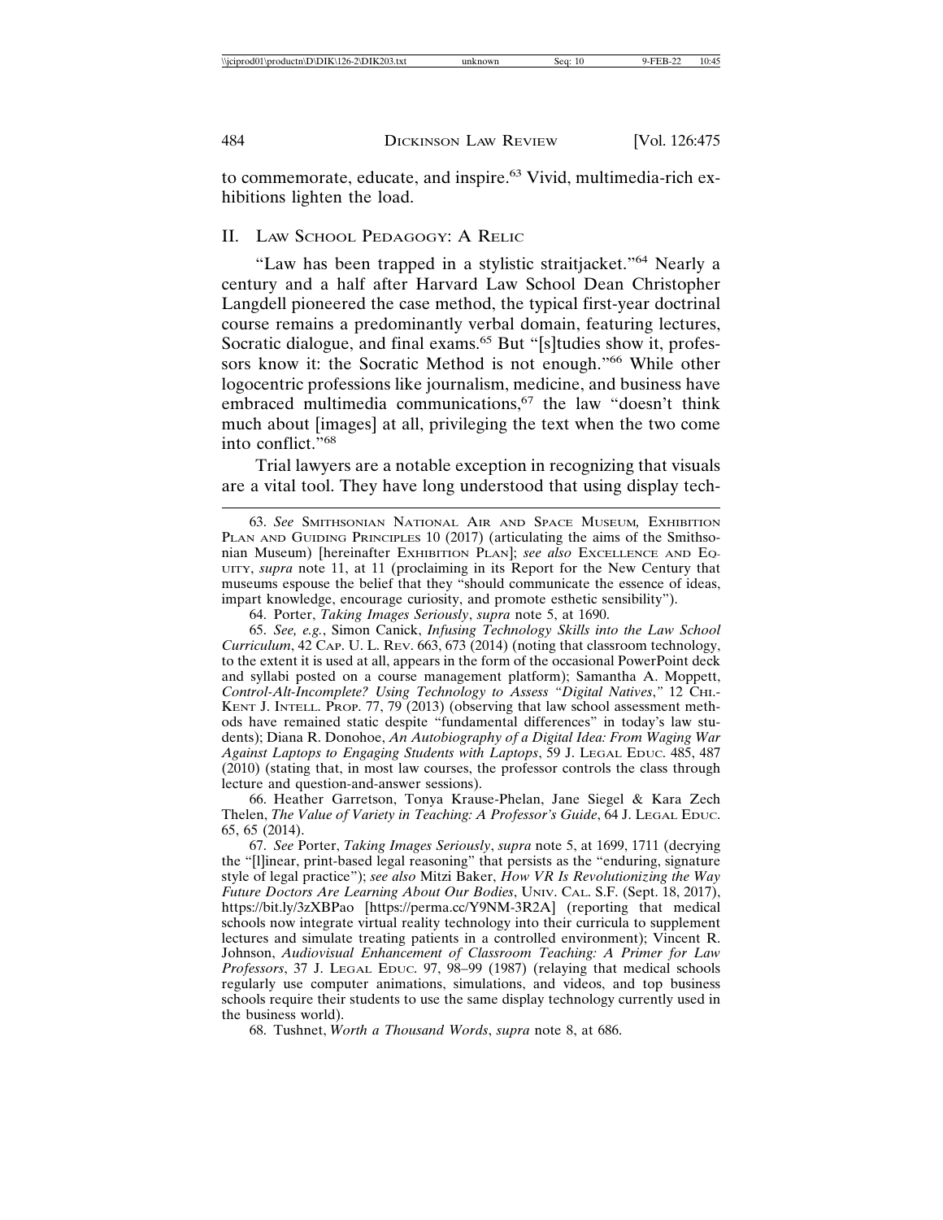to commemorate, educate, and inspire.[63] Vivid, multimedia-rich exhibitions lighten the load.

## II. Law School Pedagogy: A Relic

"Law has been trapped in a stylistic straitjacket."[64] Nearly a century and a half after Harvard Law School Dean Christopher Langdell pioneered the case method, the typical first-year doctrinal course remains a predominantly verbal domain, featuring lectures, Socratic dialogue, and final exams.[65] But "[s]tudies show it, professors know it: the Socratic Method is not enough."[66] While other logocentric professions like journalism, medicine, and business have embraced multimedia communications,[67] the law "doesn't think much about [images] at all, privileging the text when the two come into conflict."[68]

Trial lawyers are a notable exception in recognizing that visuals are a vital tool. They have long understood that using display tech-

---

63. *See* Smithsonian National Air and Space Museum, Exhibition Plan and Guiding Principles 10 (2017) (articulating the aims of the Smithsonian Museum) [hereinafter Exhibition Plan]; *see also* Excellence and Equity, *supra* note 11, at 11 (proclaiming in its Report for the New Century that museums espouse the belief that they "should communicate the essence of ideas, impart knowledge, encourage curiosity, and promote esthetic sensibility").

64. Porter, *Taking Images Seriously*, *supra* note 5, at 1690.

65. *See, e.g.*, Simon Canick, *Infusing Technology Skills into the Law School Curriculum*, 42 Cap. U. L. Rev. 663, 673 (2014) (noting that classroom technology, to the extent it is used at all, appears in the form of the occasional PowerPoint deck and syllabi posted on a course management platform); Samantha A. Moppett, *Control-Alt-Incomplete? Using Technology to Assess "Digital Natives*,*"* 12 Chi.-Kent J. Intell. Prop. 77, 79 (2013) (observing that law school assessment methods have remained static despite "fundamental differences" in today's law students); Diana R. Donohoe, *An Autobiography of a Digital Idea: From Waging War Against Laptops to Engaging Students with Laptops*, 59 J. Legal Educ. 485, 487 (2010) (stating that, in most law courses, the professor controls the class through lecture and question-and-answer sessions).

66. Heather Garretson, Tonya Krause-Phelan, Jane Siegel & Kara Zech Thelen, *The Value of Variety in Teaching: A Professor's Guide*, 64 J. Legal Educ. 65, 65 (2014).

67. *See* Porter, *Taking Images Seriously*, *supra* note 5, at 1699, 1711 (decrying the "[l]inear, print-based legal reasoning" that persists as the "enduring, signature style of legal practice"); *see also* Mitzi Baker, *How VR Is Revolutionizing the Way Future Doctors Are Learning About Our Bodies*, Univ. Cal. S.F. (Sept. 18, 2017), https://bit.ly/3zXBPao [https://perma.cc/Y9NM-3R2A] (reporting that medical schools now integrate virtual reality technology into their curricula to supplement lectures and simulate treating patients in a controlled environment); Vincent R. Johnson, *Audiovisual Enhancement of Classroom Teaching: A Primer for Law Professors*, 37 J. Legal Educ. 97, 98–99 (1987) (relaying that medical schools regularly use computer animations, simulations, and videos, and top business schools require their students to use the same display technology currently used in the business world).

68. Tushnet, *Worth a Thousand Words*, *supra* note 8, at 686.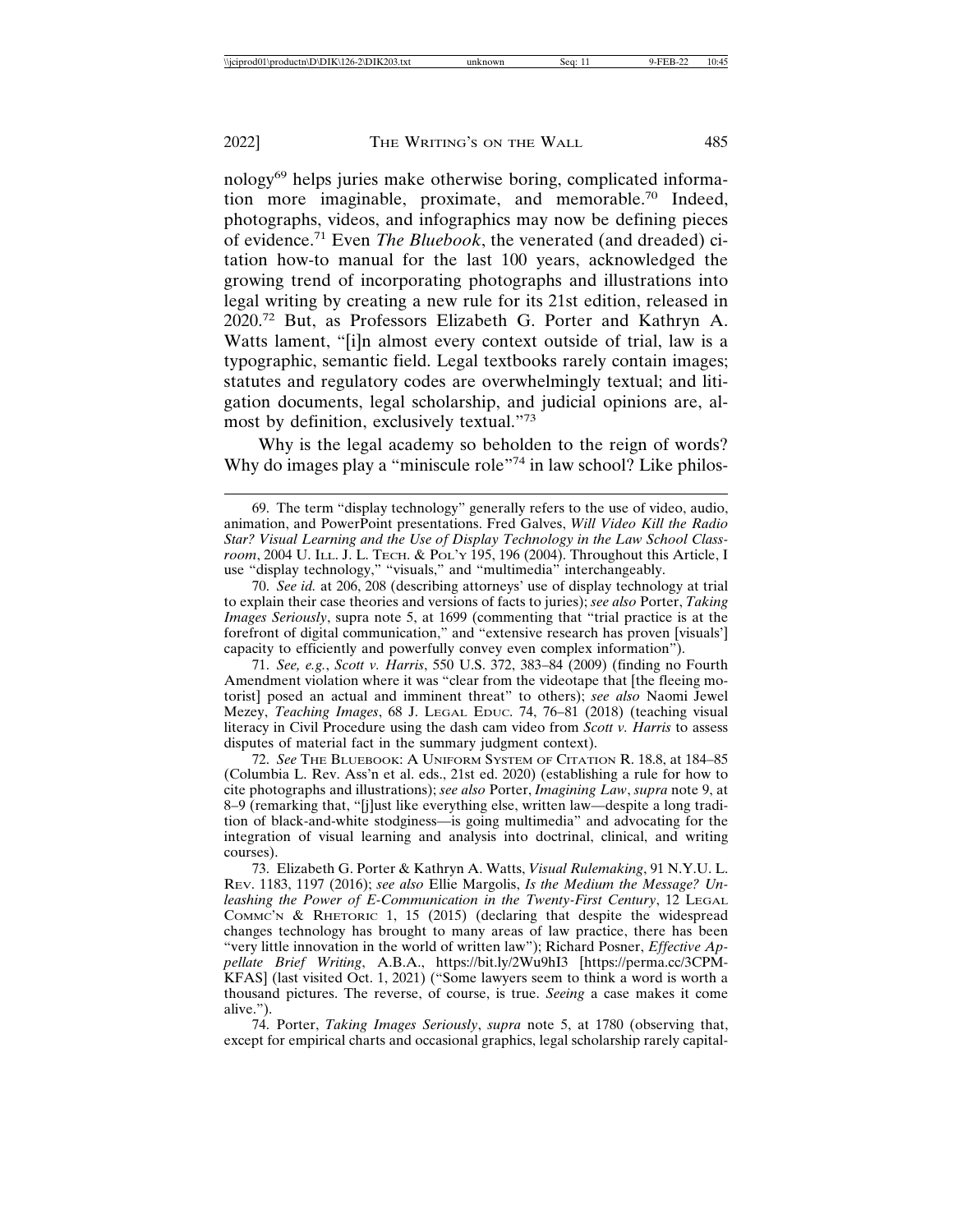nology[69] helps juries make otherwise boring, complicated information more imaginable, proximate, and memorable.[70] Indeed, photographs, videos, and infographics may now be defining pieces of evidence.[71] Even *The Bluebook*, the venerated (and dreaded) citation how-to manual for the last 100 years, acknowledged the growing trend of incorporating photographs and illustrations into legal writing by creating a new rule for its 21st edition, released in 2020.[72] But, as Professors Elizabeth G. Porter and Kathryn A. Watts lament, "[i]n almost every context outside of trial, law is a typographic, semantic field. Legal textbooks rarely contain images; statutes and regulatory codes are overwhelmingly textual; and litigation documents, legal scholarship, and judicial opinions are, almost by definition, exclusively textual."[73]

Why is the legal academy so beholden to the reign of words? Why do images play a "miniscule role"[74] in law school? Like philos-

---

69. The term "display technology" generally refers to the use of video, audio, animation, and PowerPoint presentations. Fred Galves, *Will Video Kill the Radio Star? Visual Learning and the Use of Display Technology in the Law School Classroom*, 2004 U. Ill. J. L. Tech. & Pol'y 195, 196 (2004). Throughout this Article, I use "display technology," "visuals," and "multimedia" interchangeably.

70. *See id.* at 206, 208 (describing attorneys' use of display technology at trial to explain their case theories and versions of facts to juries); *see also* Porter, *Taking Images Seriously*, supra note 5, at 1699 (commenting that "trial practice is at the forefront of digital communication," and "extensive research has proven [visuals'] capacity to efficiently and powerfully convey even complex information").

71. *See, e.g.*, *Scott v. Harris*, 550 U.S. 372, 383–84 (2009) (finding no Fourth Amendment violation where it was "clear from the videotape that [the fleeing motorist] posed an actual and imminent threat" to others); *see also* Naomi Jewel Mezey, *Teaching Images*, 68 J. Legal Educ. 74, 76–81 (2018) (teaching visual literacy in Civil Procedure using the dash cam video from *Scott v. Harris* to assess disputes of material fact in the summary judgment context).

72. *See* The Bluebook: A Uniform System of Citation R. 18.8, at 184–85 (Columbia L. Rev. Ass'n et al. eds., 21st ed. 2020) (establishing a rule for how to cite photographs and illustrations); *see also* Porter, *Imagining Law*, *supra* note 9, at 8–9 (remarking that, "[j]ust like everything else, written law—despite a long tradition of black-and-white stodginess—is going multimedia" and advocating for the integration of visual learning and analysis into doctrinal, clinical, and writing courses).

73. Elizabeth G. Porter & Kathryn A. Watts, *Visual Rulemaking*, 91 N.Y.U. L. Rev. 1183, 1197 (2016); *see also* Ellie Margolis, *Is the Medium the Message? Unleashing the Power of E-Communication in the Twenty-First Century*, 12 Legal Commc'n & Rhetoric 1, 15 (2015) (declaring that despite the widespread changes technology has brought to many areas of law practice, there has been "very little innovation in the world of written law"); Richard Posner, *Effective Appellate Brief Writing*, A.B.A., https://bit.ly/2Wu9hI3 [https://perma.cc/3CPM-KFAS] (last visited Oct. 1, 2021) ("Some lawyers seem to think a word is worth a thousand pictures. The reverse, of course, is true. *Seeing* a case makes it come alive.").

74. Porter, *Taking Images Seriously*, *supra* note 5, at 1780 (observing that, except for empirical charts and occasional graphics, legal scholarship rarely capital-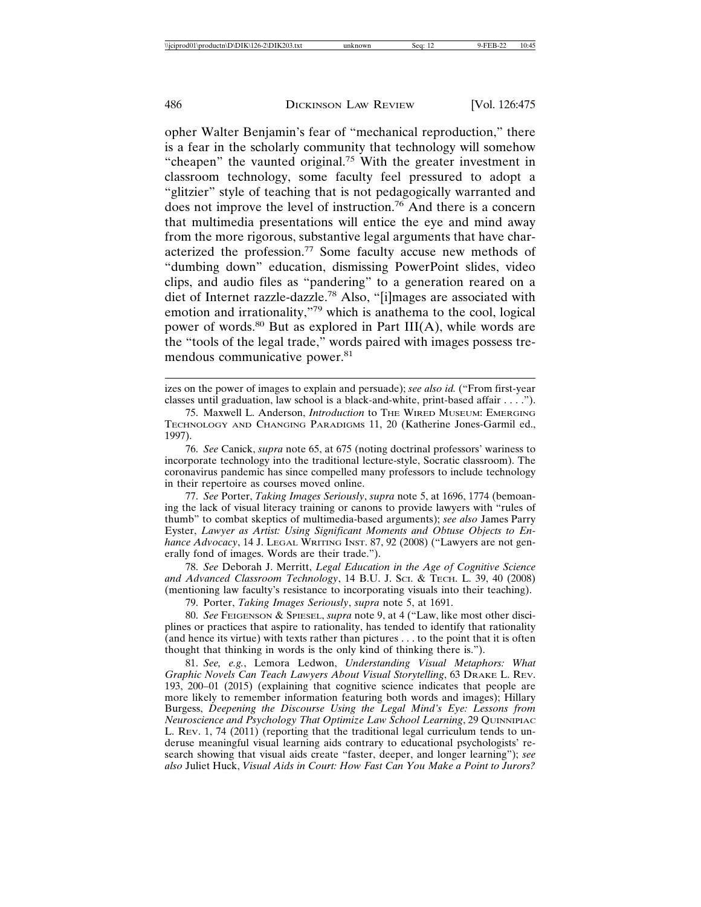opher Walter Benjamin's fear of "mechanical reproduction," there is a fear in the scholarly community that technology will somehow "cheapen" the vaunted original.[75] With the greater investment in classroom technology, some faculty feel pressured to adopt a "glitzier" style of teaching that is not pedagogically warranted and does not improve the level of instruction.[76] And there is a concern that multimedia presentations will entice the eye and mind away from the more rigorous, substantive legal arguments that have characterized the profession.[77] Some faculty accuse new methods of "dumbing down" education, dismissing PowerPoint slides, video clips, and audio files as "pandering" to a generation reared on a diet of Internet razzle-dazzle.[78] Also, "[i]mages are associated with emotion and irrationality,"[79] which is anathema to the cool, logical power of words.[80] But as explored in Part III(A), while words are the "tools of the legal trade," words paired with images possess tremendous communicative power.[81]

---

izes on the power of images to explain and persuade); *see also id.* ("From first-year classes until graduation, law school is a black-and-white, print-based affair . . . .").

75. Maxwell L. Anderson, *Introduction* to THE WIRED MUSEUM: EMERGING TECHNOLOGY AND CHANGING PARADIGMS 11, 20 (Katherine Jones-Garmil ed., 1997).

76. *See* Canick, *supra* note 65, at 675 (noting doctrinal professors' wariness to incorporate technology into the traditional lecture-style, Socratic classroom). The coronavirus pandemic has since compelled many professors to include technology in their repertoire as courses moved online.

77. *See* Porter, *Taking Images Seriously*, *supra* note 5, at 1696, 1774 (bemoaning the lack of visual literacy training or canons to provide lawyers with "rules of thumb" to combat skeptics of multimedia-based arguments); *see also* James Parry Eyster, *Lawyer as Artist: Using Significant Moments and Obtuse Objects to Enhance Advocacy*, 14 J. LEGAL WRITING INST. 87, 92 (2008) ("Lawyers are not generally fond of images. Words are their trade.").

78. *See* Deborah J. Merritt, *Legal Education in the Age of Cognitive Science and Advanced Classroom Technology*, 14 B.U. J. SCI. & TECH. L. 39, 40 (2008) (mentioning law faculty's resistance to incorporating visuals into their teaching).

79. Porter, *Taking Images Seriously*, *supra* note 5, at 1691.

80. *See* FEIGENSON & SPIESEL, *supra* note 9, at 4 ("Law, like most other disciplines or practices that aspire to rationality, has tended to identify that rationality (and hence its virtue) with texts rather than pictures . . . to the point that it is often thought that thinking in words is the only kind of thinking there is.").

81. *See, e.g.*, Lemora Ledwon, *Understanding Visual Metaphors: What Graphic Novels Can Teach Lawyers About Visual Storytelling*, 63 DRAKE L. REV. 193, 200–01 (2015) (explaining that cognitive science indicates that people are more likely to remember information featuring both words and images); Hillary Burgess, *Deepening the Discourse Using the Legal Mind's Eye: Lessons from Neuroscience and Psychology That Optimize Law School Learning*, 29 QUINNIPIAC L. REV. 1, 74 (2011) (reporting that the traditional legal curriculum tends to underuse meaningful visual learning aids contrary to educational psychologists' research showing that visual aids create "faster, deeper, and longer learning"); *see also* Juliet Huck, *Visual Aids in Court: How Fast Can You Make a Point to Jurors?*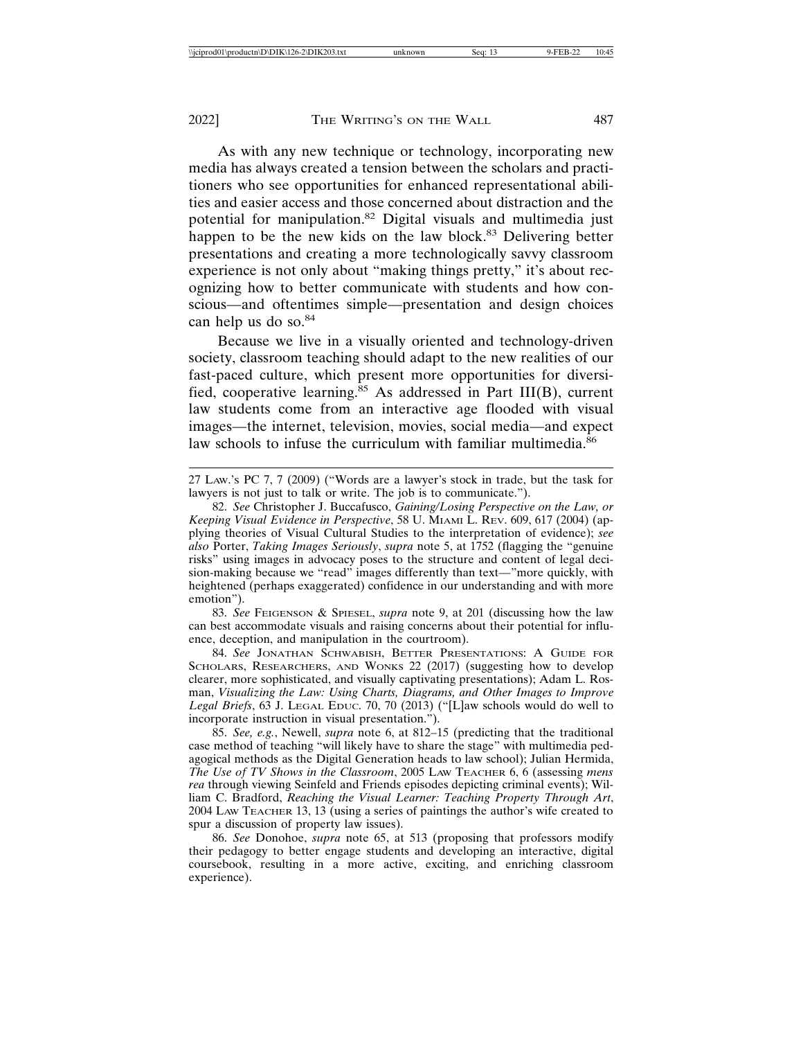As with any new technique or technology, incorporating new media has always created a tension between the scholars and practitioners who see opportunities for enhanced representational abilities and easier access and those concerned about distraction and the potential for manipulation.[82] Digital visuals and multimedia just happen to be the new kids on the law block.[83] Delivering better presentations and creating a more technologically savvy classroom experience is not only about "making things pretty," it's about recognizing how to better communicate with students and how conscious—and oftentimes simple—presentation and design choices can help us do so.[84]

Because we live in a visually oriented and technology-driven society, classroom teaching should adapt to the new realities of our fast-paced culture, which present more opportunities for diversified, cooperative learning.[85] As addressed in Part III(B), current law students come from an interactive age flooded with visual images—the internet, television, movies, social media—and expect law schools to infuse the curriculum with familiar multimedia.[86]

---

27 Law.'s PC 7, 7 (2009) ("Words are a lawyer's stock in trade, but the task for lawyers is not just to talk or write. The job is to communicate.").

82. *See* Christopher J. Buccafusco, *Gaining/Losing Perspective on the Law, or Keeping Visual Evidence in Perspective*, 58 U. Miami L. Rev. 609, 617 (2004) (applying theories of Visual Cultural Studies to the interpretation of evidence); *see also* Porter, *Taking Images Seriously*, *supra* note 5, at 1752 (flagging the "genuine risks" using images in advocacy poses to the structure and content of legal decision-making because we "read" images differently than text—"more quickly, with heightened (perhaps exaggerated) confidence in our understanding and with more emotion").

83. *See* Feigenson & Spiesel, *supra* note 9, at 201 (discussing how the law can best accommodate visuals and raising concerns about their potential for influence, deception, and manipulation in the courtroom).

84. *See* Jonathan Schwabish, Better Presentations: A Guide for Scholars, Researchers, and Wonks 22 (2017) (suggesting how to develop clearer, more sophisticated, and visually captivating presentations); Adam L. Rosman, *Visualizing the Law: Using Charts, Diagrams, and Other Images to Improve Legal Briefs*, 63 J. Legal Educ. 70, 70 (2013) ("[L]aw schools would do well to incorporate instruction in visual presentation.").

85. *See, e.g.*, Newell, *supra* note 6, at 812–15 (predicting that the traditional case method of teaching "will likely have to share the stage" with multimedia pedagogical methods as the Digital Generation heads to law school); Julian Hermida, *The Use of TV Shows in the Classroom*, 2005 Law Teacher 6, 6 (assessing *mens rea* through viewing Seinfeld and Friends episodes depicting criminal events); William C. Bradford, *Reaching the Visual Learner: Teaching Property Through Art*, 2004 Law Teacher 13, 13 (using a series of paintings the author's wife created to spur a discussion of property law issues).

86. *See* Donohoe, *supra* note 65, at 513 (proposing that professors modify their pedagogy to better engage students and developing an interactive, digital coursebook, resulting in a more active, exciting, and enriching classroom experience).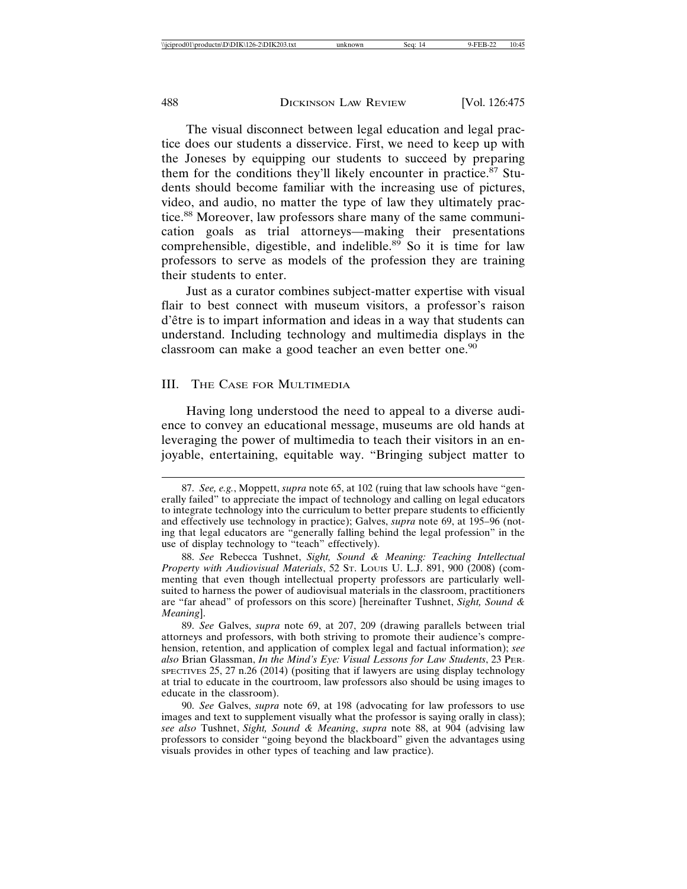The visual disconnect between legal education and legal practice does our students a disservice. First, we need to keep up with the Joneses by equipping our students to succeed by preparing them for the conditions they'll likely encounter in practice.[87] Students should become familiar with the increasing use of pictures, video, and audio, no matter the type of law they ultimately practice.[88] Moreover, law professors share many of the same communication goals as trial attorneys—making their presentations comprehensible, digestible, and indelible.[89] So it is time for law professors to serve as models of the profession they are training their students to enter.

Just as a curator combines subject-matter expertise with visual flair to best connect with museum visitors, a professor's raison d'être is to impart information and ideas in a way that students can understand. Including technology and multimedia displays in the classroom can make a good teacher an even better one.[90]

## III. The Case for Multimedia

Having long understood the need to appeal to a diverse audience to convey an educational message, museums are old hands at leveraging the power of multimedia to teach their visitors in an enjoyable, entertaining, equitable way. "Bringing subject matter to

---

87. *See, e.g.*, Moppett, *supra* note 65, at 102 (ruing that law schools have "generally failed" to appreciate the impact of technology and calling on legal educators to integrate technology into the curriculum to better prepare students to efficiently and effectively use technology in practice); Galves, *supra* note 69, at 195–96 (noting that legal educators are "generally falling behind the legal profession" in the use of display technology to "teach" effectively).

88. *See* Rebecca Tushnet, *Sight, Sound & Meaning: Teaching Intellectual Property with Audiovisual Materials*, 52 St. Louis U. L.J. 891, 900 (2008) (commenting that even though intellectual property professors are particularly well-suited to harness the power of audiovisual materials in the classroom, practitioners are "far ahead" of professors on this score) [hereinafter Tushnet, *Sight, Sound & Meaning*].

89. *See* Galves, *supra* note 69, at 207, 209 (drawing parallels between trial attorneys and professors, with both striving to promote their audience's comprehension, retention, and application of complex legal and factual information); *see also* Brian Glassman, *In the Mind's Eye: Visual Lessons for Law Students*, 23 Perspectives 25, 27 n.26 (2014) (positing that if lawyers are using display technology at trial to educate in the courtroom, law professors also should be using images to educate in the classroom).

90. *See* Galves, *supra* note 69, at 198 (advocating for law professors to use images and text to supplement visually what the professor is saying orally in class); *see also* Tushnet, *Sight, Sound & Meaning*, *supra* note 88, at 904 (advising law professors to consider "going beyond the blackboard" given the advantages using visuals provides in other types of teaching and law practice).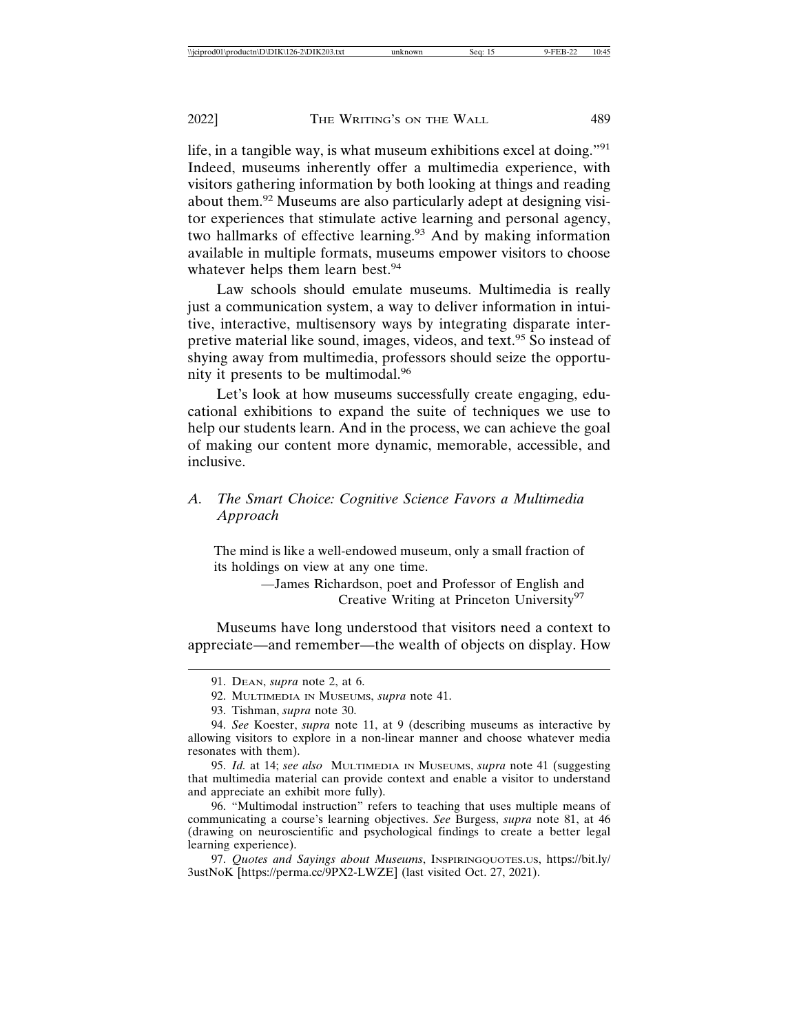life, in a tangible way, is what museum exhibitions excel at doing."[91] Indeed, museums inherently offer a multimedia experience, with visitors gathering information by both looking at things and reading about them.[92] Museums are also particularly adept at designing visitor experiences that stimulate active learning and personal agency, two hallmarks of effective learning.[93] And by making information available in multiple formats, museums empower visitors to choose whatever helps them learn best.[94]

Law schools should emulate museums. Multimedia is really just a communication system, a way to deliver information in intuitive, interactive, multisensory ways by integrating disparate interpretive material like sound, images, videos, and text.[95] So instead of shying away from multimedia, professors should seize the opportunity it presents to be multimodal.[96]

Let's look at how museums successfully create engaging, educational exhibitions to expand the suite of techniques we use to help our students learn. And in the process, we can achieve the goal of making our content more dynamic, memorable, accessible, and inclusive.

### A. *The Smart Choice: Cognitive Science Favors a Multimedia Approach*

> The mind is like a well-endowed museum, only a small fraction of its holdings on view at any one time.
>
> —James Richardson, poet and Professor of English and Creative Writing at Princeton University[97]

Museums have long understood that visitors need a context to appreciate—and remember—the wealth of objects on display. How

---

91. DEAN, *supra* note 2, at 6.

92. MULTIMEDIA IN MUSEUMS, *supra* note 41.

93. Tishman, *supra* note 30.

94. *See* Koester, *supra* note 11, at 9 (describing museums as interactive by allowing visitors to explore in a non-linear manner and choose whatever media resonates with them).

95. *Id.* at 14; *see also* MULTIMEDIA IN MUSEUMS, *supra* note 41 (suggesting that multimedia material can provide context and enable a visitor to understand and appreciate an exhibit more fully).

96. "Multimodal instruction" refers to teaching that uses multiple means of communicating a course's learning objectives. *See* Burgess, *supra* note 81, at 46 (drawing on neuroscientific and psychological findings to create a better legal learning experience).

97. *Quotes and Sayings about Museums*, INSPIRINGQUOTES.US, https://bit.ly/3ustNoK [https://perma.cc/9PX2-LWZE] (last visited Oct. 27, 2021).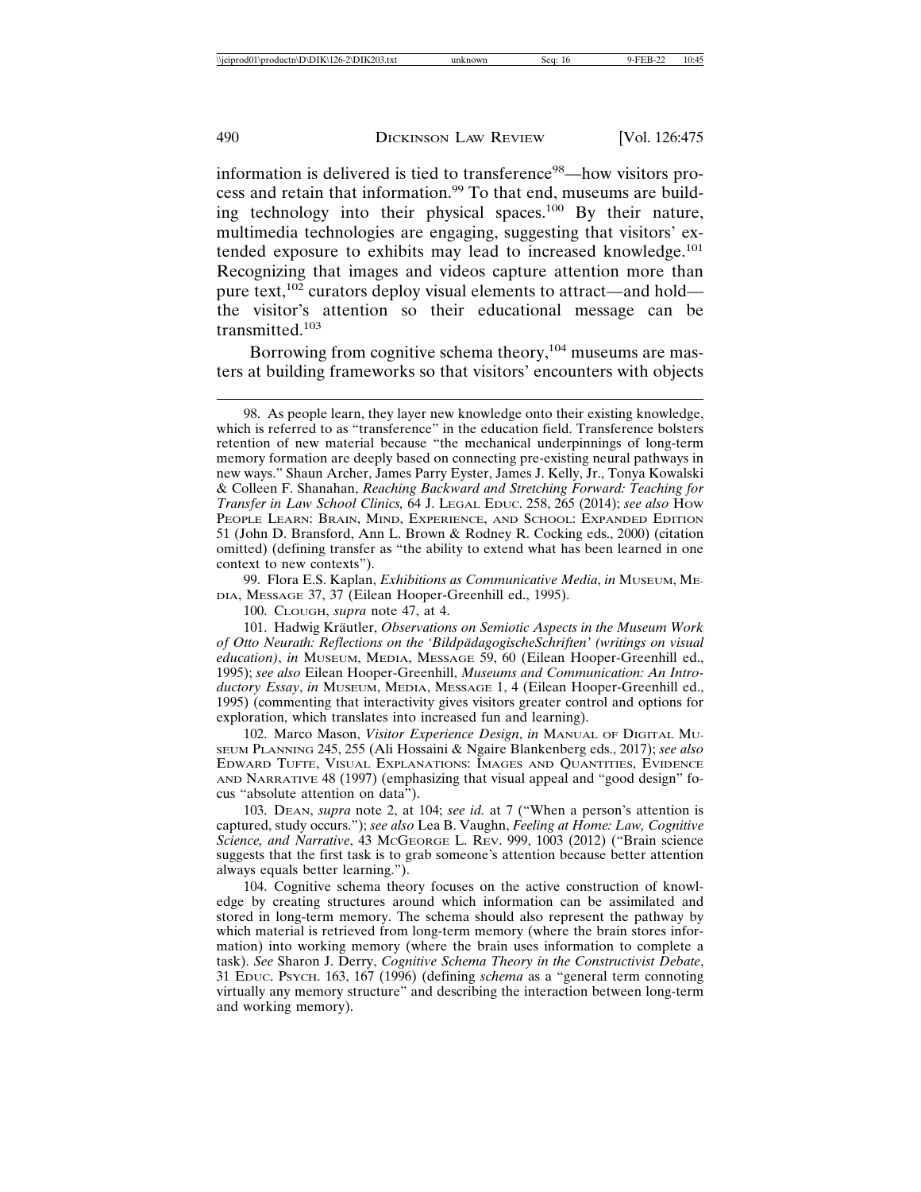information is delivered is tied to transference[98]—how visitors process and retain that information.[99] To that end, museums are building technology into their physical spaces.[100] By their nature, multimedia technologies are engaging, suggesting that visitors' extended exposure to exhibits may lead to increased knowledge.[101] Recognizing that images and videos capture attention more than pure text,[102] curators deploy visual elements to attract—and hold—the visitor's attention so their educational message can be transmitted.[103]

Borrowing from cognitive schema theory,[104] museums are masters at building frameworks so that visitors' encounters with objects

---

98. As people learn, they layer new knowledge onto their existing knowledge, which is referred to as "transference" in the education field. Transference bolsters retention of new material because "the mechanical underpinnings of long-term memory formation are deeply based on connecting pre-existing neural pathways in new ways." Shaun Archer, James Parry Eyster, James J. Kelly, Jr., Tonya Kowalski & Colleen F. Shanahan, *Reaching Backward and Stretching Forward: Teaching for Transfer in Law School Clinics,* 64 J. LEGAL EDUC. 258, 265 (2014); *see also* HOW PEOPLE LEARN: BRAIN, MIND, EXPERIENCE, AND SCHOOL: EXPANDED EDITION 51 (John D. Bransford, Ann L. Brown & Rodney R. Cocking eds., 2000) (citation omitted) (defining transfer as "the ability to extend what has been learned in one context to new contexts").

99. Flora E.S. Kaplan, *Exhibitions as Communicative Media*, *in* MUSEUM, MEDIA, MESSAGE 37, 37 (Eilean Hooper-Greenhill ed., 1995).

100. CLOUGH, *supra* note 47, at 4.

101. Hadwig Kräutler, *Observations on Semiotic Aspects in the Museum Work of Otto Neurath: Reflections on the 'BildpädagogischeSchriften' (writings on visual education)*, *in* MUSEUM, MEDIA, MESSAGE 59, 60 (Eilean Hooper-Greenhill ed., 1995); *see also* Eilean Hooper-Greenhill, *Museums and Communication: An Introductory Essay*, *in* MUSEUM, MEDIA, MESSAGE 1, 4 (Eilean Hooper-Greenhill ed., 1995) (commenting that interactivity gives visitors greater control and options for exploration, which translates into increased fun and learning).

102. Marco Mason, *Visitor Experience Design*, *in* MANUAL OF DIGITAL MUSEUM PLANNING 245, 255 (Ali Hossaini & Ngaire Blankenberg eds., 2017); *see also* EDWARD TUFTE, VISUAL EXPLANATIONS: IMAGES AND QUANTITIES, EVIDENCE AND NARRATIVE 48 (1997) (emphasizing that visual appeal and "good design" focus "absolute attention on data").

103. DEAN, *supra* note 2, at 104; *see id.* at 7 ("When a person's attention is captured, study occurs."); *see also* Lea B. Vaughn, *Feeling at Home: Law, Cognitive Science, and Narrative*, 43 MCGEORGE L. REV. 999, 1003 (2012) ("Brain science suggests that the first task is to grab someone's attention because better attention always equals better learning.").

104. Cognitive schema theory focuses on the active construction of knowledge by creating structures around which information can be assimilated and stored in long-term memory. The schema should also represent the pathway by which material is retrieved from long-term memory (where the brain stores information) into working memory (where the brain uses information to complete a task). *See* Sharon J. Derry, *Cognitive Schema Theory in the Constructivist Debate*, 31 EDUC. PSYCH. 163, 167 (1996) (defining *schema* as a "general term connoting virtually any memory structure" and describing the interaction between long-term and working memory).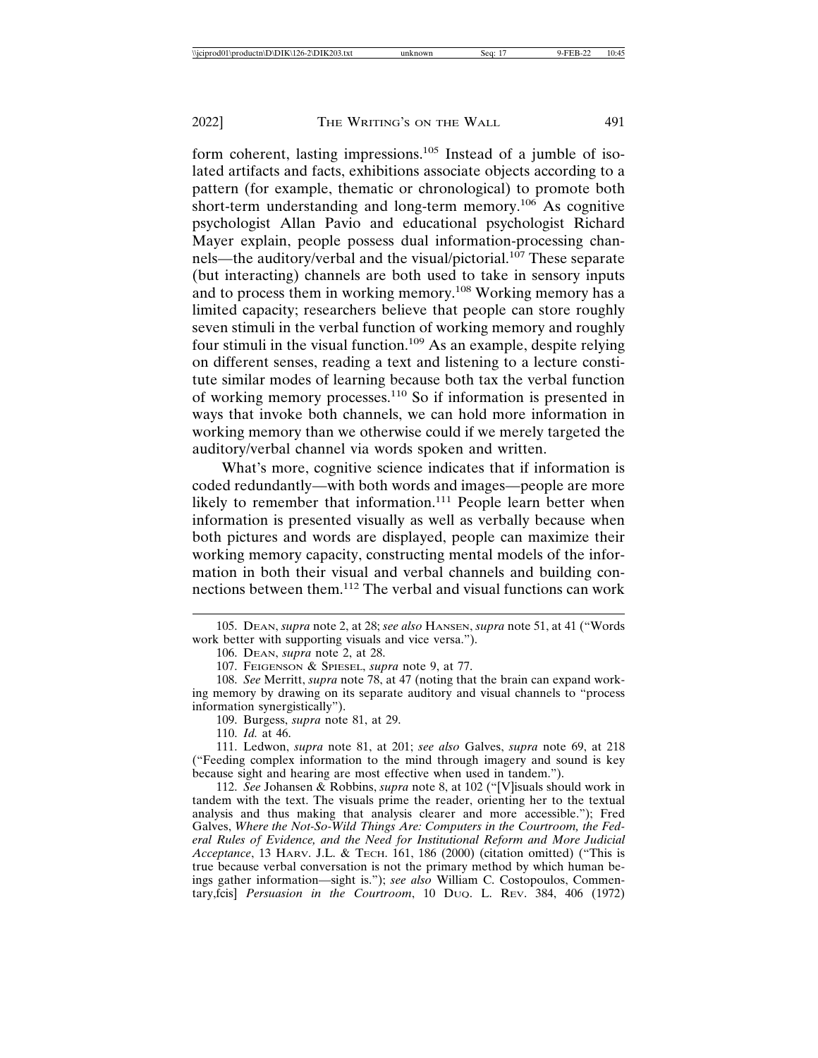form coherent, lasting impressions.[105] Instead of a jumble of isolated artifacts and facts, exhibitions associate objects according to a pattern (for example, thematic or chronological) to promote both short-term understanding and long-term memory.[106] As cognitive psychologist Allan Pavio and educational psychologist Richard Mayer explain, people possess dual information-processing channels—the auditory/verbal and the visual/pictorial.[107] These separate (but interacting) channels are both used to take in sensory inputs and to process them in working memory.[108] Working memory has a limited capacity; researchers believe that people can store roughly seven stimuli in the verbal function of working memory and roughly four stimuli in the visual function.[109] As an example, despite relying on different senses, reading a text and listening to a lecture constitute similar modes of learning because both tax the verbal function of working memory processes.[110] So if information is presented in ways that invoke both channels, we can hold more information in working memory than we otherwise could if we merely targeted the auditory/verbal channel via words spoken and written.

What's more, cognitive science indicates that if information is coded redundantly—with both words and images—people are more likely to remember that information.[111] People learn better when information is presented visually as well as verbally because when both pictures and words are displayed, people can maximize their working memory capacity, constructing mental models of the information in both their visual and verbal channels and building connections between them.[112] The verbal and visual functions can work

---

105. DEAN, *supra* note 2, at 28; *see also* HANSEN, *supra* note 51, at 41 ("Words work better with supporting visuals and vice versa.").

106. DEAN, *supra* note 2, at 28.

107. FEIGENSON & SPIESEL, *supra* note 9, at 77.

108. *See* Merritt, *supra* note 78, at 47 (noting that the brain can expand working memory by drawing on its separate auditory and visual channels to "process information synergistically").

109. Burgess, *supra* note 81, at 29.

110. *Id.* at 46.

111. Ledwon, *supra* note 81, at 201; *see also* Galves, *supra* note 69, at 218 ("Feeding complex information to the mind through imagery and sound is key because sight and hearing are most effective when used in tandem.").

112. *See* Johansen & Robbins, *supra* note 8, at 102 ("[V]isuals should work in tandem with the text. The visuals prime the reader, orienting her to the textual analysis and thus making that analysis clearer and more accessible."); Fred Galves, *Where the Not-So-Wild Things Are: Computers in the Courtroom, the Federal Rules of Evidence, and the Need for Institutional Reform and More Judicial Acceptance*, 13 HARV. J.L. & TECH. 161, 186 (2000) (citation omitted) ("This is true because verbal conversation is not the primary method by which human beings gather information—sight is."); *see also* William C. Costopoulos, Commentary,fcis] *Persuasion in the Courtroom*, 10 DUQ. L. REV. 384, 406 (1972)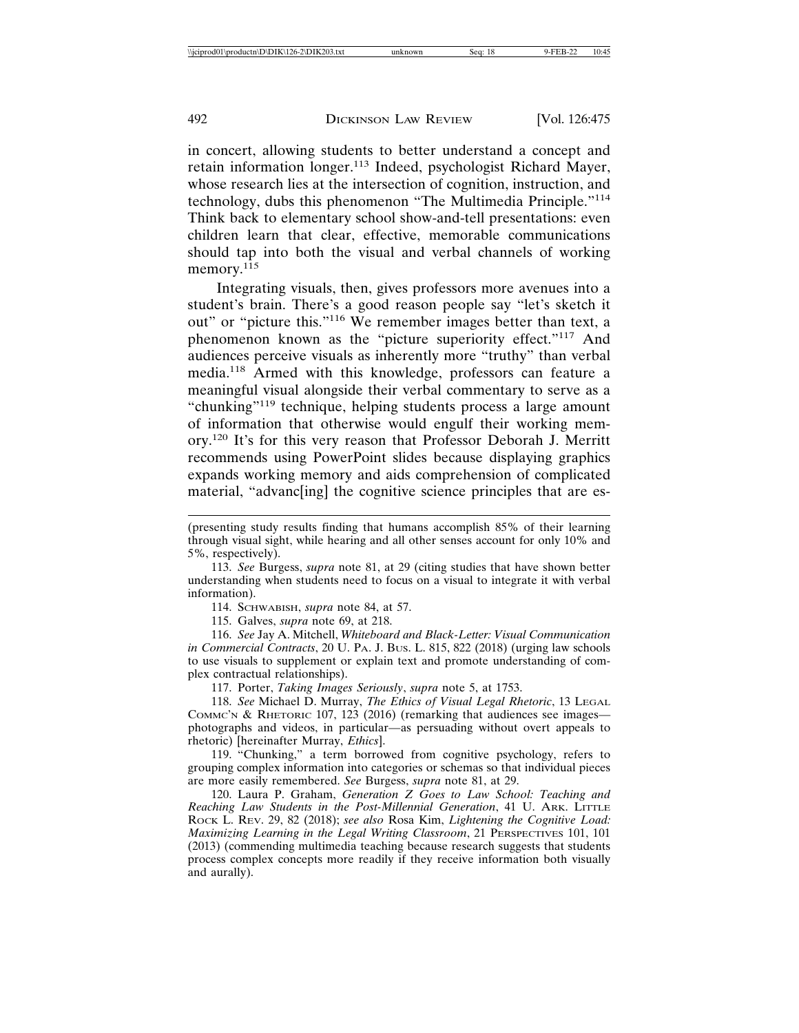in concert, allowing students to better understand a concept and retain information longer.[113] Indeed, psychologist Richard Mayer, whose research lies at the intersection of cognition, instruction, and technology, dubs this phenomenon "The Multimedia Principle."[114] Think back to elementary school show-and-tell presentations: even children learn that clear, effective, memorable communications should tap into both the visual and verbal channels of working memory.[115]

Integrating visuals, then, gives professors more avenues into a student's brain. There's a good reason people say "let's sketch it out" or "picture this."[116] We remember images better than text, a phenomenon known as the "picture superiority effect."[117] And audiences perceive visuals as inherently more "truthy" than verbal media.[118] Armed with this knowledge, professors can feature a meaningful visual alongside their verbal commentary to serve as a "chunking"[119] technique, helping students process a large amount of information that otherwise would engulf their working memory.[120] It's for this very reason that Professor Deborah J. Merritt recommends using PowerPoint slides because displaying graphics expands working memory and aids comprehension of complicated material, "advanc[ing] the cognitive science principles that are es-

---

(presenting study results finding that humans accomplish 85% of their learning through visual sight, while hearing and all other senses account for only 10% and 5%, respectively).

113. *See* Burgess, *supra* note 81, at 29 (citing studies that have shown better understanding when students need to focus on a visual to integrate it with verbal information).

114. SCHWABISH, *supra* note 84, at 57.

115. Galves, *supra* note 69, at 218.

116. *See* Jay A. Mitchell, *Whiteboard and Black-Letter: Visual Communication in Commercial Contracts*, 20 U. PA. J. BUS. L. 815, 822 (2018) (urging law schools to use visuals to supplement or explain text and promote understanding of complex contractual relationships).

117. Porter, *Taking Images Seriously*, *supra* note 5, at 1753.

118. *See* Michael D. Murray, *The Ethics of Visual Legal Rhetoric*, 13 LEGAL COMMC'N & RHETORIC 107, 123 (2016) (remarking that audiences see images—photographs and videos, in particular—as persuading without overt appeals to rhetoric) [hereinafter Murray, *Ethics*].

119. "Chunking," a term borrowed from cognitive psychology, refers to grouping complex information into categories or schemas so that individual pieces are more easily remembered. *See* Burgess, *supra* note 81, at 29.

120. Laura P. Graham, *Generation Z Goes to Law School: Teaching and Reaching Law Students in the Post-Millennial Generation*, 41 U. ARK. LITTLE ROCK L. REV. 29, 82 (2018); *see also* Rosa Kim, *Lightening the Cognitive Load: Maximizing Learning in the Legal Writing Classroom*, 21 PERSPECTIVES 101, 101 (2013) (commending multimedia teaching because research suggests that students process complex concepts more readily if they receive information both visually and aurally).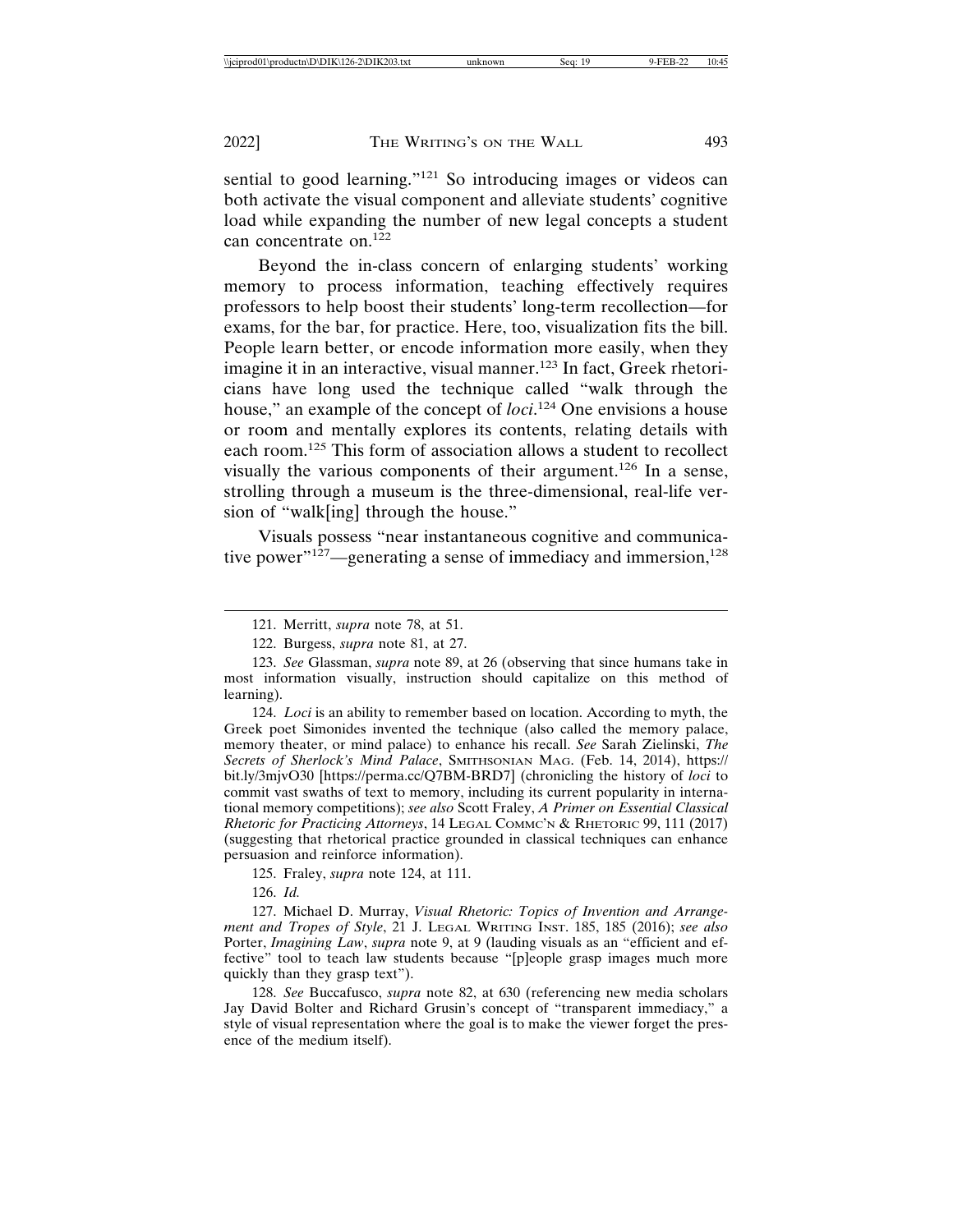sential to good learning."[121] So introducing images or videos can both activate the visual component and alleviate students' cognitive load while expanding the number of new legal concepts a student can concentrate on.[122]

Beyond the in-class concern of enlarging students' working memory to process information, teaching effectively requires professors to help boost their students' long-term recollection—for exams, for the bar, for practice. Here, too, visualization fits the bill. People learn better, or encode information more easily, when they imagine it in an interactive, visual manner.[123] In fact, Greek rhetoricians have long used the technique called "walk through the house," an example of the concept of *loci*.[124] One envisions a house or room and mentally explores its contents, relating details with each room.[125] This form of association allows a student to recollect visually the various components of their argument.[126] In a sense, strolling through a museum is the three-dimensional, real-life version of "walk[ing] through the house."

Visuals possess "near instantaneous cognitive and communicative power"[127]—generating a sense of immediacy and immersion,[128]

---

121. Merritt, *supra* note 78, at 51.

122. Burgess, *supra* note 81, at 27.

123. *See* Glassman, *supra* note 89, at 26 (observing that since humans take in most information visually, instruction should capitalize on this method of learning).

124. *Loci* is an ability to remember based on location. According to myth, the Greek poet Simonides invented the technique (also called the memory palace, memory theater, or mind palace) to enhance his recall. *See* Sarah Zielinski, *The Secrets of Sherlock's Mind Palace*, SMITHSONIAN MAG. (Feb. 14, 2014), https://bit.ly/3mjvO30 [https://perma.cc/Q7BM-BRD7] (chronicling the history of *loci* to commit vast swaths of text to memory, including its current popularity in international memory competitions); *see also* Scott Fraley, *A Primer on Essential Classical Rhetoric for Practicing Attorneys*, 14 LEGAL COMMC'N & RHETORIC 99, 111 (2017) (suggesting that rhetorical practice grounded in classical techniques can enhance persuasion and reinforce information).

125. Fraley, *supra* note 124, at 111.

126. *Id.*

127. Michael D. Murray, *Visual Rhetoric: Topics of Invention and Arrangement and Tropes of Style*, 21 J. LEGAL WRITING INST. 185, 185 (2016); *see also* Porter, *Imagining Law*, *supra* note 9, at 9 (lauding visuals as an "efficient and effective" tool to teach law students because "[p]eople grasp images much more quickly than they grasp text").

128. *See* Buccafusco, *supra* note 82, at 630 (referencing new media scholars Jay David Bolter and Richard Grusin's concept of "transparent immediacy," a style of visual representation where the goal is to make the viewer forget the presence of the medium itself).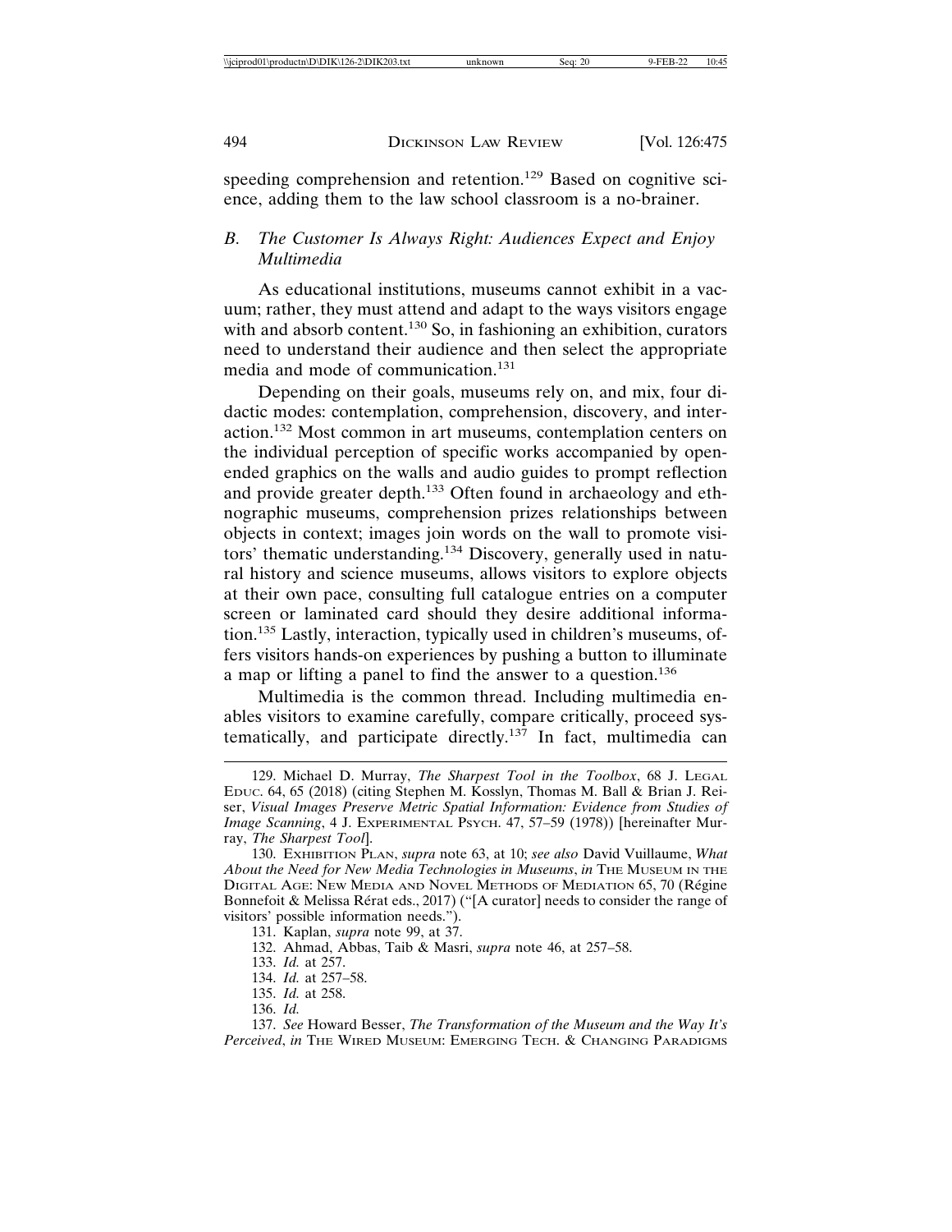speeding comprehension and retention.[129] Based on cognitive science, adding them to the law school classroom is a no-brainer.

### *B. The Customer Is Always Right: Audiences Expect and Enjoy Multimedia*

As educational institutions, museums cannot exhibit in a vacuum; rather, they must attend and adapt to the ways visitors engage with and absorb content.[130] So, in fashioning an exhibition, curators need to understand their audience and then select the appropriate media and mode of communication.[131]

Depending on their goals, museums rely on, and mix, four didactic modes: contemplation, comprehension, discovery, and interaction.[132] Most common in art museums, contemplation centers on the individual perception of specific works accompanied by open-ended graphics on the walls and audio guides to prompt reflection and provide greater depth.[133] Often found in archaeology and ethnographic museums, comprehension prizes relationships between objects in context; images join words on the wall to promote visitors' thematic understanding.[134] Discovery, generally used in natural history and science museums, allows visitors to explore objects at their own pace, consulting full catalogue entries on a computer screen or laminated card should they desire additional information.[135] Lastly, interaction, typically used in children's museums, offers visitors hands-on experiences by pushing a button to illuminate a map or lifting a panel to find the answer to a question.[136]

Multimedia is the common thread. Including multimedia enables visitors to examine carefully, compare critically, proceed systematically, and participate directly.[137] In fact, multimedia can

---

129. Michael D. Murray, *The Sharpest Tool in the Toolbox*, 68 J. LEGAL EDUC. 64, 65 (2018) (citing Stephen M. Kosslyn, Thomas M. Ball & Brian J. Reiser, *Visual Images Preserve Metric Spatial Information: Evidence from Studies of Image Scanning*, 4 J. EXPERIMENTAL PSYCH. 47, 57–59 (1978)) [hereinafter Murray, *The Sharpest Tool*].

130. EXHIBITION PLAN, *supra* note 63, at 10; *see also* David Vuillaume, *What About the Need for New Media Technologies in Museums*, *in* THE MUSEUM IN THE DIGITAL AGE: NEW MEDIA AND NOVEL METHODS OF MEDIATION 65, 70 (Régine Bonnefoit & Melissa Rérat eds., 2017) ("[A curator] needs to consider the range of visitors' possible information needs.").

131. Kaplan, *supra* note 99, at 37.

132. Ahmad, Abbas, Taib & Masri, *supra* note 46, at 257–58.

133. *Id.* at 257.

134. *Id.* at 257–58.

135. *Id.* at 258.

136. *Id.*

137. *See* Howard Besser, *The Transformation of the Museum and the Way It's Perceived*, *in* THE WIRED MUSEUM: EMERGING TECH. & CHANGING PARADIGMS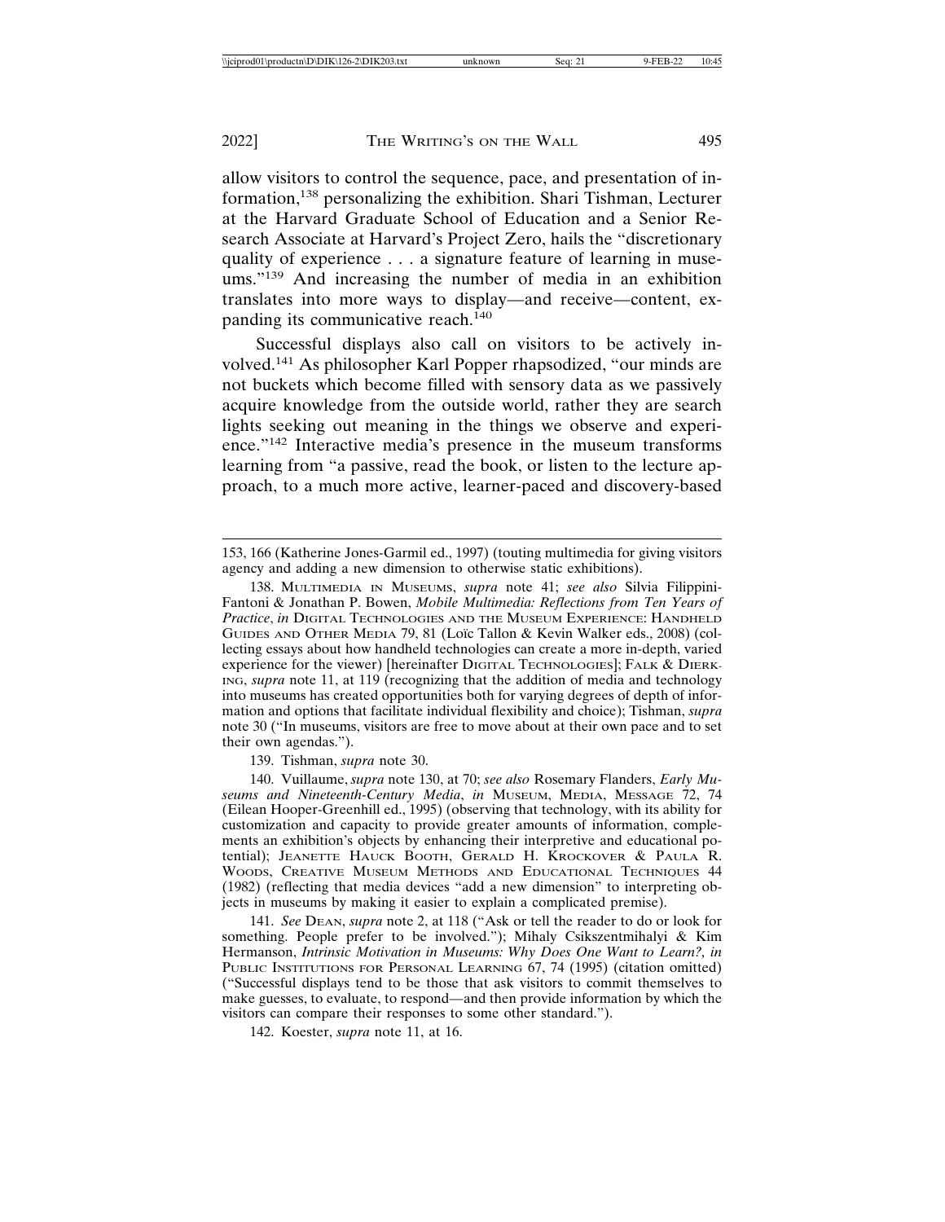allow visitors to control the sequence, pace, and presentation of information,[138] personalizing the exhibition. Shari Tishman, Lecturer at the Harvard Graduate School of Education and a Senior Research Associate at Harvard's Project Zero, hails the "discretionary quality of experience . . . a signature feature of learning in museums."[139] And increasing the number of media in an exhibition translates into more ways to display—and receive—content, expanding its communicative reach.[140]

Successful displays also call on visitors to be actively involved.[141] As philosopher Karl Popper rhapsodized, "our minds are not buckets which become filled with sensory data as we passively acquire knowledge from the outside world, rather they are search lights seeking out meaning in the things we observe and experience."[142] Interactive media's presence in the museum transforms learning from "a passive, read the book, or listen to the lecture approach, to a much more active, learner-paced and discovery-based

---

153, 166 (Katherine Jones-Garmil ed., 1997) (touting multimedia for giving visitors agency and adding a new dimension to otherwise static exhibitions).

138. MULTIMEDIA IN MUSEUMS, *supra* note 41; *see also* Silvia Filippini-Fantoni & Jonathan P. Bowen, *Mobile Multimedia: Reflections from Ten Years of Practice*, *in* DIGITAL TECHNOLOGIES AND THE MUSEUM EXPERIENCE: HANDHELD GUIDES AND OTHER MEDIA 79, 81 (Loïc Tallon & Kevin Walker eds., 2008) (collecting essays about how handheld technologies can create a more in-depth, varied experience for the viewer) [hereinafter DIGITAL TECHNOLOGIES]; FALK & DIERKING, *supra* note 11, at 119 (recognizing that the addition of media and technology into museums has created opportunities both for varying degrees of depth of information and options that facilitate individual flexibility and choice); Tishman, *supra* note 30 ("In museums, visitors are free to move about at their own pace and to set their own agendas.").

139. Tishman, *supra* note 30.

140. Vuillaume, *supra* note 130, at 70; *see also* Rosemary Flanders, *Early Museums and Nineteenth-Century Media*, *in* MUSEUM, MEDIA, MESSAGE 72, 74 (Eilean Hooper-Greenhill ed., 1995) (observing that technology, with its ability for customization and capacity to provide greater amounts of information, complements an exhibition's objects by enhancing their interpretive and educational potential); JEANETTE HAUCK BOOTH, GERALD H. KROCKOVER & PAULA R. WOODS, CREATIVE MUSEUM METHODS AND EDUCATIONAL TECHNIQUES 44 (1982) (reflecting that media devices "add a new dimension" to interpreting objects in museums by making it easier to explain a complicated premise).

141. *See* DEAN, *supra* note 2, at 118 ("Ask or tell the reader to do or look for something. People prefer to be involved."); Mihaly Csikszentmihalyi & Kim Hermanson, *Intrinsic Motivation in Museums: Why Does One Want to Learn?, in* PUBLIC INSTITUTIONS FOR PERSONAL LEARNING 67, 74 (1995) (citation omitted) ("Successful displays tend to be those that ask visitors to commit themselves to make guesses, to evaluate, to respond—and then provide information by which the visitors can compare their responses to some other standard.").

142. Koester, *supra* note 11, at 16.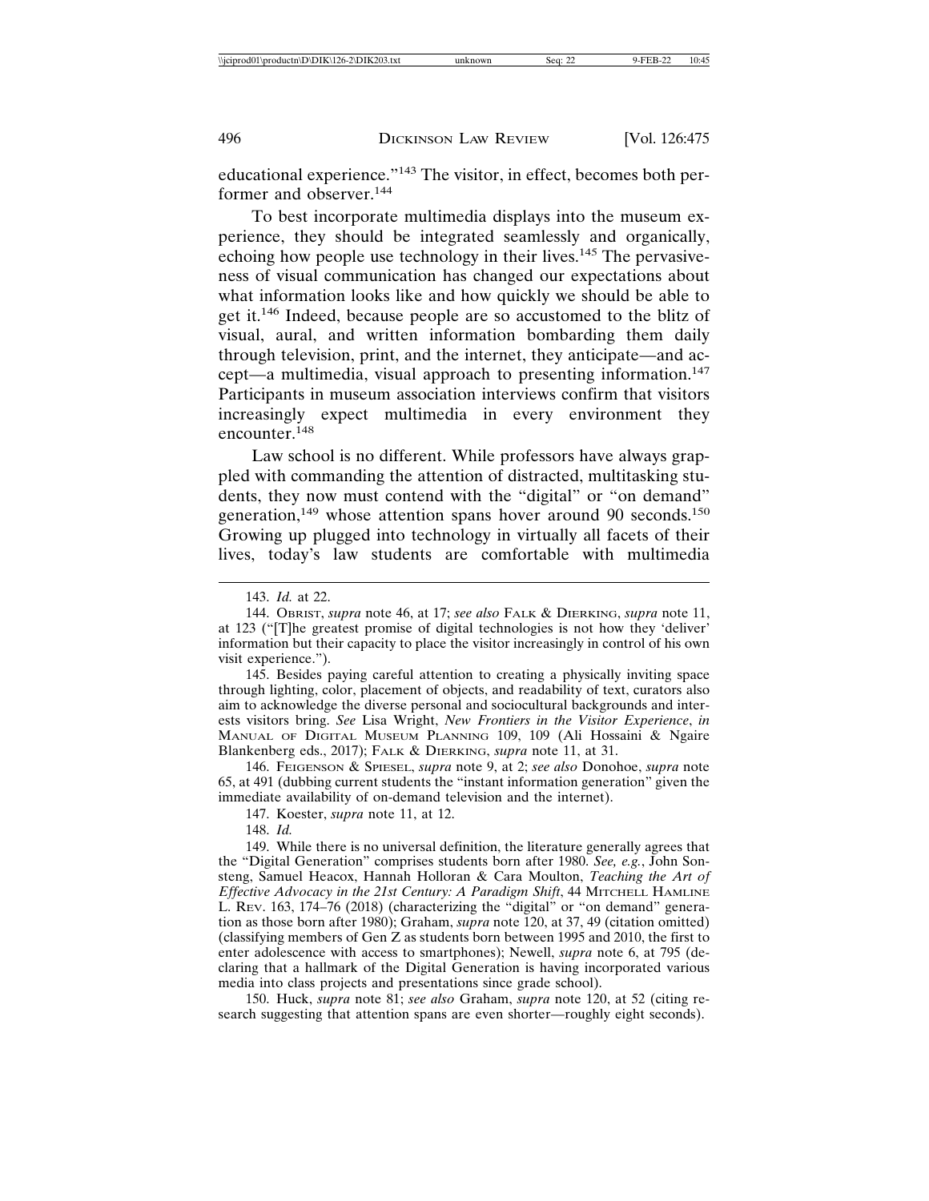educational experience."[143] The visitor, in effect, becomes both performer and observer.[144]

To best incorporate multimedia displays into the museum experience, they should be integrated seamlessly and organically, echoing how people use technology in their lives.[145] The pervasiveness of visual communication has changed our expectations about what information looks like and how quickly we should be able to get it.[146] Indeed, because people are so accustomed to the blitz of visual, aural, and written information bombarding them daily through television, print, and the internet, they anticipate—and accept—a multimedia, visual approach to presenting information.[147] Participants in museum association interviews confirm that visitors increasingly expect multimedia in every environment they encounter.[148]

Law school is no different. While professors have always grappled with commanding the attention of distracted, multitasking students, they now must contend with the "digital" or "on demand" generation,[149] whose attention spans hover around 90 seconds.[150] Growing up plugged into technology in virtually all facets of their lives, today's law students are comfortable with multimedia

---

143. *Id.* at 22.

144. OBRIST, *supra* note 46, at 17; *see also* FALK & DIERKING, *supra* note 11, at 123 ("[T]he greatest promise of digital technologies is not how they 'deliver' information but their capacity to place the visitor increasingly in control of his own visit experience.").

145. Besides paying careful attention to creating a physically inviting space through lighting, color, placement of objects, and readability of text, curators also aim to acknowledge the diverse personal and sociocultural backgrounds and interests visitors bring. *See* Lisa Wright, *New Frontiers in the Visitor Experience*, *in* MANUAL OF DIGITAL MUSEUM PLANNING 109, 109 (Ali Hossaini & Ngaire Blankenberg eds., 2017); FALK & DIERKING, *supra* note 11, at 31.

146. FEIGENSON & SPIESEL, *supra* note 9, at 2; *see also* Donohoe, *supra* note 65, at 491 (dubbing current students the "instant information generation" given the immediate availability of on-demand television and the internet).

147. Koester, *supra* note 11, at 12.

148. *Id.*

149. While there is no universal definition, the literature generally agrees that the "Digital Generation" comprises students born after 1980. *See, e.g.*, John Sonsteng, Samuel Heacox, Hannah Holloran & Cara Moulton, *Teaching the Art of Effective Advocacy in the 21st Century: A Paradigm Shift*, 44 MITCHELL HAMLINE L. REV. 163, 174–76 (2018) (characterizing the "digital" or "on demand" generation as those born after 1980); Graham, *supra* note 120, at 37, 49 (citation omitted) (classifying members of Gen Z as students born between 1995 and 2010, the first to enter adolescence with access to smartphones); Newell, *supra* note 6, at 795 (declaring that a hallmark of the Digital Generation is having incorporated various media into class projects and presentations since grade school).

150. Huck, *supra* note 81; *see also* Graham, *supra* note 120, at 52 (citing research suggesting that attention spans are even shorter—roughly eight seconds).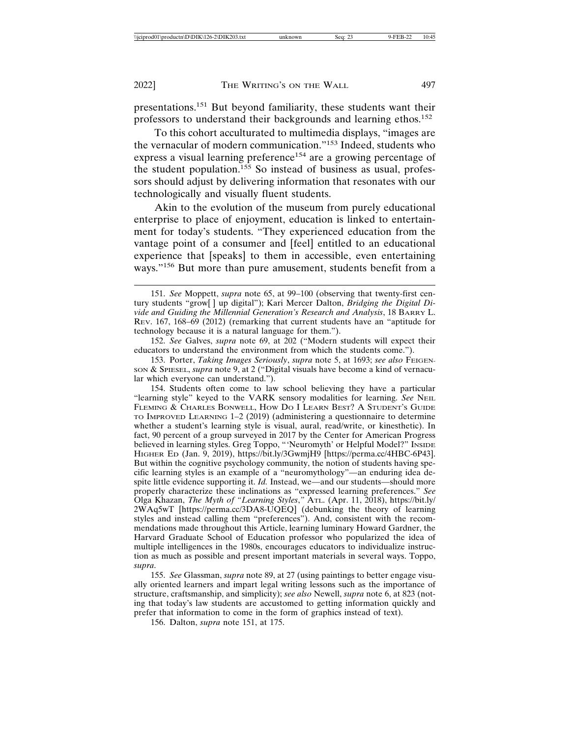presentations.[151] But beyond familiarity, these students want their professors to understand their backgrounds and learning ethos.[152]

To this cohort acculturated to multimedia displays, "images are the vernacular of modern communication."[153] Indeed, students who express a visual learning preference[154] are a growing percentage of the student population.[155] So instead of business as usual, professors should adjust by delivering information that resonates with our technologically and visually fluent students.

Akin to the evolution of the museum from purely educational enterprise to place of enjoyment, education is linked to entertainment for today's students. "They experienced education from the vantage point of a consumer and [feel] entitled to an educational experience that [speaks] to them in accessible, even entertaining ways."[156] But more than pure amusement, students benefit from a

---

151. *See* Moppett, *supra* note 65, at 99–100 (observing that twenty-first century students "grow[ ] up digital"); Kari Mercer Dalton, *Bridging the Digital Divide and Guiding the Millennial Generation's Research and Analysis*, 18 BARRY L. REV. 167, 168–69 (2012) (remarking that current students have an "aptitude for technology because it is a natural language for them.").

152. *See* Galves, *supra* note 69, at 202 ("Modern students will expect their educators to understand the environment from which the students come.").

153. Porter, *Taking Images Seriously*, *supra* note 5, at 1693; *see also* FEIGENSON & SPIESEL, *supra* note 9, at 2 ("Digital visuals have become a kind of vernacular which everyone can understand.").

154. Students often come to law school believing they have a particular "learning style" keyed to the VARK sensory modalities for learning. *See* NEIL FLEMING & CHARLES BONWELL, HOW DO I LEARN BEST? A STUDENT'S GUIDE TO IMPROVED LEARNING 1–2 (2019) (administering a questionnaire to determine whether a student's learning style is visual, aural, read/write, or kinesthetic). In fact, 90 percent of a group surveyed in 2017 by the Center for American Progress believed in learning styles. Greg Toppo, "'Neuromyth' or Helpful Model?" INSIDE HIGHER ED (Jan. 9, 2019), https://bit.ly/3GwmjH9 [https://perma.cc/4HBC-6P43]. But within the cognitive psychology community, the notion of students having specific learning styles is an example of a "neuromythology"—an enduring idea despite little evidence supporting it. *Id.* Instead, we—and our students—should more properly characterize these inclinations as "expressed learning preferences." *See* Olga Khazan, *The Myth of "Learning Styles*," ATL. (Apr. 11, 2018), https://bit.ly/2WAq5wT [https://perma.cc/3DA8-UQEQ] (debunking the theory of learning styles and instead calling them "preferences"). And, consistent with the recommendations made throughout this Article, learning luminary Howard Gardner, the Harvard Graduate School of Education professor who popularized the idea of multiple intelligences in the 1980s, encourages educators to individualize instruction as much as possible and present important materials in several ways. Toppo, *supra*.

155. *See* Glassman, *supra* note 89, at 27 (using paintings to better engage visually oriented learners and impart legal writing lessons such as the importance of structure, craftsmanship, and simplicity); *see also* Newell, *supra* note 6, at 823 (noting that today's law students are accustomed to getting information quickly and prefer that information to come in the form of graphics instead of text).

156. Dalton, *supra* note 151, at 175.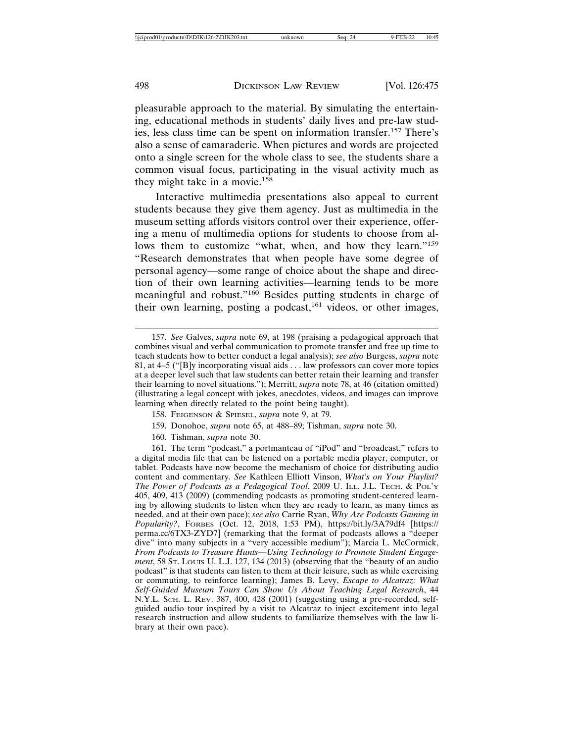pleasurable approach to the material. By simulating the entertaining, educational methods in students' daily lives and pre-law studies, less class time can be spent on information transfer.[157] There's also a sense of camaraderie. When pictures and words are projected onto a single screen for the whole class to see, the students share a common visual focus, participating in the visual activity much as they might take in a movie.[158]

Interactive multimedia presentations also appeal to current students because they give them agency. Just as multimedia in the museum setting affords visitors control over their experience, offering a menu of multimedia options for students to choose from allows them to customize "what, when, and how they learn."[159] "Research demonstrates that when people have some degree of personal agency—some range of choice about the shape and direction of their own learning activities—learning tends to be more meaningful and robust."[160] Besides putting students in charge of their own learning, posting a podcast,[161] videos, or other images,

---

157. *See* Galves, *supra* note 69, at 198 (praising a pedagogical approach that combines visual and verbal communication to promote transfer and free up time to teach students how to better conduct a legal analysis); *see also* Burgess, *supra* note 81, at 4–5 ("[B]y incorporating visual aids . . . law professors can cover more topics at a deeper level such that law students can better retain their learning and transfer their learning to novel situations."); Merritt, *supra* note 78, at 46 (citation omitted) (illustrating a legal concept with jokes, anecdotes, videos, and images can improve learning when directly related to the point being taught).

158. FEIGENSON & SPIESEL, *supra* note 9, at 79.

159. Donohoe, *supra* note 65, at 488–89; Tishman, *supra* note 30.

160. Tishman, *supra* note 30.

161. The term "podcast," a portmanteau of "iPod" and "broadcast," refers to a digital media file that can be listened on a portable media player, computer, or tablet. Podcasts have now become the mechanism of choice for distributing audio content and commentary. *See* Kathleen Elliott Vinson, *What's on Your Playlist? The Power of Podcasts as a Pedagogical Tool*, 2009 U. ILL. J.L. TECH. & POL'Y 405, 409, 413 (2009) (commending podcasts as promoting student-centered learning by allowing students to listen when they are ready to learn, as many times as needed, and at their own pace); *see also* Carrie Ryan, *Why Are Podcasts Gaining in Popularity?*, FORBES (Oct. 12, 2018, 1:53 PM), https://bit.ly/3A79df4 [https://perma.cc/6TX3-ZYD7] (remarking that the format of podcasts allows a "deeper dive" into many subjects in a "very accessible medium"); Marcia L. McCormick, *From Podcasts to Treasure Hunts—Using Technology to Promote Student Engagement*, 58 ST. LOUIS U. L.J. 127, 134 (2013) (observing that the "beauty of an audio podcast" is that students can listen to them at their leisure, such as while exercising or commuting, to reinforce learning); James B. Levy, *Escape to Alcatraz: What Self-Guided Museum Tours Can Show Us About Teaching Legal Research*, 44 N.Y.L. SCH. L. REV. 387, 400, 428 (2001) (suggesting using a pre-recorded, self-guided audio tour inspired by a visit to Alcatraz to inject excitement into legal research instruction and allow students to familiarize themselves with the law library at their own pace).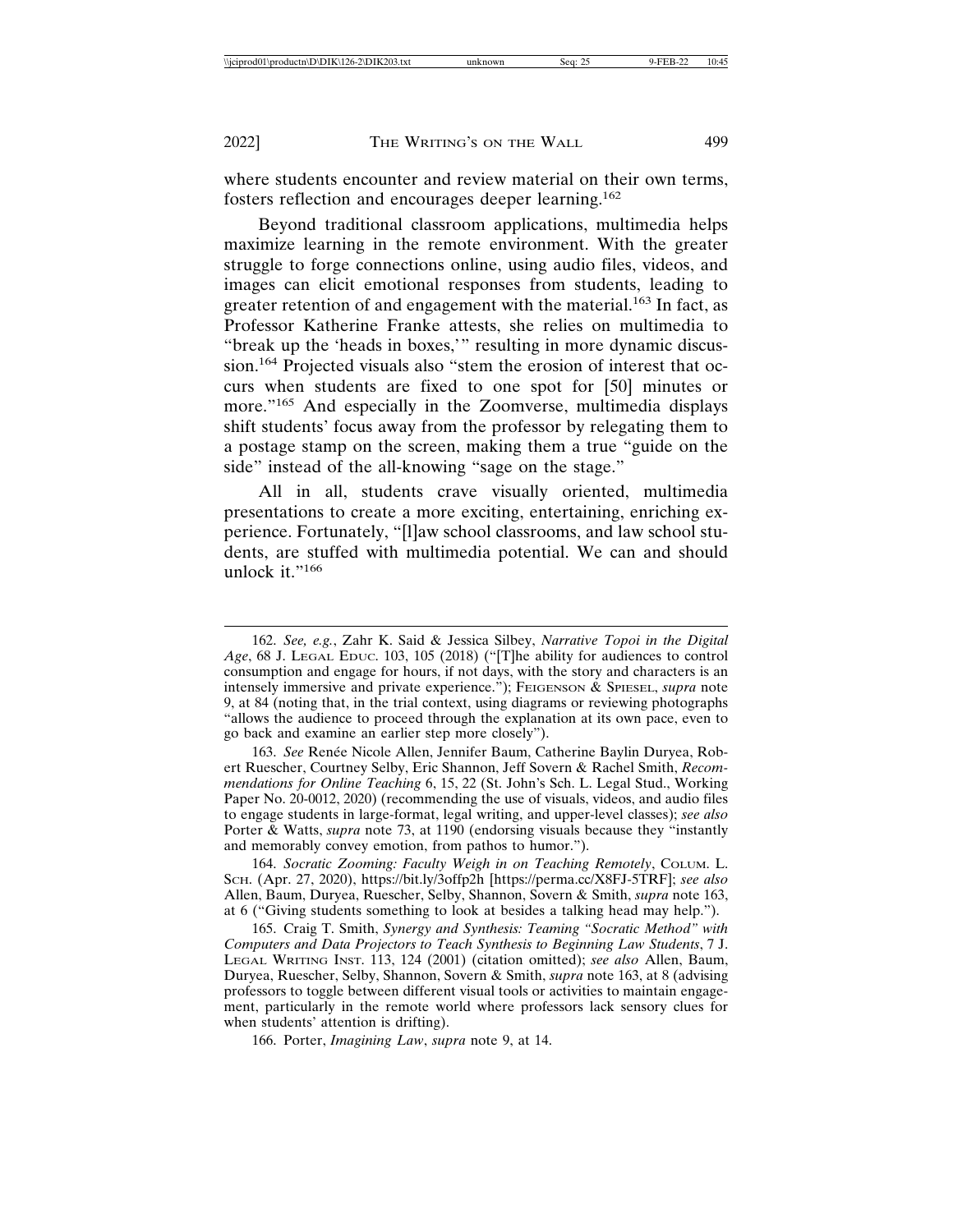where students encounter and review material on their own terms, fosters reflection and encourages deeper learning.[162]

Beyond traditional classroom applications, multimedia helps maximize learning in the remote environment. With the greater struggle to forge connections online, using audio files, videos, and images can elicit emotional responses from students, leading to greater retention of and engagement with the material.[163] In fact, as Professor Katherine Franke attests, she relies on multimedia to "break up the 'heads in boxes,'" resulting in more dynamic discussion.[164] Projected visuals also "stem the erosion of interest that occurs when students are fixed to one spot for [50] minutes or more."[165] And especially in the Zoomverse, multimedia displays shift students' focus away from the professor by relegating them to a postage stamp on the screen, making them a true "guide on the side" instead of the all-knowing "sage on the stage."

All in all, students crave visually oriented, multimedia presentations to create a more exciting, entertaining, enriching experience. Fortunately, "[l]aw school classrooms, and law school students, are stuffed with multimedia potential. We can and should unlock it."[166]

---

162. *See, e.g.*, Zahr K. Said & Jessica Silbey, *Narrative Topoi in the Digital Age*, 68 J. Legal Educ. 103, 105 (2018) ("[T]he ability for audiences to control consumption and engage for hours, if not days, with the story and characters is an intensely immersive and private experience."); Feigenson & Spiesel, *supra* note 9, at 84 (noting that, in the trial context, using diagrams or reviewing photographs "allows the audience to proceed through the explanation at its own pace, even to go back and examine an earlier step more closely").

163. *See* Renée Nicole Allen, Jennifer Baum, Catherine Baylin Duryea, Robert Ruescher, Courtney Selby, Eric Shannon, Jeff Sovern & Rachel Smith, *Recommendations for Online Teaching* 6, 15, 22 (St. John's Sch. L. Legal Stud., Working Paper No. 20-0012, 2020) (recommending the use of visuals, videos, and audio files to engage students in large-format, legal writing, and upper-level classes); *see also* Porter & Watts, *supra* note 73, at 1190 (endorsing visuals because they "instantly and memorably convey emotion, from pathos to humor.").

164. *Socratic Zooming: Faculty Weigh in on Teaching Remotely*, Colum. L. Sch. (Apr. 27, 2020), https://bit.ly/3offp2h [https://perma.cc/X8FJ-5TRF]; *see also* Allen, Baum, Duryea, Ruescher, Selby, Shannon, Sovern & Smith, *supra* note 163, at 6 ("Giving students something to look at besides a talking head may help.").

165. Craig T. Smith, *Synergy and Synthesis: Teaming "Socratic Method" with Computers and Data Projectors to Teach Synthesis to Beginning Law Students*, 7 J. Legal Writing Inst. 113, 124 (2001) (citation omitted); *see also* Allen, Baum, Duryea, Ruescher, Selby, Shannon, Sovern & Smith, *supra* note 163, at 8 (advising professors to toggle between different visual tools or activities to maintain engagement, particularly in the remote world where professors lack sensory clues for when students' attention is drifting).

166. Porter, *Imagining Law*, *supra* note 9, at 14.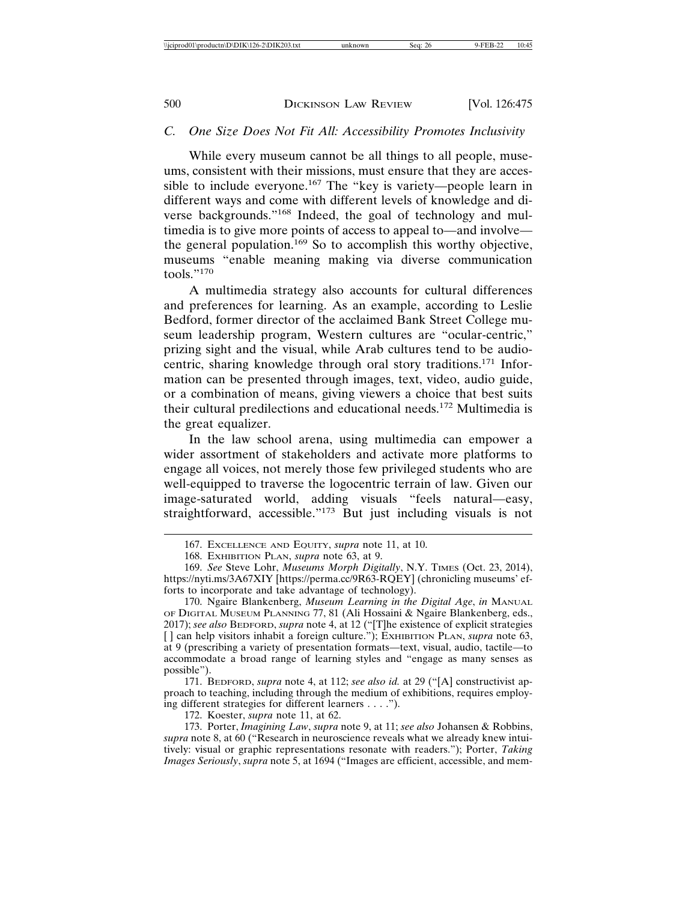### C. *One Size Does Not Fit All: Accessibility Promotes Inclusivity*

While every museum cannot be all things to all people, museums, consistent with their missions, must ensure that they are accessible to include everyone.[167] The "key is variety—people learn in different ways and come with different levels of knowledge and diverse backgrounds."[168] Indeed, the goal of technology and multimedia is to give more points of access to appeal to—and involve—the general population.[169] So to accomplish this worthy objective, museums "enable meaning making via diverse communication tools."[170]

A multimedia strategy also accounts for cultural differences and preferences for learning. As an example, according to Leslie Bedford, former director of the acclaimed Bank Street College museum leadership program, Western cultures are "ocular-centric," prizing sight and the visual, while Arab cultures tend to be audio-centric, sharing knowledge through oral story traditions.[171] Information can be presented through images, text, video, audio guide, or a combination of means, giving viewers a choice that best suits their cultural predilections and educational needs.[172] Multimedia is the great equalizer.

In the law school arena, using multimedia can empower a wider assortment of stakeholders and activate more platforms to engage all voices, not merely those few privileged students who are well-equipped to traverse the logocentric terrain of law. Given our image-saturated world, adding visuals "feels natural—easy, straightforward, accessible."[173] But just including visuals is not

---

167. EXCELLENCE AND EQUITY, *supra* note 11, at 10.

168. EXHIBITION PLAN, *supra* note 63, at 9.

169. *See* Steve Lohr, *Museums Morph Digitally*, N.Y. TIMES (Oct. 23, 2014), https://nyti.ms/3A67XIY [https://perma.cc/9R63-RQEY] (chronicling museums' efforts to incorporate and take advantage of technology).

170. Ngaire Blankenberg, *Museum Learning in the Digital Age*, *in* MANUAL OF DIGITAL MUSEUM PLANNING 77, 81 (Ali Hossaini & Ngaire Blankenberg, eds., 2017); *see also* BEDFORD, *supra* note 4, at 12 ("[T]he existence of explicit strategies [ ] can help visitors inhabit a foreign culture."); EXHIBITION PLAN, *supra* note 63, at 9 (prescribing a variety of presentation formats—text, visual, audio, tactile—to accommodate a broad range of learning styles and "engage as many senses as possible").

171. BEDFORD, *supra* note 4, at 112; *see also id.* at 29 ("[A] constructivist approach to teaching, including through the medium of exhibitions, requires employing different strategies for different learners . . . .").

172. Koester, *supra* note 11, at 62.

173. Porter, *Imagining Law*, *supra* note 9, at 11; *see also* Johansen & Robbins, *supra* note 8, at 60 ("Research in neuroscience reveals what we already knew intuitively: visual or graphic representations resonate with readers."); Porter, *Taking Images Seriously*, *supra* note 5, at 1694 ("Images are efficient, accessible, and mem-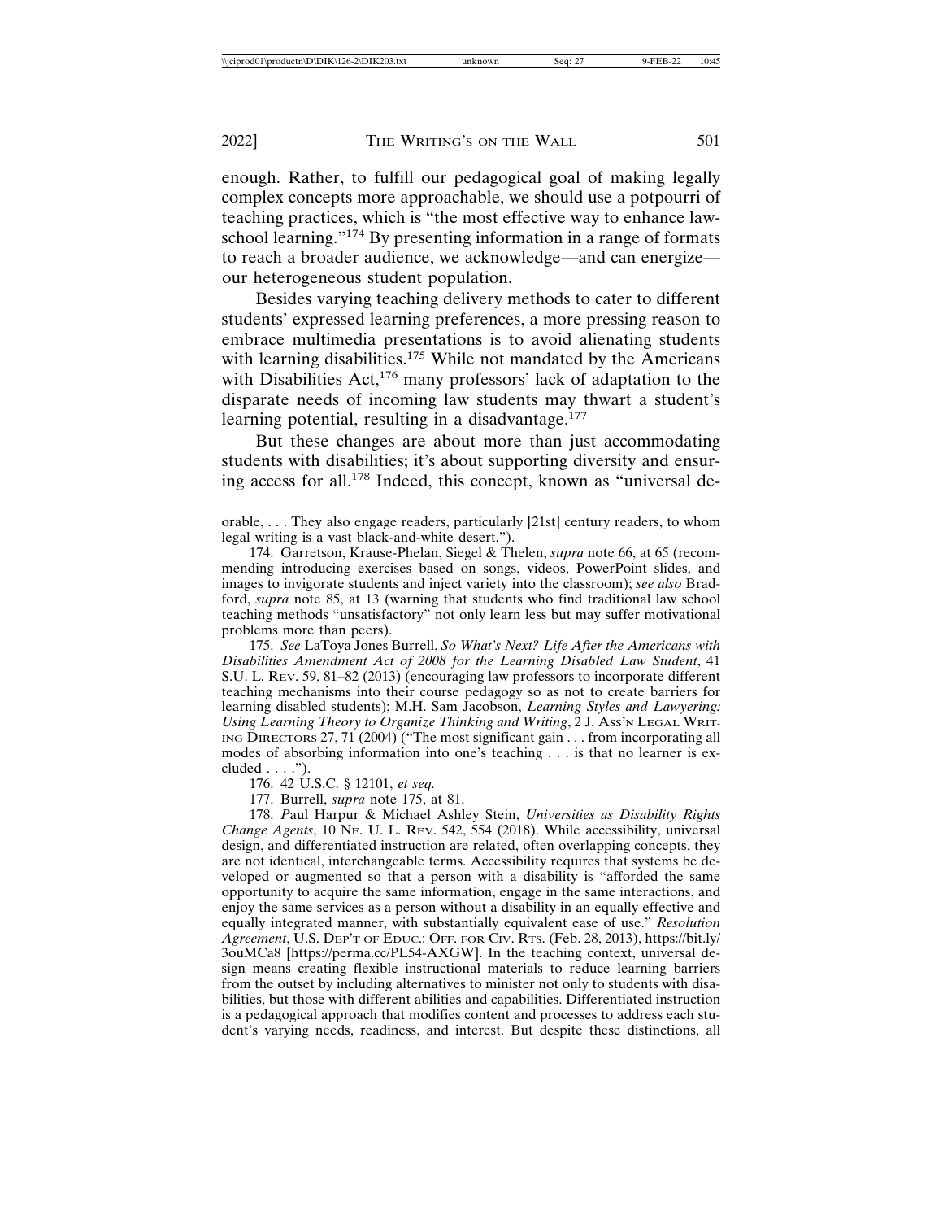enough. Rather, to fulfill our pedagogical goal of making legally complex concepts more approachable, we should use a potpourri of teaching practices, which is "the most effective way to enhance law-school learning."[174] By presenting information in a range of formats to reach a broader audience, we acknowledge—and can energize—our heterogeneous student population.

Besides varying teaching delivery methods to cater to different students' expressed learning preferences, a more pressing reason to embrace multimedia presentations is to avoid alienating students with learning disabilities.[175] While not mandated by the Americans with Disabilities Act,[176] many professors' lack of adaptation to the disparate needs of incoming law students may thwart a student's learning potential, resulting in a disadvantage.[177]

But these changes are about more than just accommodating students with disabilities; it's about supporting diversity and ensuring access for all.[178] Indeed, this concept, known as "universal de-

---

orable, . . . They also engage readers, particularly [21st] century readers, to whom legal writing is a vast black-and-white desert.").

174. Garretson, Krause-Phelan, Siegel & Thelen, *supra* note 66, at 65 (recommending introducing exercises based on songs, videos, PowerPoint slides, and images to invigorate students and inject variety into the classroom); *see also* Bradford, *supra* note 85, at 13 (warning that students who find traditional law school teaching methods "unsatisfactory" not only learn less but may suffer motivational problems more than peers).

175. *See* LaToya Jones Burrell, *So What's Next? Life After the Americans with Disabilities Amendment Act of 2008 for the Learning Disabled Law Student*, 41 S.U. L. REV. 59, 81–82 (2013) (encouraging law professors to incorporate different teaching mechanisms into their course pedagogy so as not to create barriers for learning disabled students); M.H. Sam Jacobson, *Learning Styles and Lawyering: Using Learning Theory to Organize Thinking and Writing*, 2 J. ASS'N LEGAL WRITING DIRECTORS 27, 71 (2004) ("The most significant gain . . . from incorporating all modes of absorbing information into one's teaching . . . is that no learner is excluded . . . .").

176. 42 U.S.C. § 12101, *et seq.*

177. Burrell, *supra* note 175, at 81.

178. Paul Harpur & Michael Ashley Stein, *Universities as Disability Rights Change Agents*, 10 NE. U. L. REV. 542, 554 (2018). While accessibility, universal design, and differentiated instruction are related, often overlapping concepts, they are not identical, interchangeable terms. Accessibility requires that systems be developed or augmented so that a person with a disability is "afforded the same opportunity to acquire the same information, engage in the same interactions, and enjoy the same services as a person without a disability in an equally effective and equally integrated manner, with substantially equivalent ease of use." *Resolution Agreement*, U.S. DEP'T OF EDUC.: OFF. FOR CIV. RTS. (Feb. 28, 2013), https://bit.ly/3ouMCa8 [https://perma.cc/PL54-AXGW]. In the teaching context, universal design means creating flexible instructional materials to reduce learning barriers from the outset by including alternatives to minister not only to students with disabilities, but those with different abilities and capabilities. Differentiated instruction is a pedagogical approach that modifies content and processes to address each student's varying needs, readiness, and interest. But despite these distinctions, all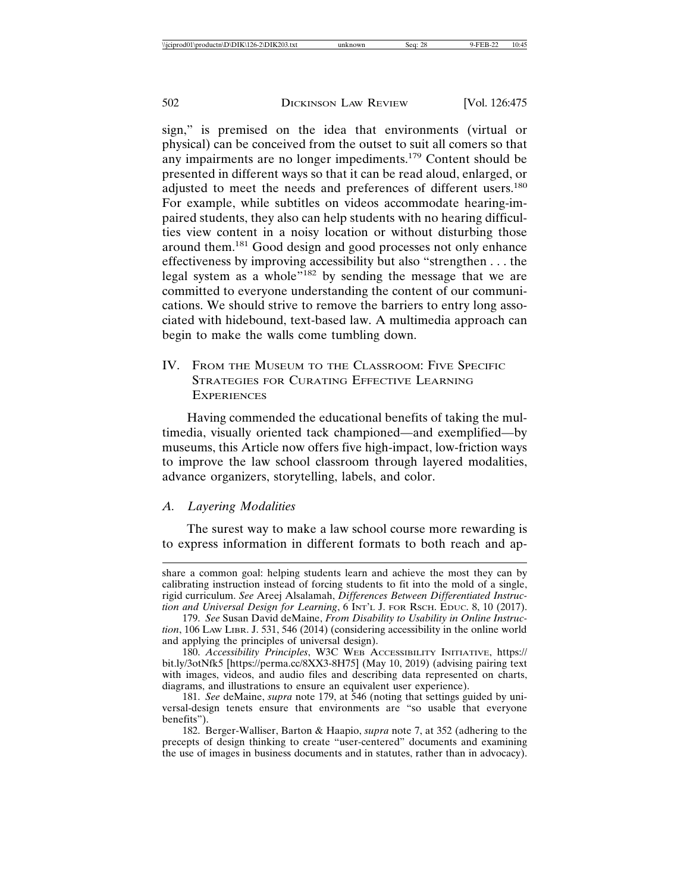sign," is premised on the idea that environments (virtual or physical) can be conceived from the outset to suit all comers so that any impairments are no longer impediments.[179] Content should be presented in different ways so that it can be read aloud, enlarged, or adjusted to meet the needs and preferences of different users.[180] For example, while subtitles on videos accommodate hearing-impaired students, they also can help students with no hearing difficulties view content in a noisy location or without disturbing those around them.[181] Good design and good processes not only enhance effectiveness by improving accessibility but also "strengthen . . . the legal system as a whole"[182] by sending the message that we are committed to everyone understanding the content of our communications. We should strive to remove the barriers to entry long associated with hidebound, text-based law. A multimedia approach can begin to make the walls come tumbling down.

## IV. From the Museum to the Classroom: Five Specific Strategies for Curating Effective Learning Experiences

Having commended the educational benefits of taking the multimedia, visually oriented tack championed—and exemplified—by museums, this Article now offers five high-impact, low-friction ways to improve the law school classroom through layered modalities, advance organizers, storytelling, labels, and color.

### *A. Layering Modalities*

The surest way to make a law school course more rewarding is to express information in different formats to both reach and ap-

---

share a common goal: helping students learn and achieve the most they can by calibrating instruction instead of forcing students to fit into the mold of a single, rigid curriculum. *See* Areej Alsalamah, *Differences Between Differentiated Instruction and Universal Design for Learning*, 6 Int'l J. for Rsch. Educ. 8, 10 (2017).

179. *See* Susan David deMaine, *From Disability to Usability in Online Instruction*, 106 Law Libr. J. 531, 546 (2014) (considering accessibility in the online world and applying the principles of universal design).

180. *Accessibility Principles*, W3C Web Accessibility Initiative, https://bit.ly/3otNfk5 [https://perma.cc/8XX3-8H75] (May 10, 2019) (advising pairing text with images, videos, and audio files and describing data represented on charts, diagrams, and illustrations to ensure an equivalent user experience).

181. *See* deMaine, *supra* note 179, at 546 (noting that settings guided by universal-design tenets ensure that environments are "so usable that everyone benefits").

182. Berger-Walliser, Barton & Haapio, *supra* note 7, at 352 (adhering to the precepts of design thinking to create "user-centered" documents and examining the use of images in business documents and in statutes, rather than in advocacy).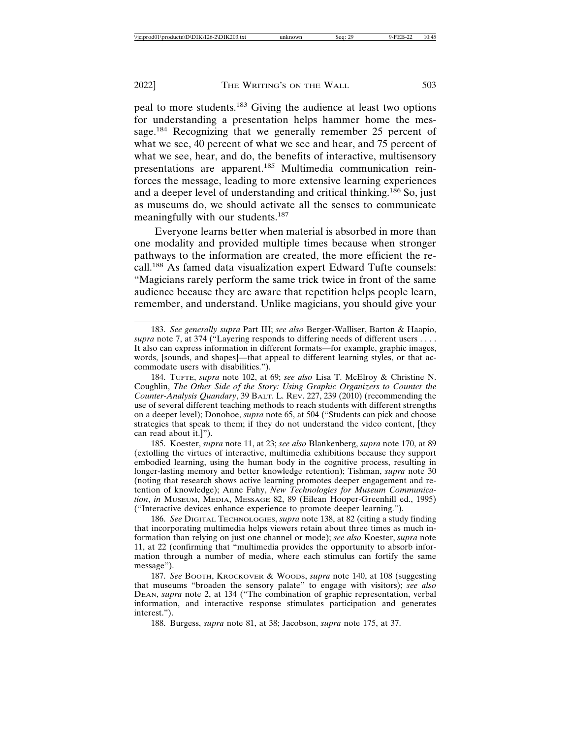peal to more students.[183] Giving the audience at least two options for understanding a presentation helps hammer home the message.[184] Recognizing that we generally remember 25 percent of what we see, 40 percent of what we see and hear, and 75 percent of what we see, hear, and do, the benefits of interactive, multisensory presentations are apparent.[185] Multimedia communication reinforces the message, leading to more extensive learning experiences and a deeper level of understanding and critical thinking.[186] So, just as museums do, we should activate all the senses to communicate meaningfully with our students.[187]

Everyone learns better when material is absorbed in more than one modality and provided multiple times because when stronger pathways to the information are created, the more efficient the recall.[188] As famed data visualization expert Edward Tufte counsels: "Magicians rarely perform the same trick twice in front of the same audience because they are aware that repetition helps people learn, remember, and understand. Unlike magicians, you should give your

---

183. *See generally supra* Part III; *see also* Berger-Walliser, Barton & Haapio, *supra* note 7, at 374 ("Layering responds to differing needs of different users . . . . It also can express information in different formats—for example, graphic images, words, [sounds, and shapes]—that appeal to different learning styles, or that accommodate users with disabilities.").

184. TUFTE, *supra* note 102, at 69; *see also* Lisa T. McElroy & Christine N. Coughlin, *The Other Side of the Story: Using Graphic Organizers to Counter the Counter-Analysis Quandary*, 39 BALT. L. REV. 227, 239 (2010) (recommending the use of several different teaching methods to reach students with different strengths on a deeper level); Donohoe, *supra* note 65, at 504 ("Students can pick and choose strategies that speak to them; if they do not understand the video content, [they can read about it.]").

185. Koester, *supra* note 11, at 23; *see also* Blankenberg, *supra* note 170, at 89 (extolling the virtues of interactive, multimedia exhibitions because they support embodied learning, using the human body in the cognitive process, resulting in longer-lasting memory and better knowledge retention); Tishman, *supra* note 30 (noting that research shows active learning promotes deeper engagement and retention of knowledge); Anne Fahy, *New Technologies for Museum Communication*, *in* MUSEUM, MEDIA, MESSAGE 82, 89 (Eilean Hooper-Greenhill ed., 1995) ("Interactive devices enhance experience to promote deeper learning.").

186. *See* DIGITAL TECHNOLOGIES, *supra* note 138, at 82 (citing a study finding that incorporating multimedia helps viewers retain about three times as much information than relying on just one channel or mode); *see also* Koester, *supra* note 11, at 22 (confirming that "multimedia provides the opportunity to absorb information through a number of media, where each stimulus can fortify the same message").

187. *See* BOOTH, KROCKOVER & WOODS, *supra* note 140, at 108 (suggesting that museums "broaden the sensory palate" to engage with visitors); *see also* DEAN, *supra* note 2, at 134 ("The combination of graphic representation, verbal information, and interactive response stimulates participation and generates interest.").

188. Burgess, *supra* note 81, at 38; Jacobson, *supra* note 175, at 37.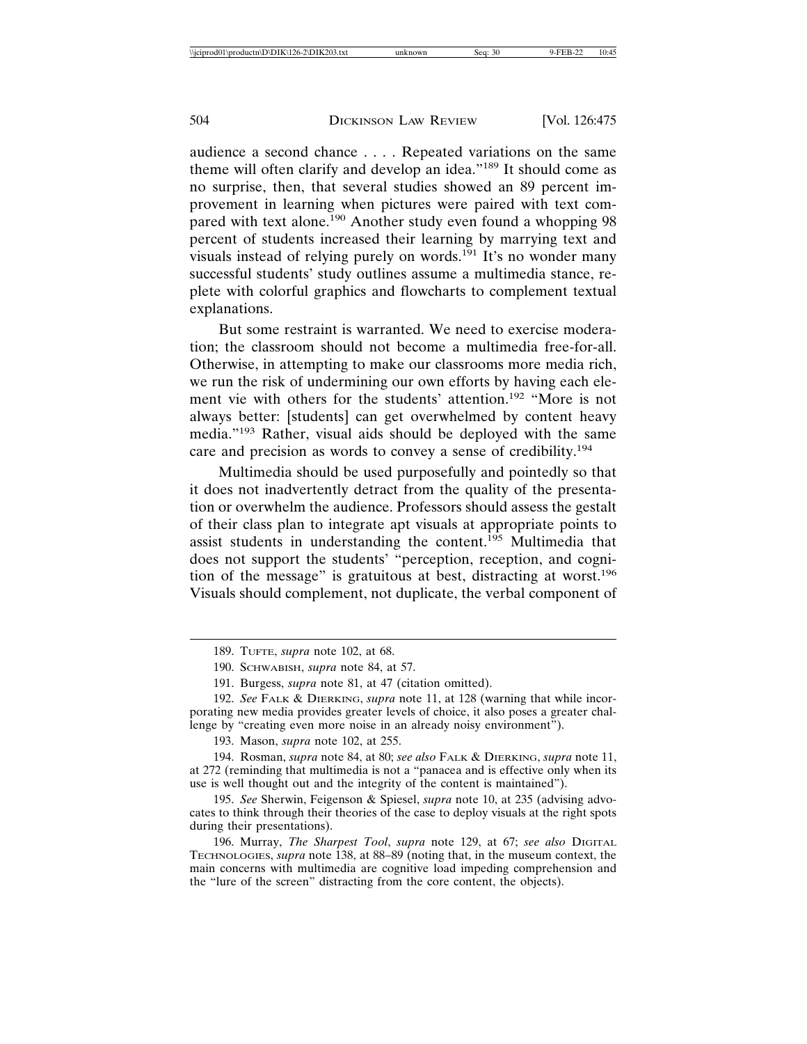audience a second chance . . . . Repeated variations on the same theme will often clarify and develop an idea."[189] It should come as no surprise, then, that several studies showed an 89 percent improvement in learning when pictures were paired with text compared with text alone.[190] Another study even found a whopping 98 percent of students increased their learning by marrying text and visuals instead of relying purely on words.[191] It's no wonder many successful students' study outlines assume a multimedia stance, replete with colorful graphics and flowcharts to complement textual explanations.

But some restraint is warranted. We need to exercise moderation; the classroom should not become a multimedia free-for-all. Otherwise, in attempting to make our classrooms more media rich, we run the risk of undermining our own efforts by having each element vie with others for the students' attention.[192] "More is not always better: [students] can get overwhelmed by content heavy media."[193] Rather, visual aids should be deployed with the same care and precision as words to convey a sense of credibility.[194]

Multimedia should be used purposefully and pointedly so that it does not inadvertently detract from the quality of the presentation or overwhelm the audience. Professors should assess the gestalt of their class plan to integrate apt visuals at appropriate points to assist students in understanding the content.[195] Multimedia that does not support the students' "perception, reception, and cognition of the message" is gratuitous at best, distracting at worst.[196] Visuals should complement, not duplicate, the verbal component of

---

189. Tufte, *supra* note 102, at 68.

190. Schwabish, *supra* note 84, at 57.

191. Burgess, *supra* note 81, at 47 (citation omitted).

192. *See* Falk & Dierking, *supra* note 11, at 128 (warning that while incorporating new media provides greater levels of choice, it also poses a greater challenge by "creating even more noise in an already noisy environment").

193. Mason, *supra* note 102, at 255.

194. Rosman, *supra* note 84, at 80; *see also* Falk & Dierking, *supra* note 11, at 272 (reminding that multimedia is not a "panacea and is effective only when its use is well thought out and the integrity of the content is maintained").

195. *See* Sherwin, Feigenson & Spiesel, *supra* note 10, at 235 (advising advocates to think through their theories of the case to deploy visuals at the right spots during their presentations).

196. Murray, *The Sharpest Tool*, *supra* note 129, at 67; *see also* Digital Technologies, *supra* note 138, at 88–89 (noting that, in the museum context, the main concerns with multimedia are cognitive load impeding comprehension and the "lure of the screen" distracting from the core content, the objects).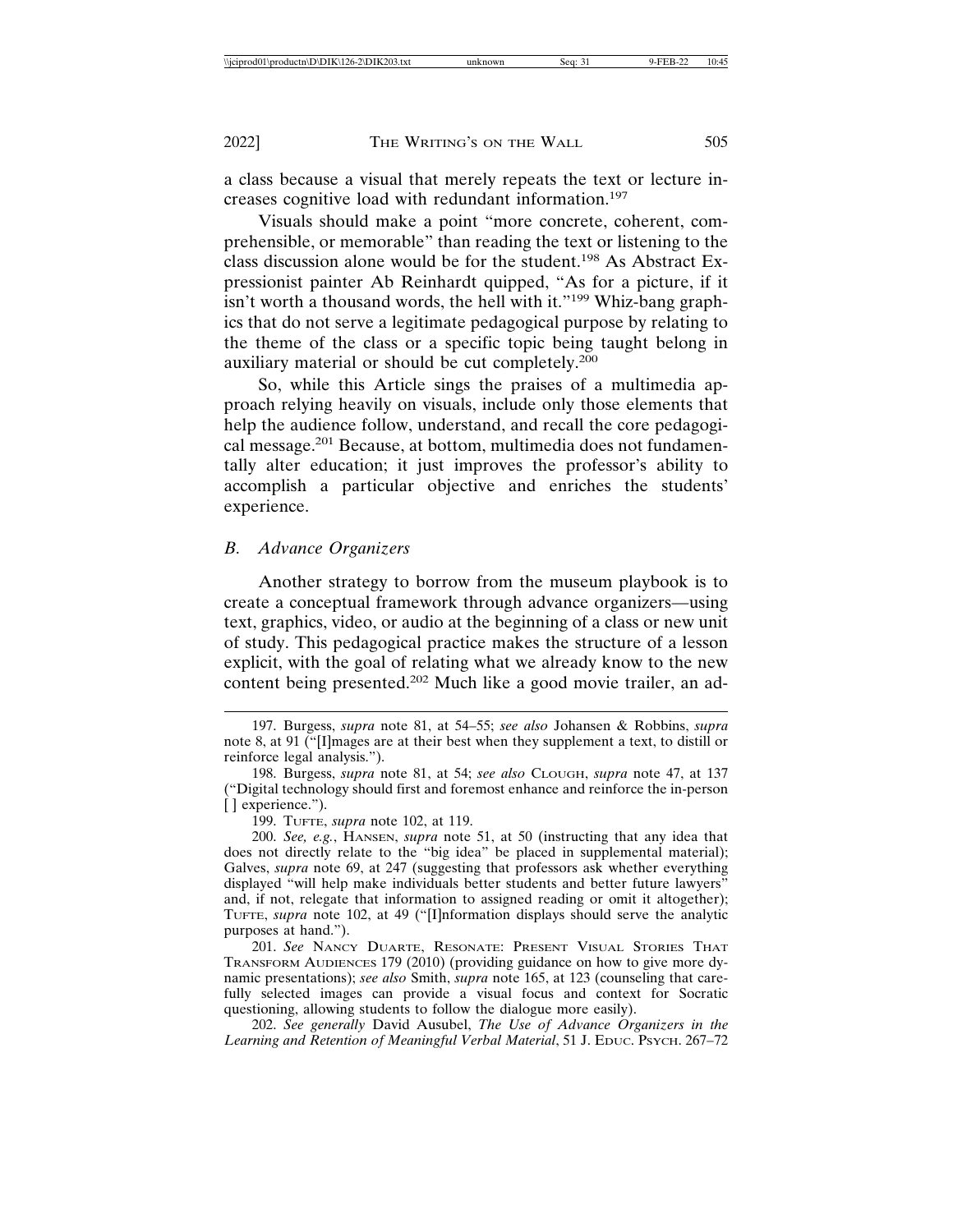a class because a visual that merely repeats the text or lecture increases cognitive load with redundant information.[197]

Visuals should make a point "more concrete, coherent, comprehensible, or memorable" than reading the text or listening to the class discussion alone would be for the student.[198] As Abstract Expressionist painter Ab Reinhardt quipped, "As for a picture, if it isn't worth a thousand words, the hell with it."[199] Whiz-bang graphics that do not serve a legitimate pedagogical purpose by relating to the theme of the class or a specific topic being taught belong in auxiliary material or should be cut completely.[200]

So, while this Article sings the praises of a multimedia approach relying heavily on visuals, include only those elements that help the audience follow, understand, and recall the core pedagogical message.[201] Because, at bottom, multimedia does not fundamentally alter education; it just improves the professor's ability to accomplish a particular objective and enriches the students' experience.

### *B. Advance Organizers*

Another strategy to borrow from the museum playbook is to create a conceptual framework through advance organizers—using text, graphics, video, or audio at the beginning of a class or new unit of study. This pedagogical practice makes the structure of a lesson explicit, with the goal of relating what we already know to the new content being presented.[202] Much like a good movie trailer, an ad-

---

197. Burgess, *supra* note 81, at 54–55; *see also* Johansen & Robbins, *supra* note 8, at 91 ("[I]mages are at their best when they supplement a text, to distill or reinforce legal analysis.").

198. Burgess, *supra* note 81, at 54; *see also* CLOUGH, *supra* note 47, at 137 ("Digital technology should first and foremost enhance and reinforce the in-person [ ] experience.").

199. TUFTE, *supra* note 102, at 119.

200. *See, e.g.*, HANSEN, *supra* note 51, at 50 (instructing that any idea that does not directly relate to the "big idea" be placed in supplemental material); Galves, *supra* note 69, at 247 (suggesting that professors ask whether everything displayed "will help make individuals better students and better future lawyers" and, if not, relegate that information to assigned reading or omit it altogether); TUFTE, *supra* note 102, at 49 ("[I]nformation displays should serve the analytic purposes at hand.").

201. *See* NANCY DUARTE, RESONATE: PRESENT VISUAL STORIES THAT TRANSFORM AUDIENCES 179 (2010) (providing guidance on how to give more dynamic presentations); *see also* Smith, *supra* note 165, at 123 (counseling that carefully selected images can provide a visual focus and context for Socratic questioning, allowing students to follow the dialogue more easily).

202. *See generally* David Ausubel, *The Use of Advance Organizers in the Learning and Retention of Meaningful Verbal Material*, 51 J. EDUC. PSYCH. 267–72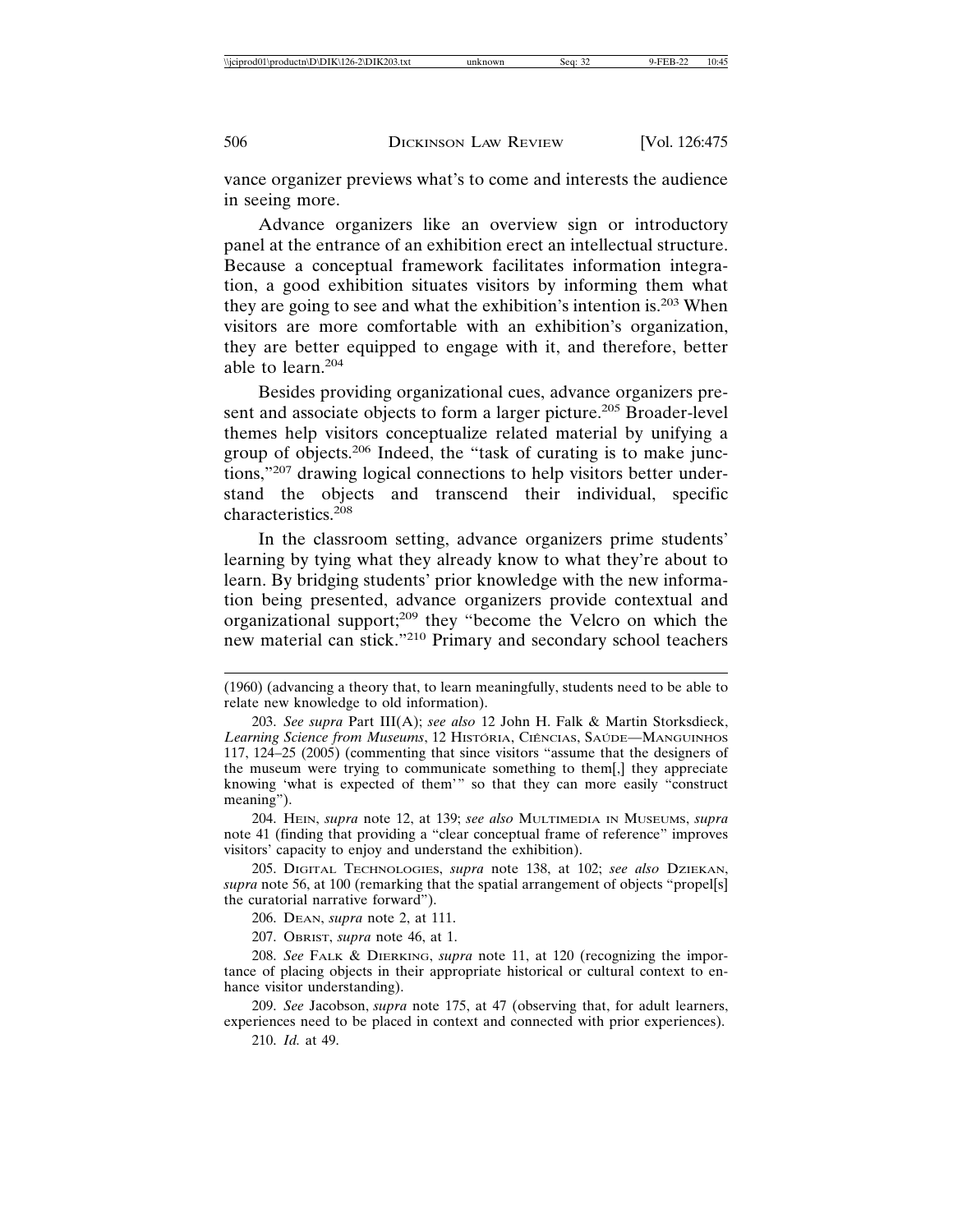vance organizer previews what's to come and interests the audience in seeing more.

Advance organizers like an overview sign or introductory panel at the entrance of an exhibition erect an intellectual structure. Because a conceptual framework facilitates information integration, a good exhibition situates visitors by informing them what they are going to see and what the exhibition's intention is.[203] When visitors are more comfortable with an exhibition's organization, they are better equipped to engage with it, and therefore, better able to learn.[204]

Besides providing organizational cues, advance organizers present and associate objects to form a larger picture.[205] Broader-level themes help visitors conceptualize related material by unifying a group of objects.[206] Indeed, the "task of curating is to make junctions,"[207] drawing logical connections to help visitors better understand the objects and transcend their individual, specific characteristics.[208]

In the classroom setting, advance organizers prime students' learning by tying what they already know to what they're about to learn. By bridging students' prior knowledge with the new information being presented, advance organizers provide contextual and organizational support;[209] they "become the Velcro on which the new material can stick."[210] Primary and secondary school teachers

---

(1960) (advancing a theory that, to learn meaningfully, students need to be able to relate new knowledge to old information).

203. *See supra* Part III(A); *see also* 12 John H. Falk & Martin Storksdieck, *Learning Science from Museums*, 12 História, Ciências, Saúde—Manguinhos 117, 124–25 (2005) (commenting that since visitors "assume that the designers of the museum were trying to communicate something to them[,] they appreciate knowing 'what is expected of them'" so that they can more easily "construct meaning").

204. Hein, *supra* note 12, at 139; *see also* Multimedia in Museums, *supra* note 41 (finding that providing a "clear conceptual frame of reference" improves visitors' capacity to enjoy and understand the exhibition).

205. Digital Technologies, *supra* note 138, at 102; *see also* Dziekan, *supra* note 56, at 100 (remarking that the spatial arrangement of objects "propel[s] the curatorial narrative forward").

206. Dean, *supra* note 2, at 111.

207. Obrist, *supra* note 46, at 1.

208. *See* Falk & Dierking, *supra* note 11, at 120 (recognizing the importance of placing objects in their appropriate historical or cultural context to enhance visitor understanding).

209. *See* Jacobson, *supra* note 175, at 47 (observing that, for adult learners, experiences need to be placed in context and connected with prior experiences).

210. *Id.* at 49.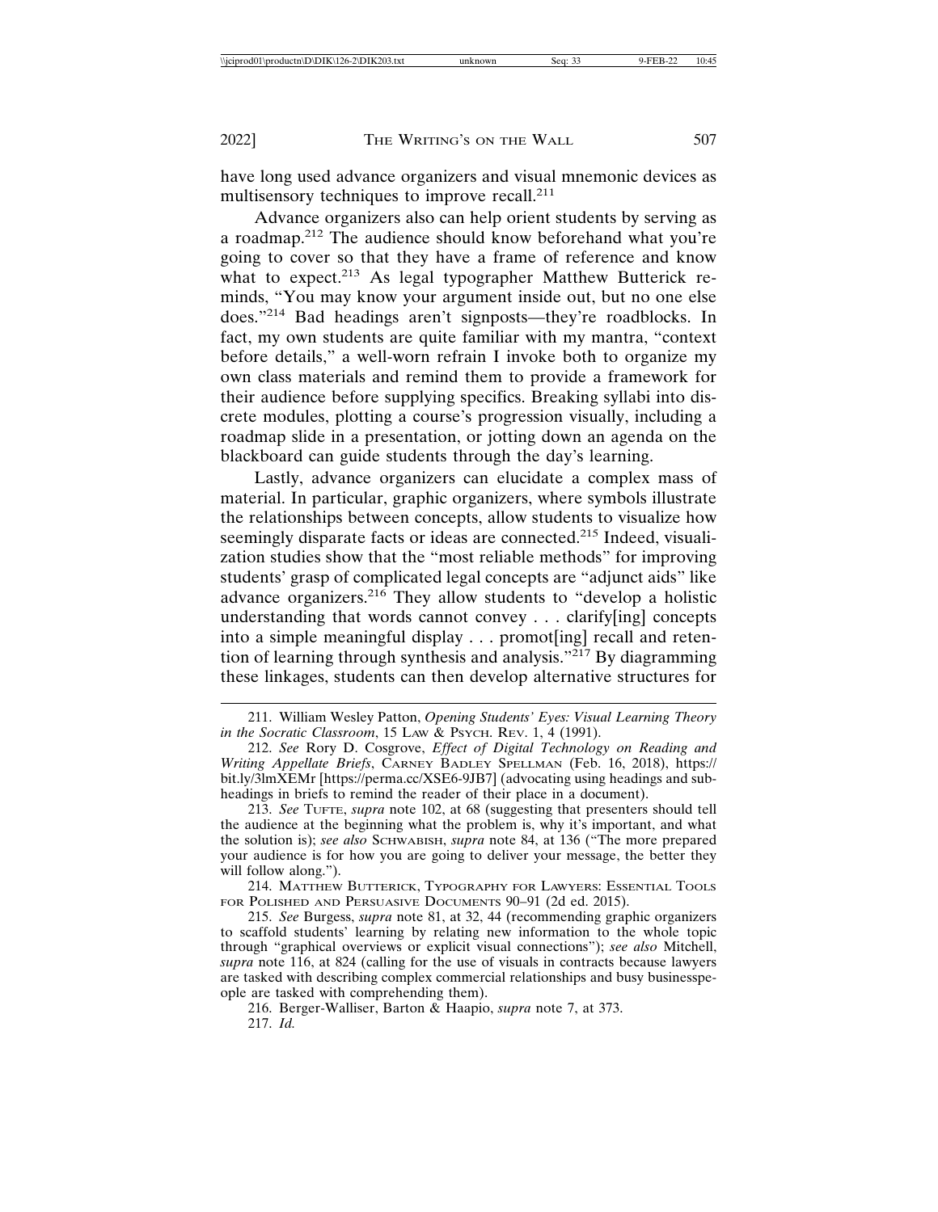have long used advance organizers and visual mnemonic devices as multisensory techniques to improve recall.[211]

Advance organizers also can help orient students by serving as a roadmap.[212] The audience should know beforehand what you're going to cover so that they have a frame of reference and know what to expect.[213] As legal typographer Matthew Butterick reminds, "You may know your argument inside out, but no one else does."[214] Bad headings aren't signposts—they're roadblocks. In fact, my own students are quite familiar with my mantra, "context before details," a well-worn refrain I invoke both to organize my own class materials and remind them to provide a framework for their audience before supplying specifics. Breaking syllabi into discrete modules, plotting a course's progression visually, including a roadmap slide in a presentation, or jotting down an agenda on the blackboard can guide students through the day's learning.

Lastly, advance organizers can elucidate a complex mass of material. In particular, graphic organizers, where symbols illustrate the relationships between concepts, allow students to visualize how seemingly disparate facts or ideas are connected.[215] Indeed, visualization studies show that the "most reliable methods" for improving students' grasp of complicated legal concepts are "adjunct aids" like advance organizers.[216] They allow students to "develop a holistic understanding that words cannot convey . . . clarify[ing] concepts into a simple meaningful display . . . promot[ing] recall and retention of learning through synthesis and analysis."[217] By diagramming these linkages, students can then develop alternative structures for

---

211. William Wesley Patton, *Opening Students' Eyes: Visual Learning Theory in the Socratic Classroom*, 15 LAW & PSYCH. REV. 1, 4 (1991).

212. *See* Rory D. Cosgrove, *Effect of Digital Technology on Reading and Writing Appellate Briefs*, CARNEY BADLEY SPELLMAN (Feb. 16, 2018), https://bit.ly/3lmXEMr [https://perma.cc/XSE6-9JB7] (advocating using headings and subheadings in briefs to remind the reader of their place in a document).

213. *See* TUFTE, *supra* note 102, at 68 (suggesting that presenters should tell the audience at the beginning what the problem is, why it's important, and what the solution is); *see also* SCHWABISH, *supra* note 84, at 136 ("The more prepared your audience is for how you are going to deliver your message, the better they will follow along.").

214. MATTHEW BUTTERICK, TYPOGRAPHY FOR LAWYERS: ESSENTIAL TOOLS FOR POLISHED AND PERSUASIVE DOCUMENTS 90–91 (2d ed. 2015).

215. *See* Burgess, *supra* note 81, at 32, 44 (recommending graphic organizers to scaffold students' learning by relating new information to the whole topic through "graphical overviews or explicit visual connections"); *see also* Mitchell, *supra* note 116, at 824 (calling for the use of visuals in contracts because lawyers are tasked with describing complex commercial relationships and busy businesspeople are tasked with comprehending them).

216. Berger-Walliser, Barton & Haapio, *supra* note 7, at 373.

217. *Id.*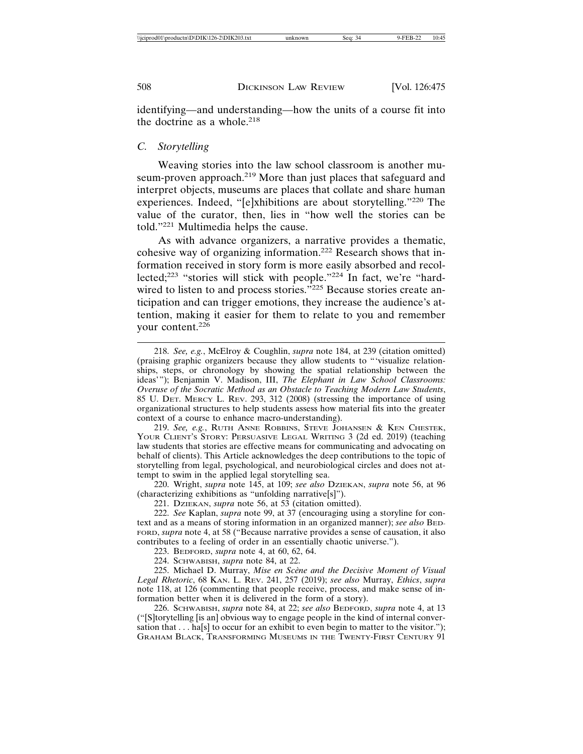identifying—and understanding—how the units of a course fit into the doctrine as a whole.[218]

### *C. Storytelling*

Weaving stories into the law school classroom is another museum-proven approach.[219] More than just places that safeguard and interpret objects, museums are places that collate and share human experiences. Indeed, "[e]xhibitions are about storytelling."[220] The value of the curator, then, lies in "how well the stories can be told."[221] Multimedia helps the cause.

As with advance organizers, a narrative provides a thematic, cohesive way of organizing information.[222] Research shows that information received in story form is more easily absorbed and recollected;[223] "stories will stick with people."[224] In fact, we're "hardwired to listen to and process stories."[225] Because stories create anticipation and can trigger emotions, they increase the audience's attention, making it easier for them to relate to you and remember your content.[226]

---

218. *See, e.g.*, McElroy & Coughlin, *supra* note 184, at 239 (citation omitted) (praising graphic organizers because they allow students to "'visualize relationships, steps, or chronology by showing the spatial relationship between the ideas'"); Benjamin V. Madison, III, *The Elephant in Law School Classrooms: Overuse of the Socratic Method as an Obstacle to Teaching Modern Law Students*, 85 U. DET. MERCY L. REV. 293, 312 (2008) (stressing the importance of using organizational structures to help students assess how material fits into the greater context of a course to enhance macro-understanding).

219. *See, e.g.*, RUTH ANNE ROBBINS, STEVE JOHANSEN & KEN CHESTEK, YOUR CLIENT'S STORY: PERSUASIVE LEGAL WRITING 3 (2d ed. 2019) (teaching law students that stories are effective means for communicating and advocating on behalf of clients). This Article acknowledges the deep contributions to the topic of storytelling from legal, psychological, and neurobiological circles and does not attempt to swim in the applied legal storytelling sea.

220. Wright, *supra* note 145, at 109; *see also* DZIEKAN, *supra* note 56, at 96 (characterizing exhibitions as "unfolding narrative[s]").

221. DZIEKAN, *supra* note 56, at 53 (citation omitted).

222. *See* Kaplan, *supra* note 99, at 37 (encouraging using a storyline for context and as a means of storing information in an organized manner); *see also* BEDFORD, *supra* note 4, at 58 ("Because narrative provides a sense of causation, it also contributes to a feeling of order in an essentially chaotic universe.").

223. BEDFORD, *supra* note 4, at 60, 62, 64.

224. SCHWABISH, *supra* note 84, at 22.

225. Michael D. Murray, *Mise en Scène and the Decisive Moment of Visual Legal Rhetoric*, 68 KAN. L. REV. 241, 257 (2019); *see also* Murray, *Ethics*, *supra* note 118, at 126 (commenting that people receive, process, and make sense of information better when it is delivered in the form of a story).

226. SCHWABISH, *supra* note 84, at 22; *see also* BEDFORD, *supra* note 4, at 13 ("[S]torytelling [is an] obvious way to engage people in the kind of internal conversation that . . . ha[s] to occur for an exhibit to even begin to matter to the visitor."); GRAHAM BLACK, TRANSFORMING MUSEUMS IN THE TWENTY-FIRST CENTURY 91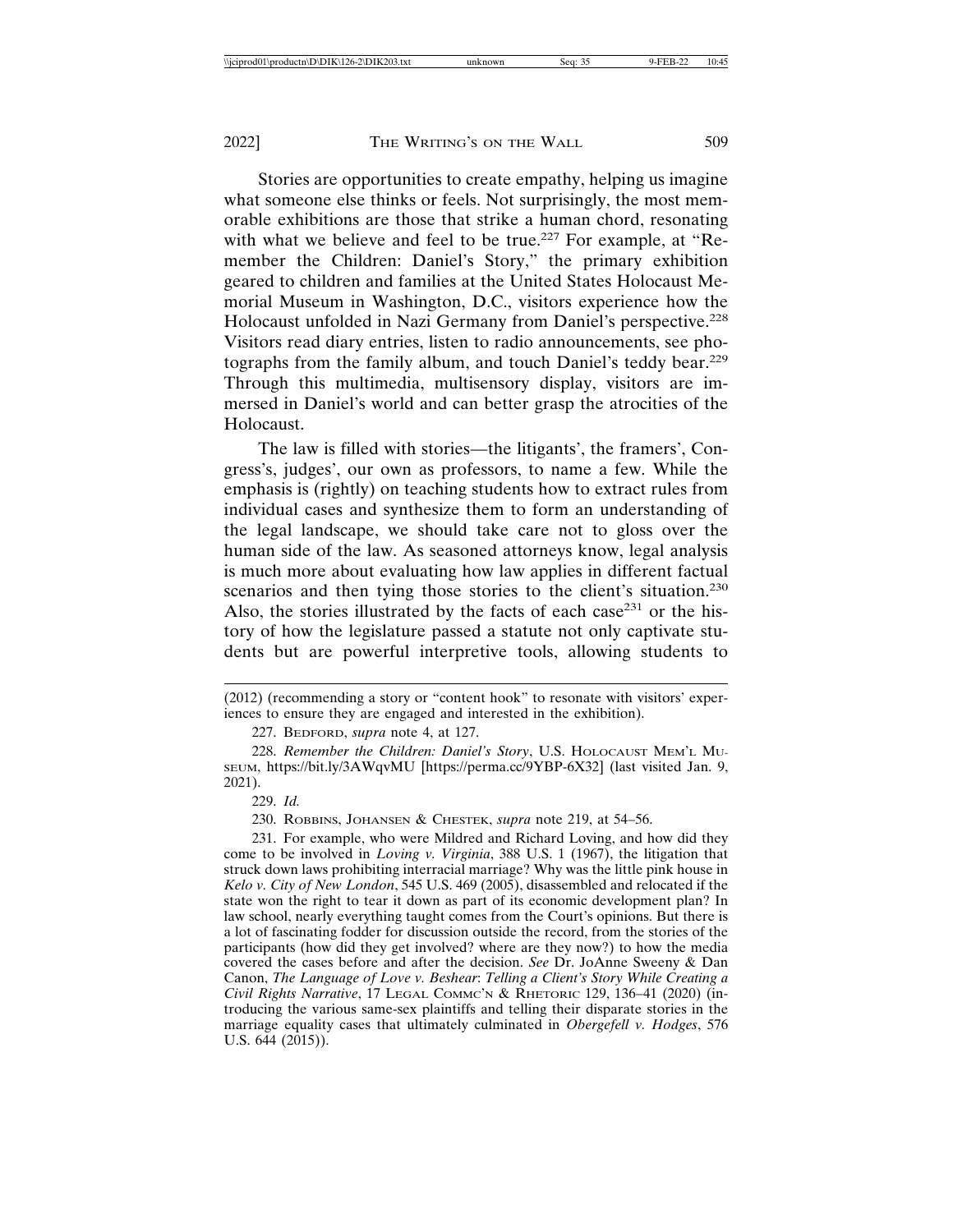Stories are opportunities to create empathy, helping us imagine what someone else thinks or feels. Not surprisingly, the most memorable exhibitions are those that strike a human chord, resonating with what we believe and feel to be true.[227] For example, at "Remember the Children: Daniel's Story," the primary exhibition geared to children and families at the United States Holocaust Memorial Museum in Washington, D.C., visitors experience how the Holocaust unfolded in Nazi Germany from Daniel's perspective.[228] Visitors read diary entries, listen to radio announcements, see photographs from the family album, and touch Daniel's teddy bear.[229] Through this multimedia, multisensory display, visitors are immersed in Daniel's world and can better grasp the atrocities of the Holocaust.

The law is filled with stories—the litigants', the framers', Congress's, judges', our own as professors, to name a few. While the emphasis is (rightly) on teaching students how to extract rules from individual cases and synthesize them to form an understanding of the legal landscape, we should take care not to gloss over the human side of the law. As seasoned attorneys know, legal analysis is much more about evaluating how law applies in different factual scenarios and then tying those stories to the client's situation.[230] Also, the stories illustrated by the facts of each case[231] or the history of how the legislature passed a statute not only captivate students but are powerful interpretive tools, allowing students to

---

(2012) (recommending a story or "content hook" to resonate with visitors' experiences to ensure they are engaged and interested in the exhibition).

227. BEDFORD, *supra* note 4, at 127.

228. *Remember the Children: Daniel's Story*, U.S. HOLOCAUST MEM'L MUSEUM, https://bit.ly/3AWqvMU [https://perma.cc/9YBP-6X32] (last visited Jan. 9, 2021).

229. *Id.*

230. ROBBINS, JOHANSEN & CHESTEK, *supra* note 219, at 54–56.

231. For example, who were Mildred and Richard Loving, and how did they come to be involved in *Loving v. Virginia*, 388 U.S. 1 (1967), the litigation that struck down laws prohibiting interracial marriage? Why was the little pink house in *Kelo v. City of New London*, 545 U.S. 469 (2005), disassembled and relocated if the state won the right to tear it down as part of its economic development plan? In law school, nearly everything taught comes from the Court's opinions. But there is a lot of fascinating fodder for discussion outside the record, from the stories of the participants (how did they get involved? where are they now?) to how the media covered the cases before and after the decision. *See* Dr. JoAnne Sweeny & Dan Canon, *The Language of Love v. Beshear: Telling a Client's Story While Creating a Civil Rights Narrative*, 17 LEGAL COMMC'N & RHETORIC 129, 136–41 (2020) (introducing the various same-sex plaintiffs and telling their disparate stories in the marriage equality cases that ultimately culminated in *Obergefell v. Hodges*, 576 U.S. 644 (2015)).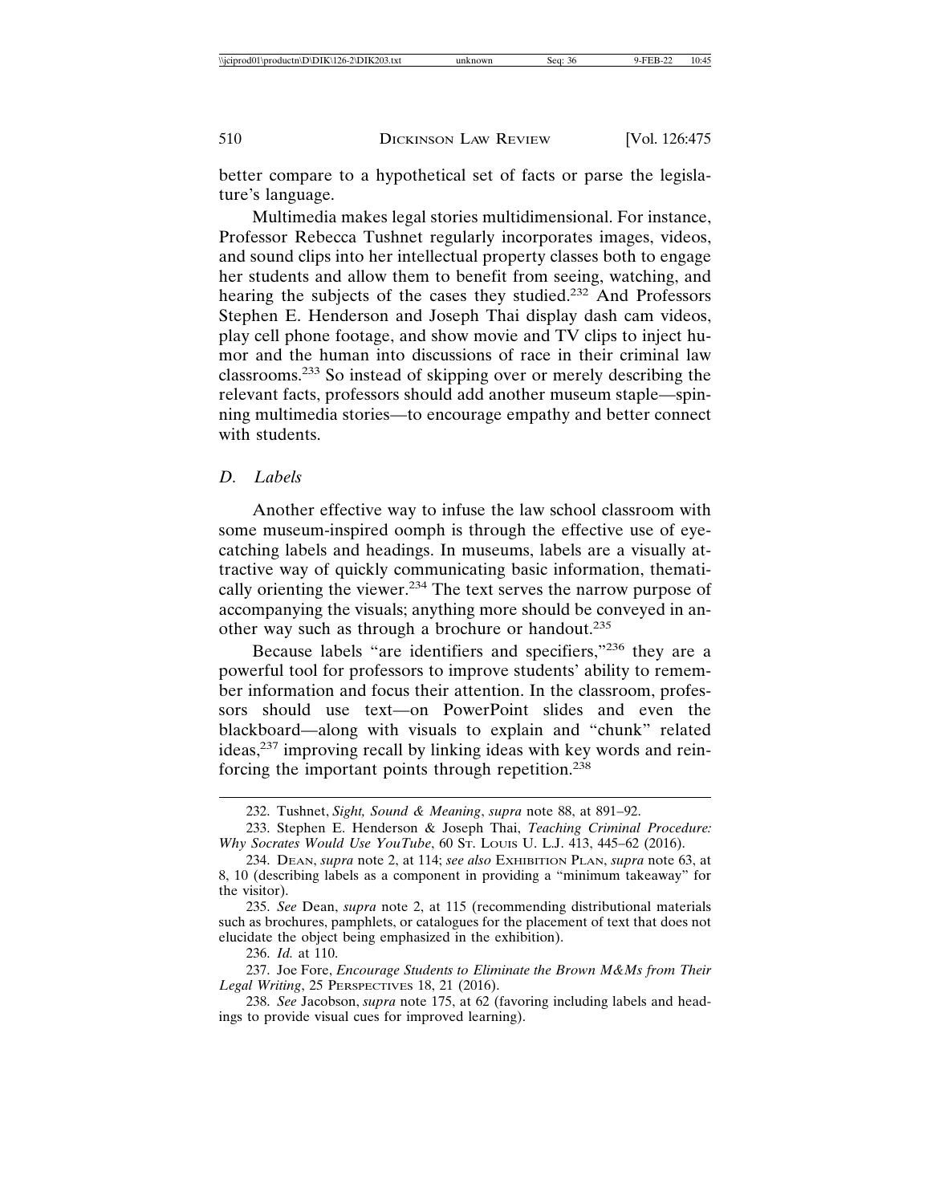better compare to a hypothetical set of facts or parse the legislature's language.

Multimedia makes legal stories multidimensional. For instance, Professor Rebecca Tushnet regularly incorporates images, videos, and sound clips into her intellectual property classes both to engage her students and allow them to benefit from seeing, watching, and hearing the subjects of the cases they studied.[232] And Professors Stephen E. Henderson and Joseph Thai display dash cam videos, play cell phone footage, and show movie and TV clips to inject humor and the human into discussions of race in their criminal law classrooms.[233] So instead of skipping over or merely describing the relevant facts, professors should add another museum staple—spinning multimedia stories—to encourage empathy and better connect with students.

### *D. Labels*

Another effective way to infuse the law school classroom with some museum-inspired oomph is through the effective use of eye-catching labels and headings. In museums, labels are a visually attractive way of quickly communicating basic information, thematically orienting the viewer.[234] The text serves the narrow purpose of accompanying the visuals; anything more should be conveyed in another way such as through a brochure or handout.[235]

Because labels "are identifiers and specifiers,"[236] they are a powerful tool for professors to improve students' ability to remember information and focus their attention. In the classroom, professors should use text—on PowerPoint slides and even the blackboard—along with visuals to explain and "chunk" related ideas,[237] improving recall by linking ideas with key words and reinforcing the important points through repetition.[238]

---

232. Tushnet, *Sight, Sound & Meaning*, *supra* note 88, at 891–92.

233. Stephen E. Henderson & Joseph Thai, *Teaching Criminal Procedure: Why Socrates Would Use YouTube*, 60 ST. LOUIS U. L.J. 413, 445–62 (2016).

234. DEAN, *supra* note 2, at 114; *see also* EXHIBITION PLAN, *supra* note 63, at 8, 10 (describing labels as a component in providing a "minimum takeaway" for the visitor).

235. *See* Dean, *supra* note 2, at 115 (recommending distributional materials such as brochures, pamphlets, or catalogues for the placement of text that does not elucidate the object being emphasized in the exhibition).

236. *Id.* at 110.

237. Joe Fore, *Encourage Students to Eliminate the Brown M&Ms from Their Legal Writing*, 25 PERSPECTIVES 18, 21 (2016).

238. *See* Jacobson, *supra* note 175, at 62 (favoring including labels and headings to provide visual cues for improved learning).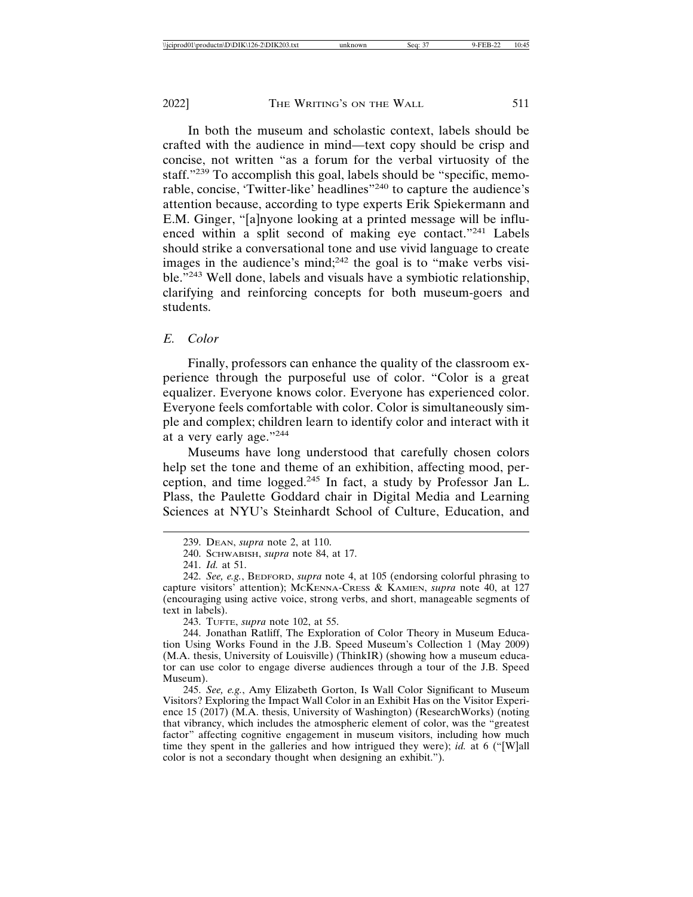In both the museum and scholastic context, labels should be crafted with the audience in mind—text copy should be crisp and concise, not written "as a forum for the verbal virtuosity of the staff."[239] To accomplish this goal, labels should be "specific, memorable, concise, 'Twitter-like' headlines"[240] to capture the audience's attention because, according to type experts Erik Spiekermann and E.M. Ginger, "[a]nyone looking at a printed message will be influenced within a split second of making eye contact."[241] Labels should strike a conversational tone and use vivid language to create images in the audience's mind;[242] the goal is to "make verbs visible."[243] Well done, labels and visuals have a symbiotic relationship, clarifying and reinforcing concepts for both museum-goers and students.

### *E. Color*

Finally, professors can enhance the quality of the classroom experience through the purposeful use of color. "Color is a great equalizer. Everyone knows color. Everyone has experienced color. Everyone feels comfortable with color. Color is simultaneously simple and complex; children learn to identify color and interact with it at a very early age."[244]

Museums have long understood that carefully chosen colors help set the tone and theme of an exhibition, affecting mood, perception, and time logged.[245] In fact, a study by Professor Jan L. Plass, the Paulette Goddard chair in Digital Media and Learning Sciences at NYU's Steinhardt School of Culture, Education, and

---

239. DEAN, *supra* note 2, at 110.

240. SCHWABISH, *supra* note 84, at 17.

241. *Id.* at 51.

242. *See, e.g.*, BEDFORD, *supra* note 4, at 105 (endorsing colorful phrasing to capture visitors' attention); MCKENNA-CRESS & KAMIEN, *supra* note 40, at 127 (encouraging using active voice, strong verbs, and short, manageable segments of text in labels).

243. TUFTE, *supra* note 102, at 55.

244. Jonathan Ratliff, The Exploration of Color Theory in Museum Education Using Works Found in the J.B. Speed Museum's Collection 1 (May 2009) (M.A. thesis, University of Louisville) (ThinkIR) (showing how a museum educator can use color to engage diverse audiences through a tour of the J.B. Speed Museum).

245. *See, e.g.*, Amy Elizabeth Gorton, Is Wall Color Significant to Museum Visitors? Exploring the Impact Wall Color in an Exhibit Has on the Visitor Experience 15 (2017) (M.A. thesis, University of Washington) (ResearchWorks) (noting that vibrancy, which includes the atmospheric element of color, was the "greatest factor" affecting cognitive engagement in museum visitors, including how much time they spent in the galleries and how intrigued they were); *id.* at 6 ("[W]all color is not a secondary thought when designing an exhibit.").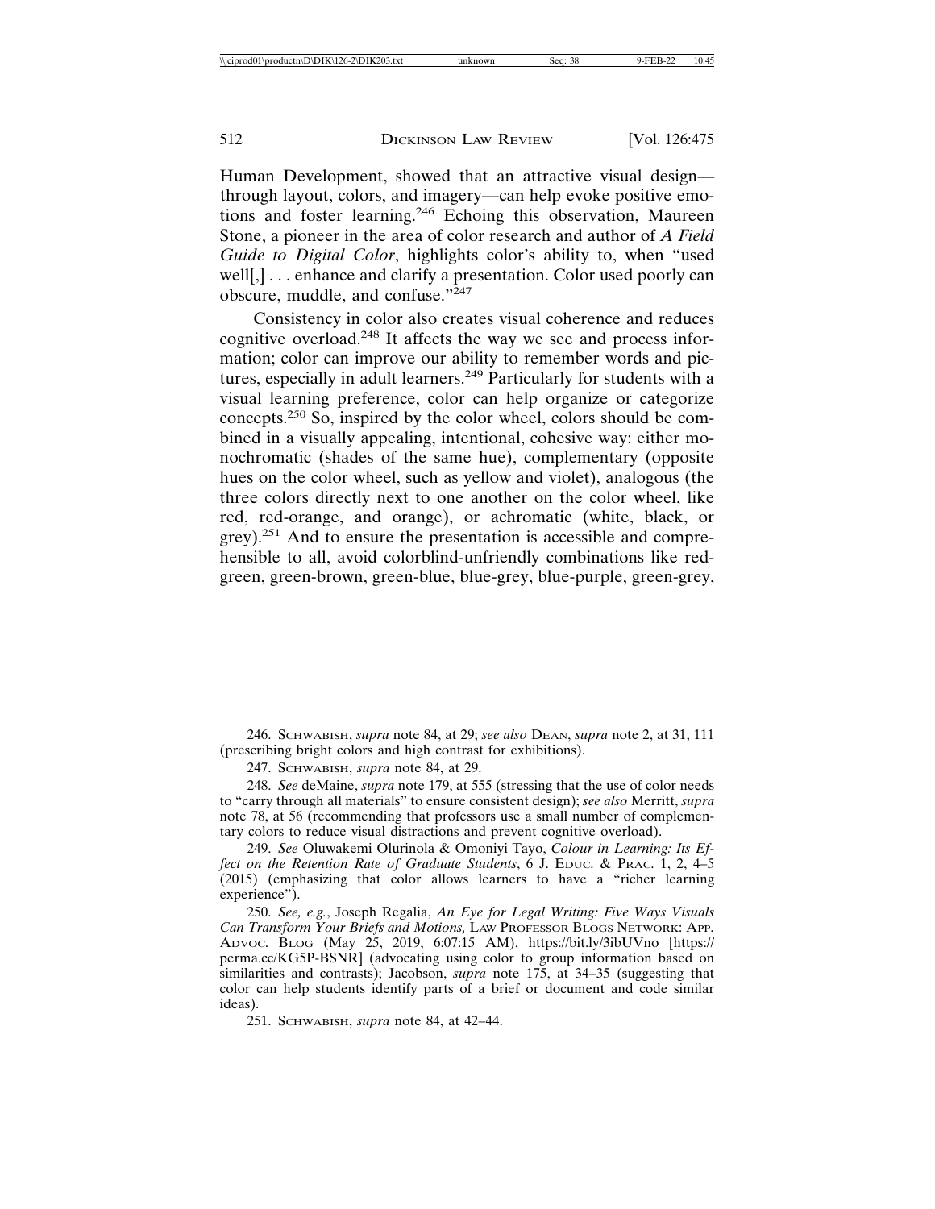Human Development, showed that an attractive visual design—through layout, colors, and imagery—can help evoke positive emotions and foster learning.[246] Echoing this observation, Maureen Stone, a pioneer in the area of color research and author of *A Field Guide to Digital Color*, highlights color's ability to, when "used well[,] . . . enhance and clarify a presentation. Color used poorly can obscure, muddle, and confuse."[247]

Consistency in color also creates visual coherence and reduces cognitive overload.[248] It affects the way we see and process information; color can improve our ability to remember words and pictures, especially in adult learners.[249] Particularly for students with a visual learning preference, color can help organize or categorize concepts.[250] So, inspired by the color wheel, colors should be combined in a visually appealing, intentional, cohesive way: either monochromatic (shades of the same hue), complementary (opposite hues on the color wheel, such as yellow and violet), analogous (the three colors directly next to one another on the color wheel, like red, red-orange, and orange), or achromatic (white, black, or grey).[251] And to ensure the presentation is accessible and comprehensible to all, avoid colorblind-unfriendly combinations like red-green, green-brown, green-blue, blue-grey, blue-purple, green-grey,

---

246. SCHWABISH, *supra* note 84, at 29; *see also* DEAN, *supra* note 2, at 31, 111 (prescribing bright colors and high contrast for exhibitions).

247. SCHWABISH, *supra* note 84, at 29.

248. *See* deMaine, *supra* note 179, at 555 (stressing that the use of color needs to "carry through all materials" to ensure consistent design); *see also* Merritt, *supra* note 78, at 56 (recommending that professors use a small number of complementary colors to reduce visual distractions and prevent cognitive overload).

249. *See* Oluwakemi Olurinola & Omoniyi Tayo, *Colour in Learning: Its Effect on the Retention Rate of Graduate Students*, 6 J. EDUC. & PRAC. 1, 2, 4–5 (2015) (emphasizing that color allows learners to have a "richer learning experience").

250. *See, e.g.*, Joseph Regalia, *An Eye for Legal Writing: Five Ways Visuals Can Transform Your Briefs and Motions,* LAW PROFESSOR BLOGS NETWORK: APP. ADVOC. BLOG (May 25, 2019, 6:07:15 AM), https://bit.ly/3ibUVno [https://perma.cc/KG5P-BSNR] (advocating using color to group information based on similarities and contrasts); Jacobson, *supra* note 175, at 34–35 (suggesting that color can help students identify parts of a brief or document and code similar ideas).

251. SCHWABISH, *supra* note 84, at 42–44.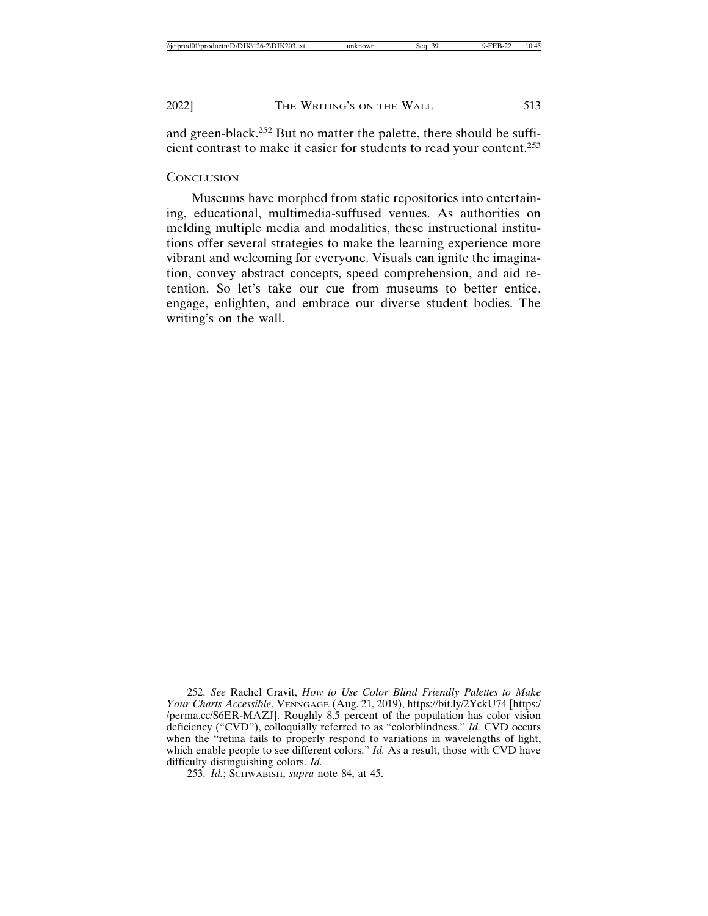and green-black.[252] But no matter the palette, there should be sufficient contrast to make it easier for students to read your content.[253]

## Conclusion

Museums have morphed from static repositories into entertaining, educational, multimedia-suffused venues. As authorities on melding multiple media and modalities, these instructional institutions offer several strategies to make the learning experience more vibrant and welcoming for everyone. Visuals can ignite the imagination, convey abstract concepts, speed comprehension, and aid retention. So let's take our cue from museums to better entice, engage, enlighten, and embrace our diverse student bodies. The writing's on the wall.

---

252. *See* Rachel Cravit, *How to Use Color Blind Friendly Palettes to Make Your Charts Accessible*, VENNGAGE (Aug. 21, 2019), https://bit.ly/2YckU74 [https://perma.cc/S6ER-MAZJ]. Roughly 8.5 percent of the population has color vision deficiency ("CVD"), colloquially referred to as "colorblindness." *Id.* CVD occurs when the "retina fails to properly respond to variations in wavelengths of light, which enable people to see different colors." *Id.* As a result, those with CVD have difficulty distinguishing colors. *Id.*

253. *Id.*; SCHWABISH, *supra* note 84, at 45.